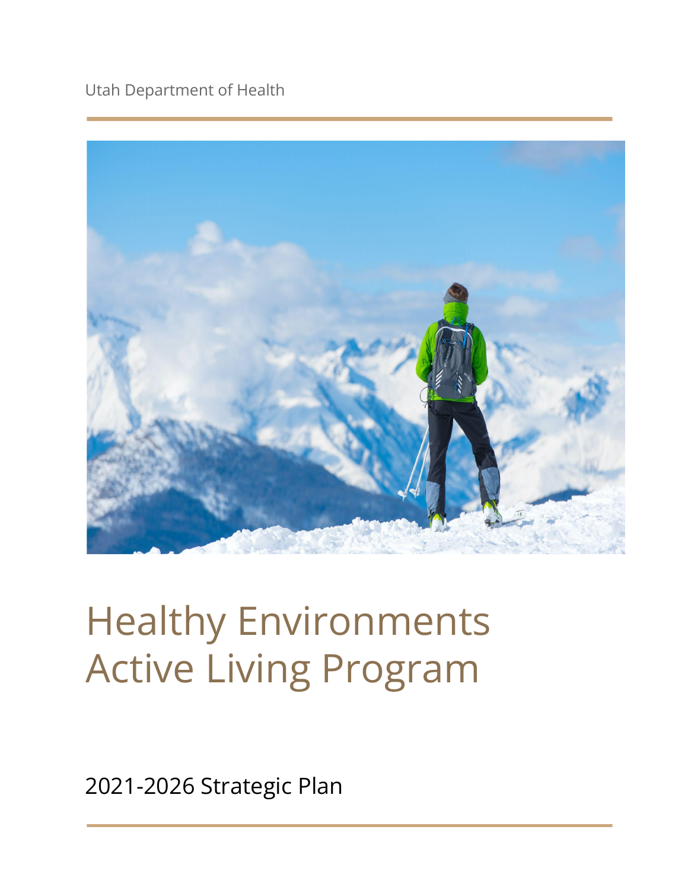Utah Department of Health

# Healthy Environments Active Living Program

2021-2026 Strategic Plan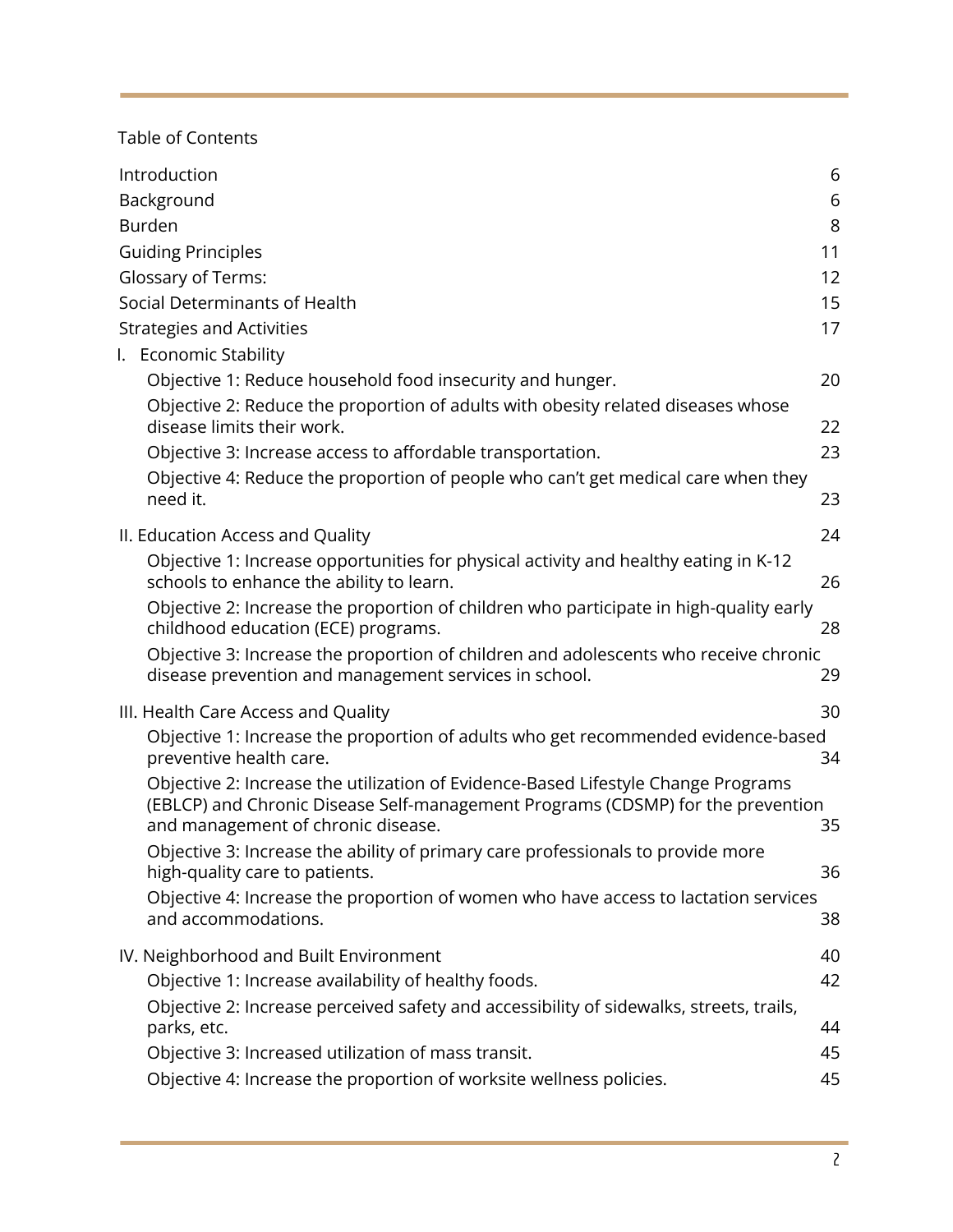## Table of Contents

| | |
|---|---|
| Introduction | 6 |
| Background | 6 |
| Burden | 8 |
| Guiding Principles | 11 |
| Glossary of Terms: | 12 |
| Social Determinants of Health | 15 |
| Strategies and Activities | 17 |
| I. Economic Stability | |
| Objective 1: Reduce household food insecurity and hunger. | 20 |
| Objective 2: Reduce the proportion of adults with obesity related diseases whose disease limits their work. | 22 |
| Objective 3: Increase access to affordable transportation. | 23 |
| Objective 4: Reduce the proportion of people who can't get medical care when they need it. | 23 |
| II. Education Access and Quality | 24 |
| Objective 1: Increase opportunities for physical activity and healthy eating in K-12 schools to enhance the ability to learn. | 26 |
| Objective 2: Increase the proportion of children who participate in high-quality early childhood education (ECE) programs. | 28 |
| Objective 3: Increase the proportion of children and adolescents who receive chronic disease prevention and management services in school. | 29 |
| III. Health Care Access and Quality | 30 |
| Objective 1: Increase the proportion of adults who get recommended evidence-based preventive health care. | 34 |
| Objective 2: Increase the utilization of Evidence-Based Lifestyle Change Programs (EBLCP) and Chronic Disease Self-management Programs (CDSMP) for the prevention and management of chronic disease. | 35 |
| Objective 3: Increase the ability of primary care professionals to provide more high-quality care to patients. | 36 |
| Objective 4: Increase the proportion of women who have access to lactation services and accommodations. | 38 |
| IV. Neighborhood and Built Environment | 40 |
| Objective 1: Increase availability of healthy foods. | 42 |
| Objective 2: Increase perceived safety and accessibility of sidewalks, streets, trails, parks, etc. | 44 |
| Objective 3: Increased utilization of mass transit. | 45 |
| Objective 4: Increase the proportion of worksite wellness policies. | 45 |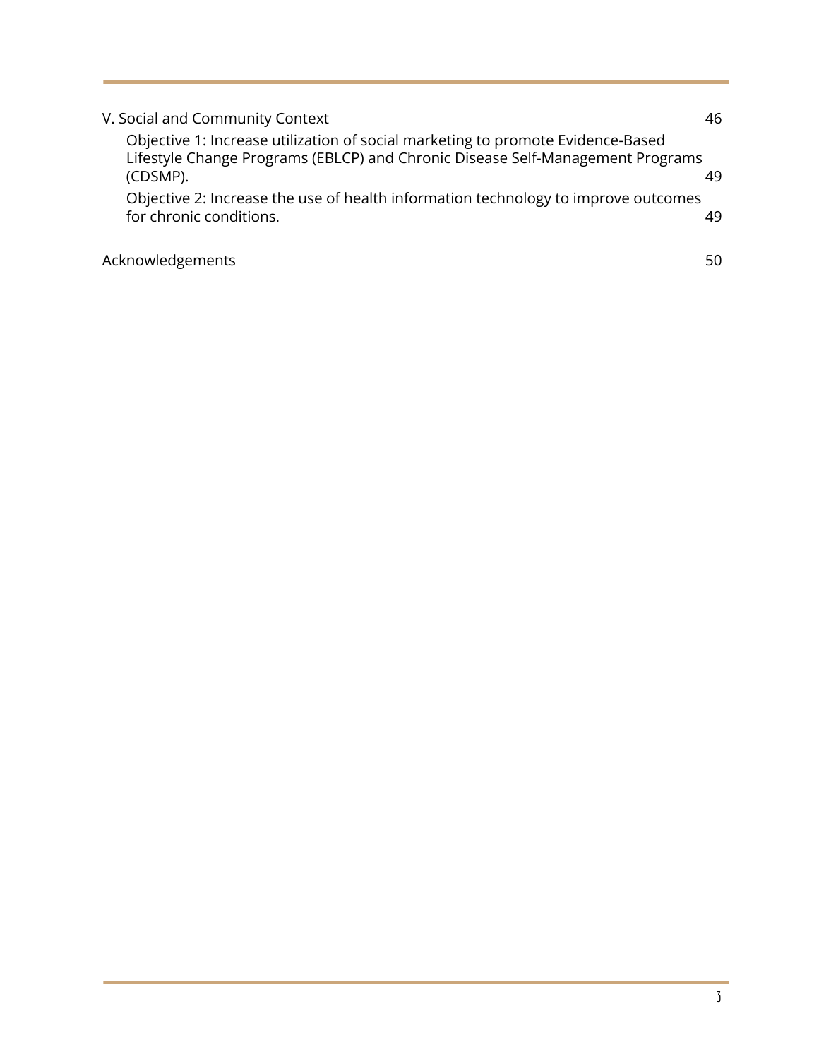V. Social and Community Context 46

- Objective 1: Increase utilization of social marketing to promote Evidence-Based Lifestyle Change Programs (EBLCP) and Chronic Disease Self-Management Programs (CDSMP). 49
- Objective 2: Increase the use of health information technology to improve outcomes for chronic conditions. 49

Acknowledgements 50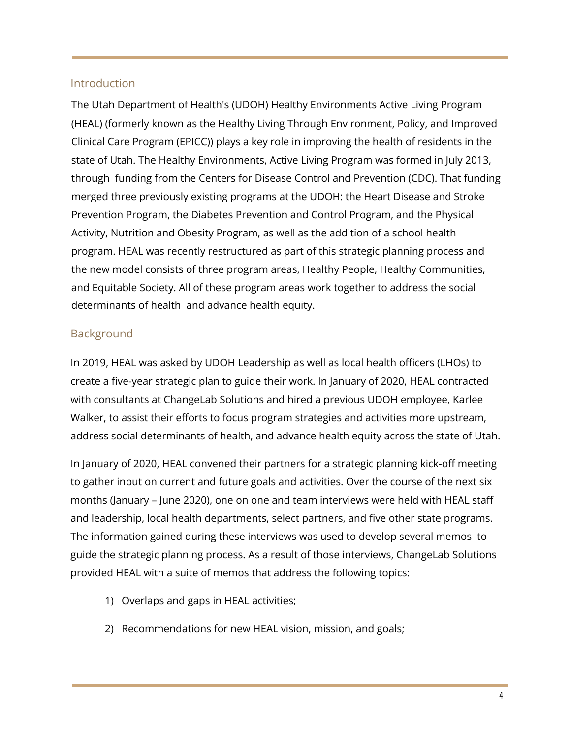## Introduction

The Utah Department of Health's (UDOH) Healthy Environments Active Living Program (HEAL) (formerly known as the Healthy Living Through Environment, Policy, and Improved Clinical Care Program (EPICC)) plays a key role in improving the health of residents in the state of Utah. The Healthy Environments, Active Living Program was formed in July 2013, through funding from the Centers for Disease Control and Prevention (CDC). That funding merged three previously existing programs at the UDOH: the Heart Disease and Stroke Prevention Program, the Diabetes Prevention and Control Program, and the Physical Activity, Nutrition and Obesity Program, as well as the addition of a school health program. HEAL was recently restructured as part of this strategic planning process and the new model consists of three program areas, Healthy People, Healthy Communities, and Equitable Society. All of these program areas work together to address the social determinants of health and advance health equity.

## Background

In 2019, HEAL was asked by UDOH Leadership as well as local health officers (LHOs) to create a five-year strategic plan to guide their work. In January of 2020, HEAL contracted with consultants at ChangeLab Solutions and hired a previous UDOH employee, Karlee Walker, to assist their efforts to focus program strategies and activities more upstream, address social determinants of health, and advance health equity across the state of Utah.

In January of 2020, HEAL convened their partners for a strategic planning kick-off meeting to gather input on current and future goals and activities. Over the course of the next six months (January – June 2020), one on one and team interviews were held with HEAL staff and leadership, local health departments, select partners, and five other state programs. The information gained during these interviews was used to develop several memos to guide the strategic planning process. As a result of those interviews, ChangeLab Solutions provided HEAL with a suite of memos that address the following topics:

1) Overlaps and gaps in HEAL activities;
2) Recommendations for new HEAL vision, mission, and goals;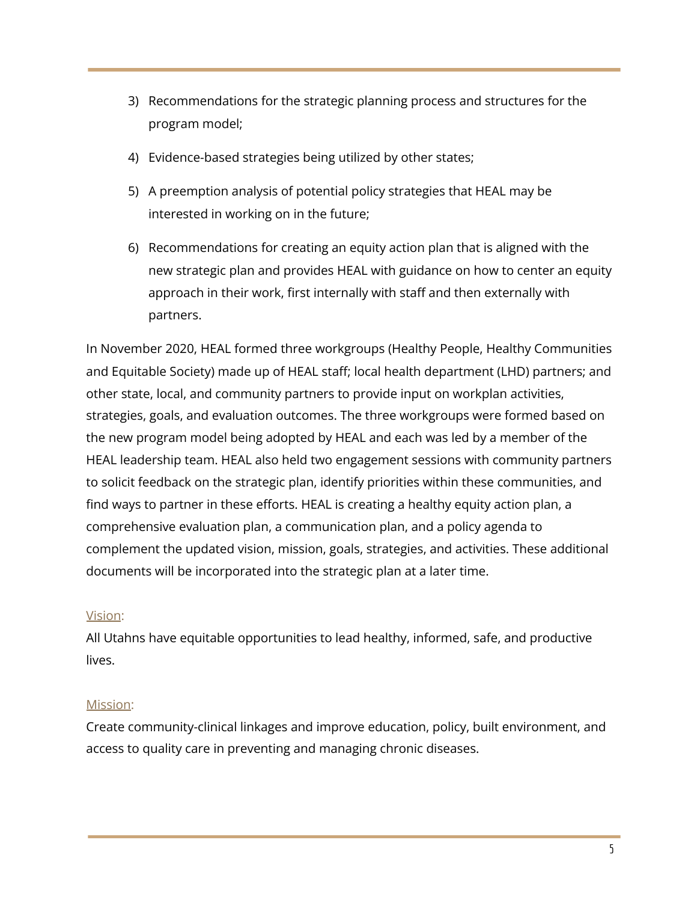3) Recommendations for the strategic planning process and structures for the program model;

4) Evidence-based strategies being utilized by other states;

5) A preemption analysis of potential policy strategies that HEAL may be interested in working on in the future;

6) Recommendations for creating an equity action plan that is aligned with the new strategic plan and provides HEAL with guidance on how to center an equity approach in their work, first internally with staff and then externally with partners.

In November 2020, HEAL formed three workgroups (Healthy People, Healthy Communities and Equitable Society) made up of HEAL staff; local health department (LHD) partners; and other state, local, and community partners to provide input on workplan activities, strategies, goals, and evaluation outcomes. The three workgroups were formed based on the new program model being adopted by HEAL and each was led by a member of the HEAL leadership team. HEAL also held two engagement sessions with community partners to solicit feedback on the strategic plan, identify priorities within these communities, and find ways to partner in these efforts. HEAL is creating a healthy equity action plan, a comprehensive evaluation plan, a communication plan, and a policy agenda to complement the updated vision, mission, goals, strategies, and activities. These additional documents will be incorporated into the strategic plan at a later time.

Vision:

All Utahns have equitable opportunities to lead healthy, informed, safe, and productive lives.

Mission:

Create community-clinical linkages and improve education, policy, built environment, and access to quality care in preventing and managing chronic diseases.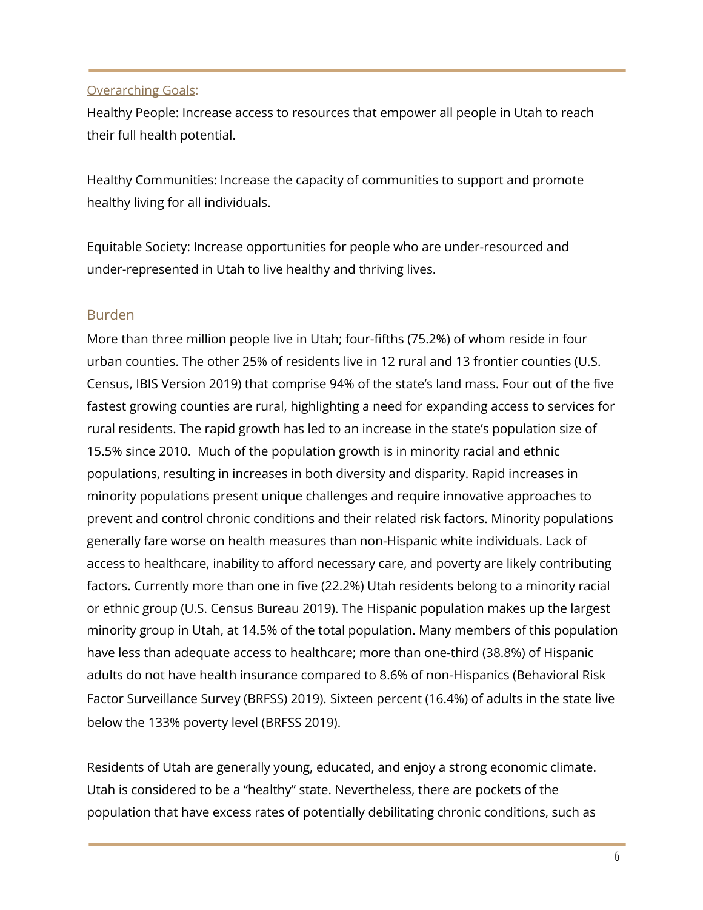Overarching Goals:

Healthy People: Increase access to resources that empower all people in Utah to reach their full health potential.

Healthy Communities: Increase the capacity of communities to support and promote healthy living for all individuals.

Equitable Society: Increase opportunities for people who are under-resourced and under-represented in Utah to live healthy and thriving lives.

## Burden

More than three million people live in Utah; four-fifths (75.2%) of whom reside in four urban counties. The other 25% of residents live in 12 rural and 13 frontier counties (U.S. Census, IBIS Version 2019) that comprise 94% of the state's land mass. Four out of the five fastest growing counties are rural, highlighting a need for expanding access to services for rural residents. The rapid growth has led to an increase in the state's population size of 15.5% since 2010. Much of the population growth is in minority racial and ethnic populations, resulting in increases in both diversity and disparity. Rapid increases in minority populations present unique challenges and require innovative approaches to prevent and control chronic conditions and their related risk factors. Minority populations generally fare worse on health measures than non-Hispanic white individuals. Lack of access to healthcare, inability to afford necessary care, and poverty are likely contributing factors. Currently more than one in five (22.2%) Utah residents belong to a minority racial or ethnic group (U.S. Census Bureau 2019). The Hispanic population makes up the largest minority group in Utah, at 14.5% of the total population. Many members of this population have less than adequate access to healthcare; more than one-third (38.8%) of Hispanic adults do not have health insurance compared to 8.6% of non-Hispanics (Behavioral Risk Factor Surveillance Survey (BRFSS) 2019). Sixteen percent (16.4%) of adults in the state live below the 133% poverty level (BRFSS 2019).

Residents of Utah are generally young, educated, and enjoy a strong economic climate. Utah is considered to be a "healthy" state. Nevertheless, there are pockets of the population that have excess rates of potentially debilitating chronic conditions, such as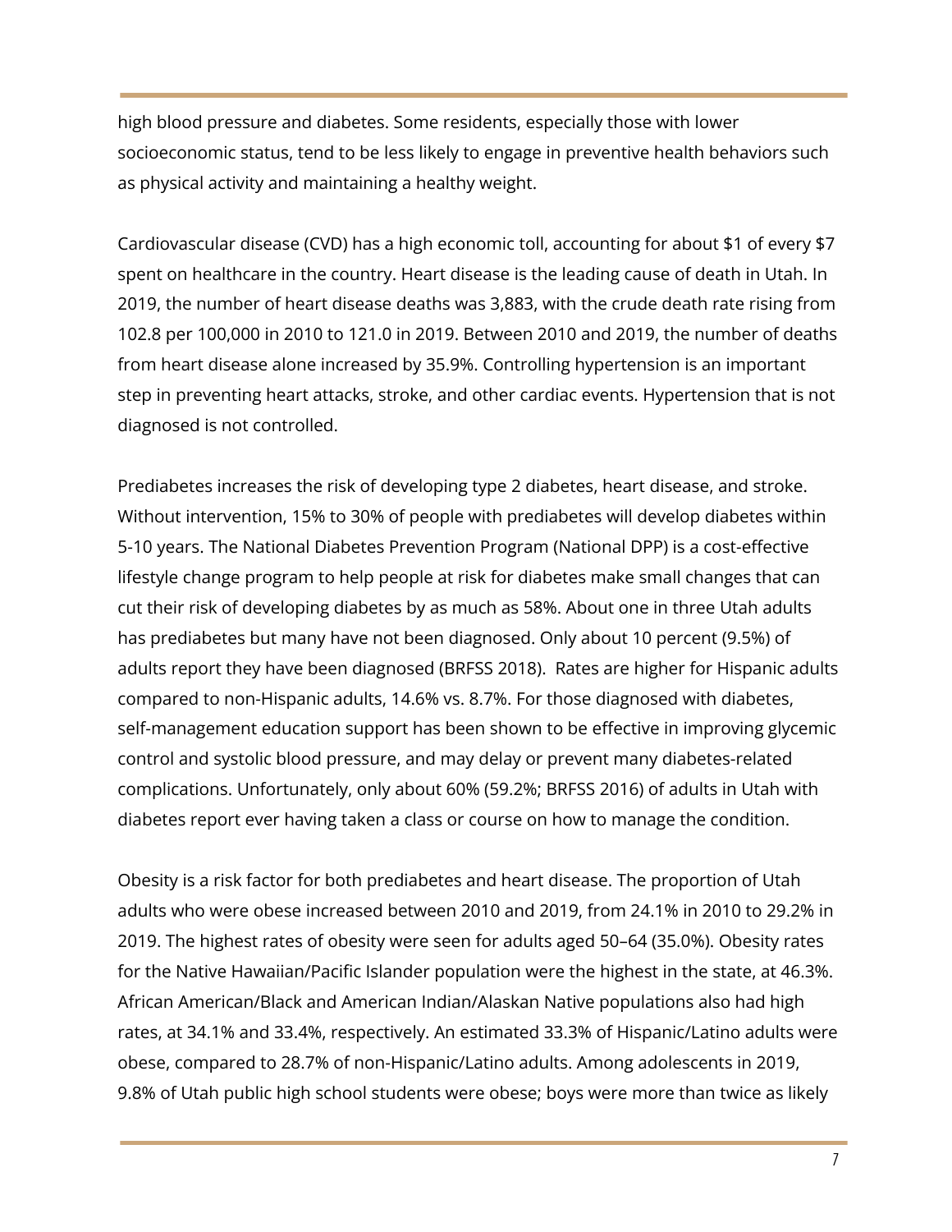high blood pressure and diabetes. Some residents, especially those with lower socioeconomic status, tend to be less likely to engage in preventive health behaviors such as physical activity and maintaining a healthy weight.

Cardiovascular disease (CVD) has a high economic toll, accounting for about $1 of every $7 spent on healthcare in the country. Heart disease is the leading cause of death in Utah. In 2019, the number of heart disease deaths was 3,883, with the crude death rate rising from 102.8 per 100,000 in 2010 to 121.0 in 2019. Between 2010 and 2019, the number of deaths from heart disease alone increased by 35.9%. Controlling hypertension is an important step in preventing heart attacks, stroke, and other cardiac events. Hypertension that is not diagnosed is not controlled.

Prediabetes increases the risk of developing type 2 diabetes, heart disease, and stroke. Without intervention, 15% to 30% of people with prediabetes will develop diabetes within 5-10 years. The National Diabetes Prevention Program (National DPP) is a cost-effective lifestyle change program to help people at risk for diabetes make small changes that can cut their risk of developing diabetes by as much as 58%. About one in three Utah adults has prediabetes but many have not been diagnosed. Only about 10 percent (9.5%) of adults report they have been diagnosed (BRFSS 2018). Rates are higher for Hispanic adults compared to non-Hispanic adults, 14.6% vs. 8.7%. For those diagnosed with diabetes, self-management education support has been shown to be effective in improving glycemic control and systolic blood pressure, and may delay or prevent many diabetes-related complications. Unfortunately, only about 60% (59.2%; BRFSS 2016) of adults in Utah with diabetes report ever having taken a class or course on how to manage the condition.

Obesity is a risk factor for both prediabetes and heart disease. The proportion of Utah adults who were obese increased between 2010 and 2019, from 24.1% in 2010 to 29.2% in 2019. The highest rates of obesity were seen for adults aged 50–64 (35.0%). Obesity rates for the Native Hawaiian/Pacific Islander population were the highest in the state, at 46.3%. African American/Black and American Indian/Alaskan Native populations also had high rates, at 34.1% and 33.4%, respectively. An estimated 33.3% of Hispanic/Latino adults were obese, compared to 28.7% of non-Hispanic/Latino adults. Among adolescents in 2019, 9.8% of Utah public high school students were obese; boys were more than twice as likely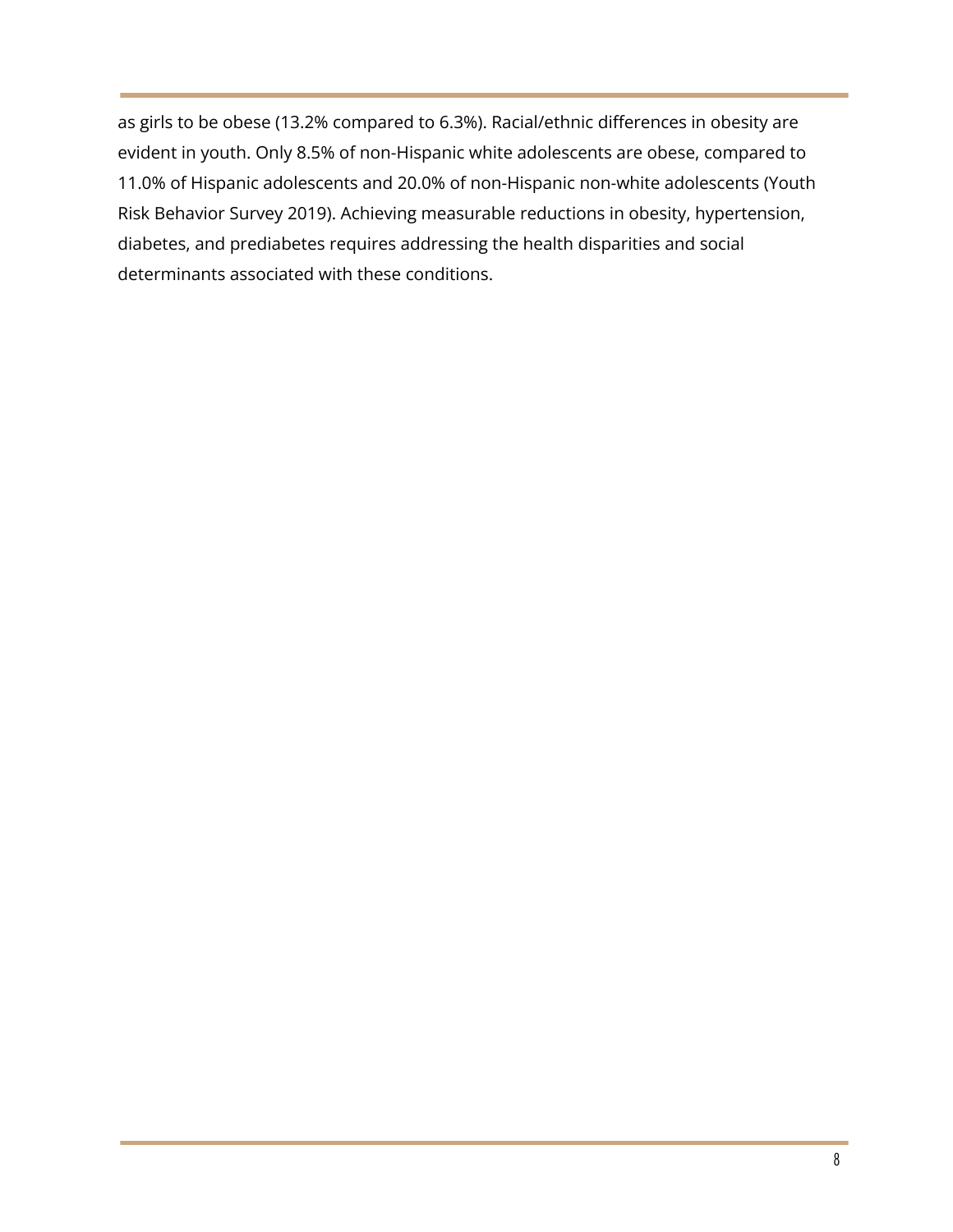as girls to be obese (13.2% compared to 6.3%). Racial/ethnic differences in obesity are evident in youth. Only 8.5% of non-Hispanic white adolescents are obese, compared to 11.0% of Hispanic adolescents and 20.0% of non-Hispanic non-white adolescents (Youth Risk Behavior Survey 2019). Achieving measurable reductions in obesity, hypertension, diabetes, and prediabetes requires addressing the health disparities and social determinants associated with these conditions.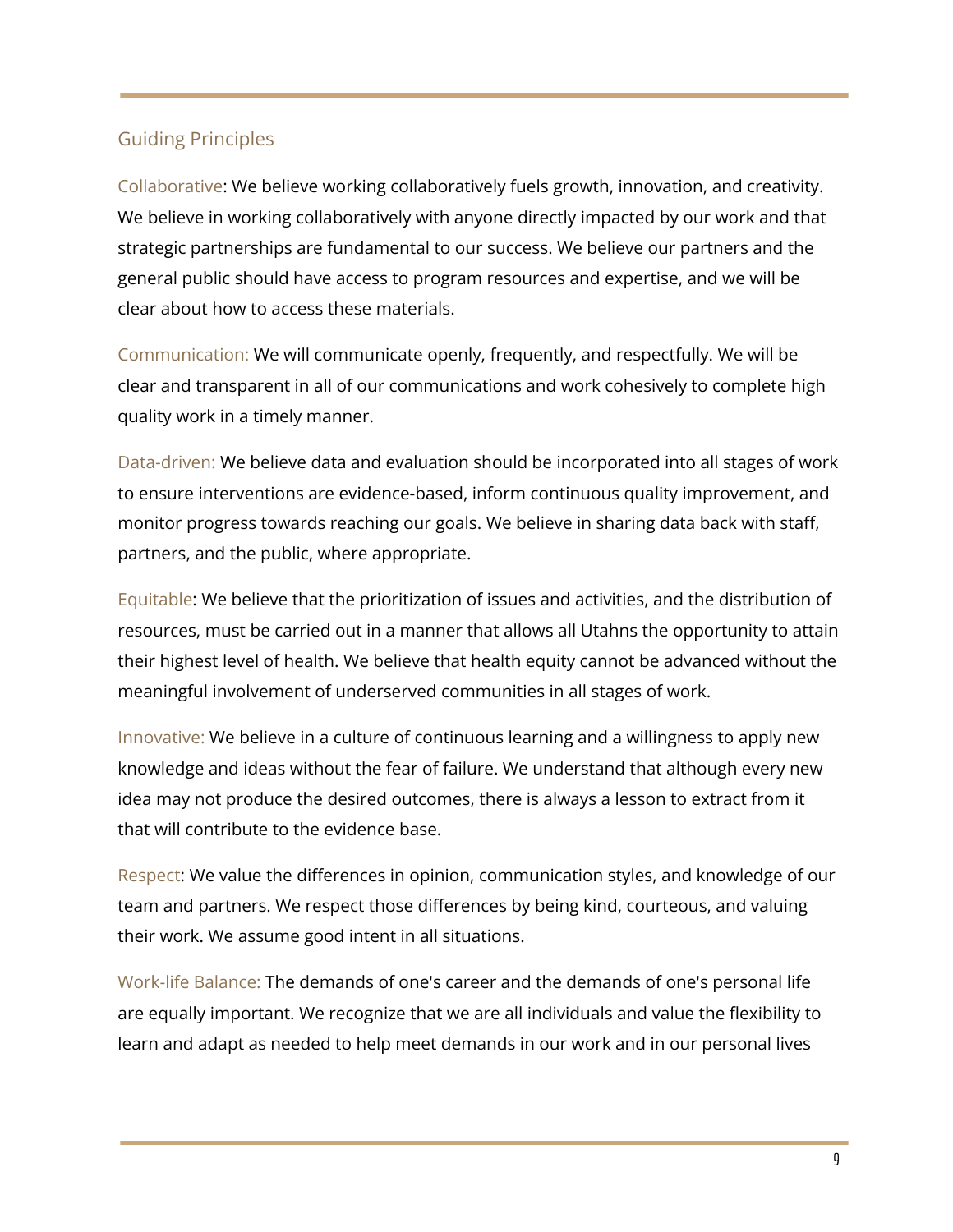## Guiding Principles

Collaborative: We believe working collaboratively fuels growth, innovation, and creativity. We believe in working collaboratively with anyone directly impacted by our work and that strategic partnerships are fundamental to our success. We believe our partners and the general public should have access to program resources and expertise, and we will be clear about how to access these materials.

Communication: We will communicate openly, frequently, and respectfully. We will be clear and transparent in all of our communications and work cohesively to complete high quality work in a timely manner.

Data-driven: We believe data and evaluation should be incorporated into all stages of work to ensure interventions are evidence-based, inform continuous quality improvement, and monitor progress towards reaching our goals. We believe in sharing data back with staff, partners, and the public, where appropriate.

Equitable: We believe that the prioritization of issues and activities, and the distribution of resources, must be carried out in a manner that allows all Utahns the opportunity to attain their highest level of health. We believe that health equity cannot be advanced without the meaningful involvement of underserved communities in all stages of work.

Innovative: We believe in a culture of continuous learning and a willingness to apply new knowledge and ideas without the fear of failure. We understand that although every new idea may not produce the desired outcomes, there is always a lesson to extract from it that will contribute to the evidence base.

Respect: We value the differences in opinion, communication styles, and knowledge of our team and partners. We respect those differences by being kind, courteous, and valuing their work. We assume good intent in all situations.

Work-life Balance: The demands of one's career and the demands of one's personal life are equally important. We recognize that we are all individuals and value the flexibility to learn and adapt as needed to help meet demands in our work and in our personal lives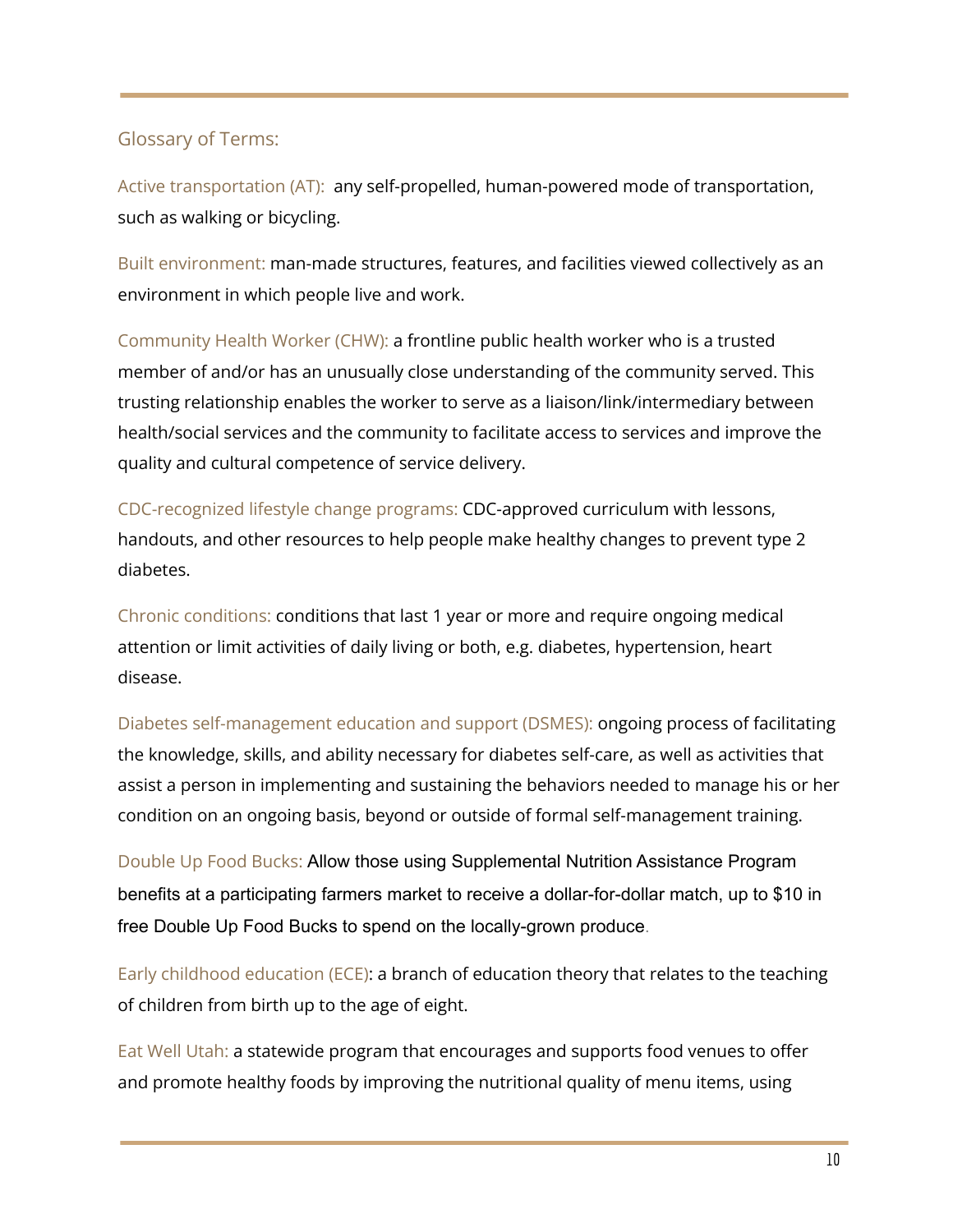## Glossary of Terms:

Active transportation (AT): any self-propelled, human-powered mode of transportation, such as walking or bicycling.

Built environment: man-made structures, features, and facilities viewed collectively as an environment in which people live and work.

Community Health Worker (CHW): a frontline public health worker who is a trusted member of and/or has an unusually close understanding of the community served. This trusting relationship enables the worker to serve as a liaison/link/intermediary between health/social services and the community to facilitate access to services and improve the quality and cultural competence of service delivery.

CDC-recognized lifestyle change programs: CDC-approved curriculum with lessons, handouts, and other resources to help people make healthy changes to prevent type 2 diabetes.

Chronic conditions: conditions that last 1 year or more and require ongoing medical attention or limit activities of daily living or both, e.g. diabetes, hypertension, heart disease.

Diabetes self-management education and support (DSMES): ongoing process of facilitating the knowledge, skills, and ability necessary for diabetes self-care, as well as activities that assist a person in implementing and sustaining the behaviors needed to manage his or her condition on an ongoing basis, beyond or outside of formal self-management training.

Double Up Food Bucks: Allow those using Supplemental Nutrition Assistance Program benefits at a participating farmers market to receive a dollar-for-dollar match, up to $10 in free Double Up Food Bucks to spend on the locally-grown produce.

Early childhood education (ECE): a branch of education theory that relates to the teaching of children from birth up to the age of eight.

Eat Well Utah: a statewide program that encourages and supports food venues to offer and promote healthy foods by improving the nutritional quality of menu items, using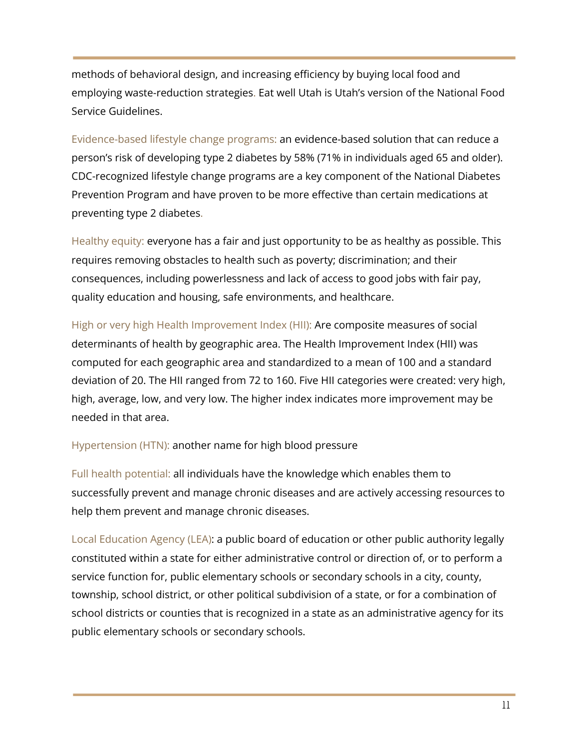methods of behavioral design, and increasing efficiency by buying local food and employing waste-reduction strategies. Eat well Utah is Utah's version of the National Food Service Guidelines.

Evidence-based lifestyle change programs: an evidence-based solution that can reduce a person's risk of developing type 2 diabetes by 58% (71% in individuals aged 65 and older). CDC-recognized lifestyle change programs are a key component of the National Diabetes Prevention Program and have proven to be more effective than certain medications at preventing type 2 diabetes.

Healthy equity: everyone has a fair and just opportunity to be as healthy as possible. This requires removing obstacles to health such as poverty; discrimination; and their consequences, including powerlessness and lack of access to good jobs with fair pay, quality education and housing, safe environments, and healthcare.

High or very high Health Improvement Index (HII): Are composite measures of social determinants of health by geographic area. The Health Improvement Index (HII) was computed for each geographic area and standardized to a mean of 100 and a standard deviation of 20. The HII ranged from 72 to 160. Five HII categories were created: very high, high, average, low, and very low. The higher index indicates more improvement may be needed in that area.

Hypertension (HTN): another name for high blood pressure

Full health potential: all individuals have the knowledge which enables them to successfully prevent and manage chronic diseases and are actively accessing resources to help them prevent and manage chronic diseases.

Local Education Agency (LEA): a public board of education or other public authority legally constituted within a state for either administrative control or direction of, or to perform a service function for, public elementary schools or secondary schools in a city, county, township, school district, or other political subdivision of a state, or for a combination of school districts or counties that is recognized in a state as an administrative agency for its public elementary schools or secondary schools.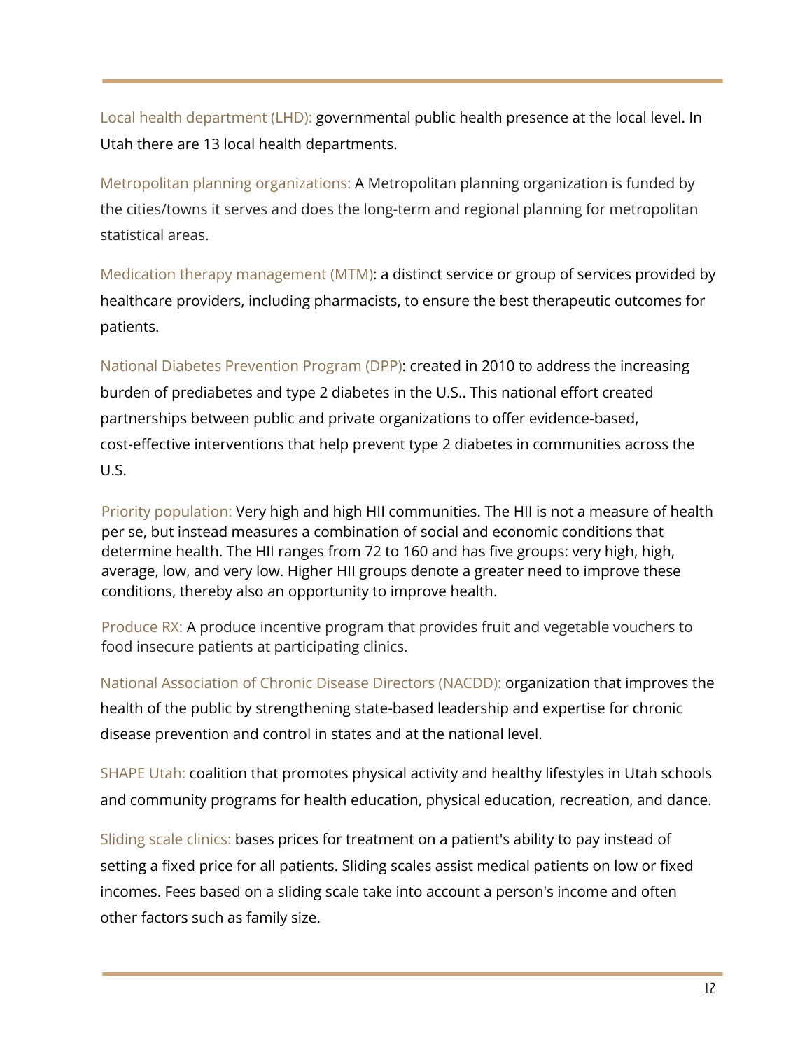Local health department (LHD): governmental public health presence at the local level. In Utah there are 13 local health departments.

Metropolitan planning organizations: A Metropolitan planning organization is funded by the cities/towns it serves and does the long-term and regional planning for metropolitan statistical areas.

Medication therapy management (MTM): a distinct service or group of services provided by healthcare providers, including pharmacists, to ensure the best therapeutic outcomes for patients.

National Diabetes Prevention Program (DPP): created in 2010 to address the increasing burden of prediabetes and type 2 diabetes in the U.S.. This national effort created partnerships between public and private organizations to offer evidence-based, cost-effective interventions that help prevent type 2 diabetes in communities across the U.S.

Priority population: Very high and high HII communities. The HII is not a measure of health per se, but instead measures a combination of social and economic conditions that determine health. The HII ranges from 72 to 160 and has five groups: very high, high, average, low, and very low. Higher HII groups denote a greater need to improve these conditions, thereby also an opportunity to improve health.

Produce RX: A produce incentive program that provides fruit and vegetable vouchers to food insecure patients at participating clinics.

National Association of Chronic Disease Directors (NACDD): organization that improves the health of the public by strengthening state-based leadership and expertise for chronic disease prevention and control in states and at the national level.

SHAPE Utah: coalition that promotes physical activity and healthy lifestyles in Utah schools and community programs for health education, physical education, recreation, and dance.

Sliding scale clinics: bases prices for treatment on a patient's ability to pay instead of setting a fixed price for all patients. Sliding scales assist medical patients on low or fixed incomes. Fees based on a sliding scale take into account a person's income and often other factors such as family size.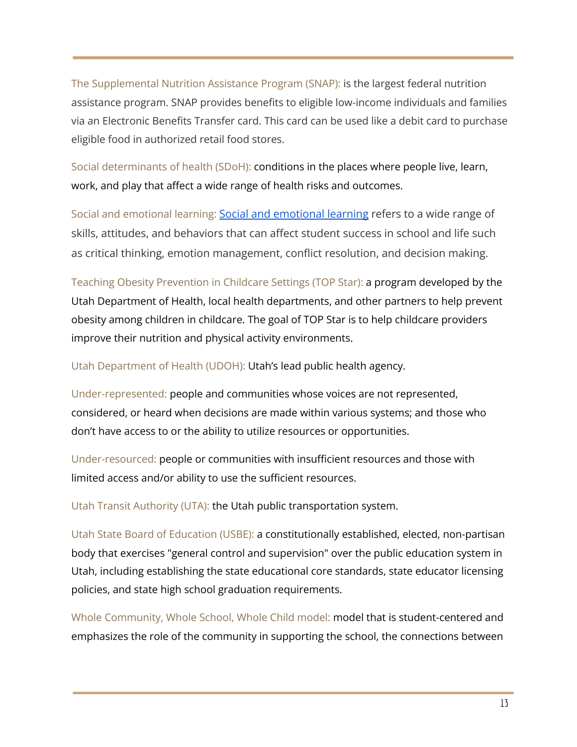The Supplemental Nutrition Assistance Program (SNAP): is the largest federal nutrition assistance program. SNAP provides benefits to eligible low-income individuals and families via an Electronic Benefits Transfer card. This card can be used like a debit card to purchase eligible food in authorized retail food stores.

Social determinants of health (SDoH): conditions in the places where people live, learn, work, and play that affect a wide range of health risks and outcomes.

Social and emotional learning: Social and emotional learning refers to a wide range of skills, attitudes, and behaviors that can affect student success in school and life such as critical thinking, emotion management, conflict resolution, and decision making.

Teaching Obesity Prevention in Childcare Settings (TOP Star): a program developed by the Utah Department of Health, local health departments, and other partners to help prevent obesity among children in childcare. The goal of TOP Star is to help childcare providers improve their nutrition and physical activity environments.

Utah Department of Health (UDOH): Utah's lead public health agency.

Under-represented: people and communities whose voices are not represented, considered, or heard when decisions are made within various systems; and those who don't have access to or the ability to utilize resources or opportunities.

Under-resourced: people or communities with insufficient resources and those with limited access and/or ability to use the sufficient resources.

Utah Transit Authority (UTA): the Utah public transportation system.

Utah State Board of Education (USBE): a constitutionally established, elected, non-partisan body that exercises "general control and supervision" over the public education system in Utah, including establishing the state educational core standards, state educator licensing policies, and state high school graduation requirements.

Whole Community, Whole School, Whole Child model: model that is student-centered and emphasizes the role of the community in supporting the school, the connections between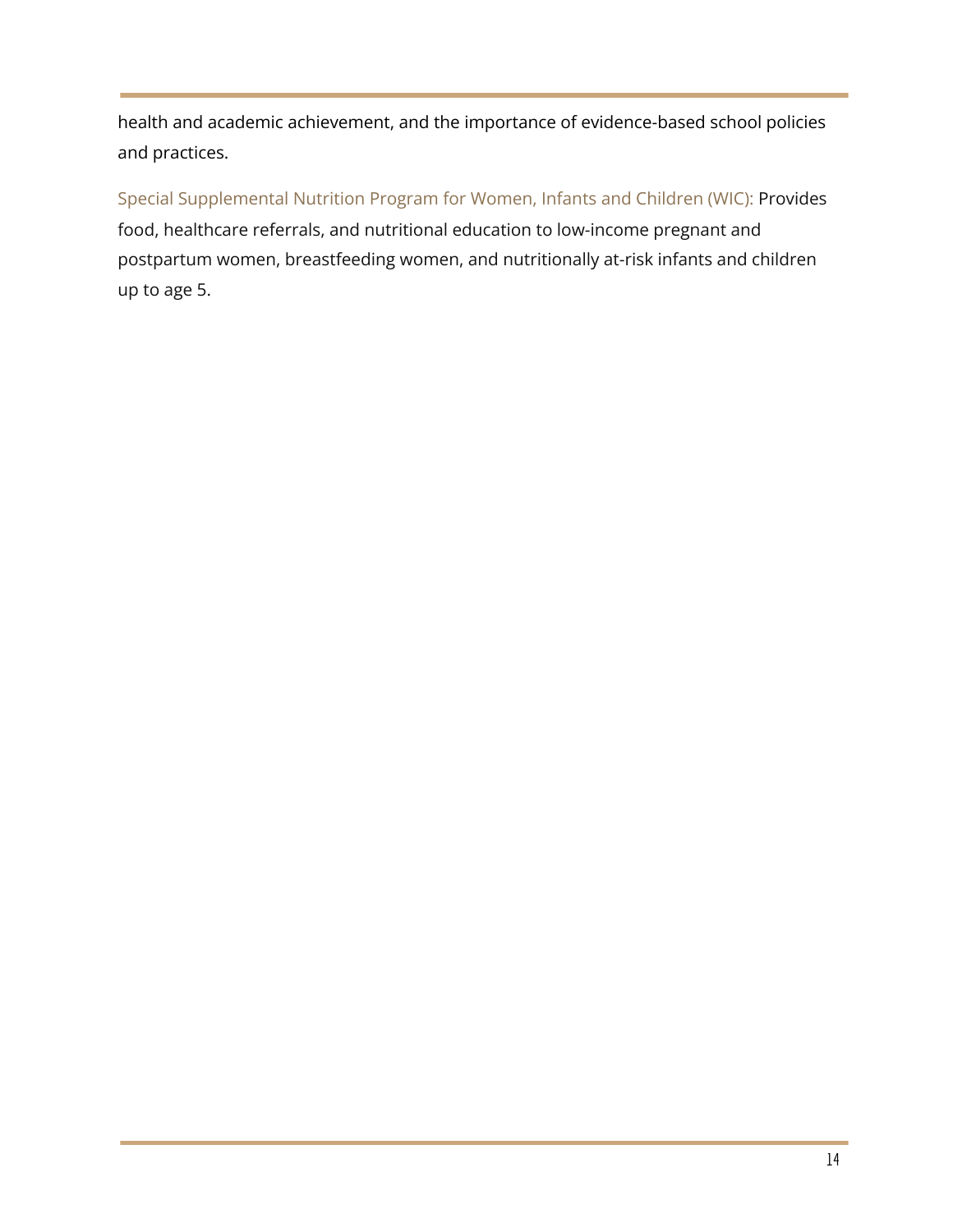health and academic achievement, and the importance of evidence-based school policies and practices.

Special Supplemental Nutrition Program for Women, Infants and Children (WIC): Provides food, healthcare referrals, and nutritional education to low-income pregnant and postpartum women, breastfeeding women, and nutritionally at-risk infants and children up to age 5.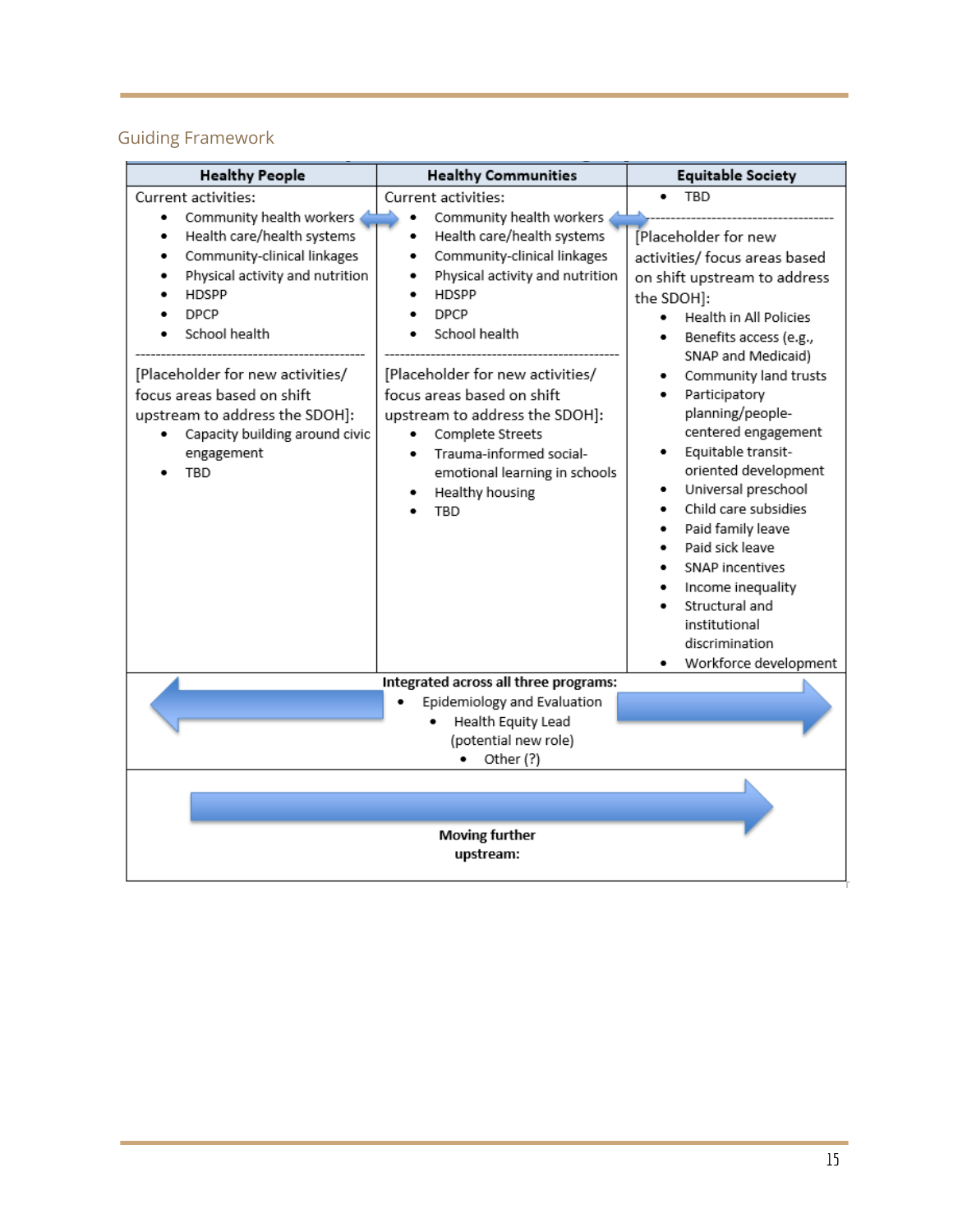## Guiding Framework

| Healthy People | Healthy Communities | Equitable Society |
|---|---|---|
| Current activities:<br>• Community health workers<br>• Health care/health systems<br>• Community-clinical linkages<br>• Physical activity and nutrition<br>• HDSPP<br>• DPCP<br>• School health<br>---<br>[Placeholder for new activities/ focus areas based on shift upstream to address the SDOH]:<br>• Capacity building around civic engagement<br>• TBD | Current activities:<br>• Community health workers<br>• Health care/health systems<br>• Community-clinical linkages<br>• Physical activity and nutrition<br>• HDSPP<br>• DPCP<br>• School health<br>---<br>[Placeholder for new activities/ focus areas based on shift upstream to address the SDOH]:<br>• Complete Streets<br>• Trauma-informed social-emotional learning in schools<br>• Healthy housing<br>• TBD | • TBD<br>---<br>[Placeholder for new activities/ focus areas based on shift upstream to address the SDOH]:<br>• Health in All Policies<br>• Benefits access (e.g., SNAP and Medicaid)<br>• Community land trusts<br>• Participatory planning/people-centered engagement<br>• Equitable transit-oriented development<br>• Universal preschool<br>• Child care subsidies<br>• Paid family leave<br>• Paid sick leave<br>• SNAP incentives<br>• Income inequality<br>• Structural and institutional discrimination<br>• Workforce development |
| **Integrated across all three programs:**<br>• Epidemiology and Evaluation<br>• Health Equity Lead (potential new role)<br>• Other (?) | | |
| **Moving further upstream:** | | |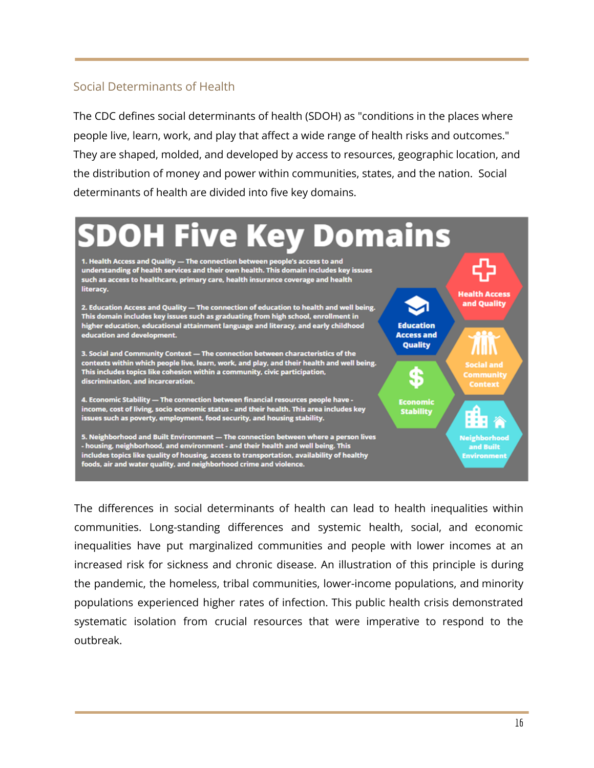## Social Determinants of Health

The CDC defines social determinants of health (SDOH) as "conditions in the places where people live, learn, work, and play that affect a wide range of health risks and outcomes." They are shaped, molded, and developed by access to resources, geographic location, and the distribution of money and power within communities, states, and the nation. Social determinants of health are divided into five key domains.

# SDOH Five Key Domains

1. Health Access and Quality — The connection between people's access to and understanding of health services and their own health. This domain includes key issues such as access to healthcare, primary care, health insurance coverage and health literacy.

2. Education Access and Quality — The connection of education to health and well being. This domain includes key issues such as graduating from high school, enrollment in higher education, educational attainment language and literacy, and early childhood education and development.

3. Social and Community Context — The connection between characteristics of the contexts within which people live, learn, work, and play, and their health and well being. This includes topics like cohesion within a community, civic participation, discrimination, and incarceration.

4. Economic Stability — The connection between financial resources people have - income, cost of living, socio economic status - and their health. This area includes key issues such as poverty, employment, food security, and housing stability.

5. Neighborhood and Built Environment — The connection between where a person lives - housing, neighborhood, and environment - and their health and well being. This includes topics like quality of housing, access to transportation, availability of healthy foods, air and water quality, and neighborhood crime and violence.

Health Access and Quality

Education Access and Quality

Social and Community Context

Economic Stability

Neighborhood and Built Environment

The differences in social determinants of health can lead to health inequalities within communities. Long-standing differences and systemic health, social, and economic inequalities have put marginalized communities and people with lower incomes at an increased risk for sickness and chronic disease. An illustration of this principle is during the pandemic, the homeless, tribal communities, lower-income populations, and minority populations experienced higher rates of infection. This public health crisis demonstrated systematic isolation from crucial resources that were imperative to respond to the outbreak.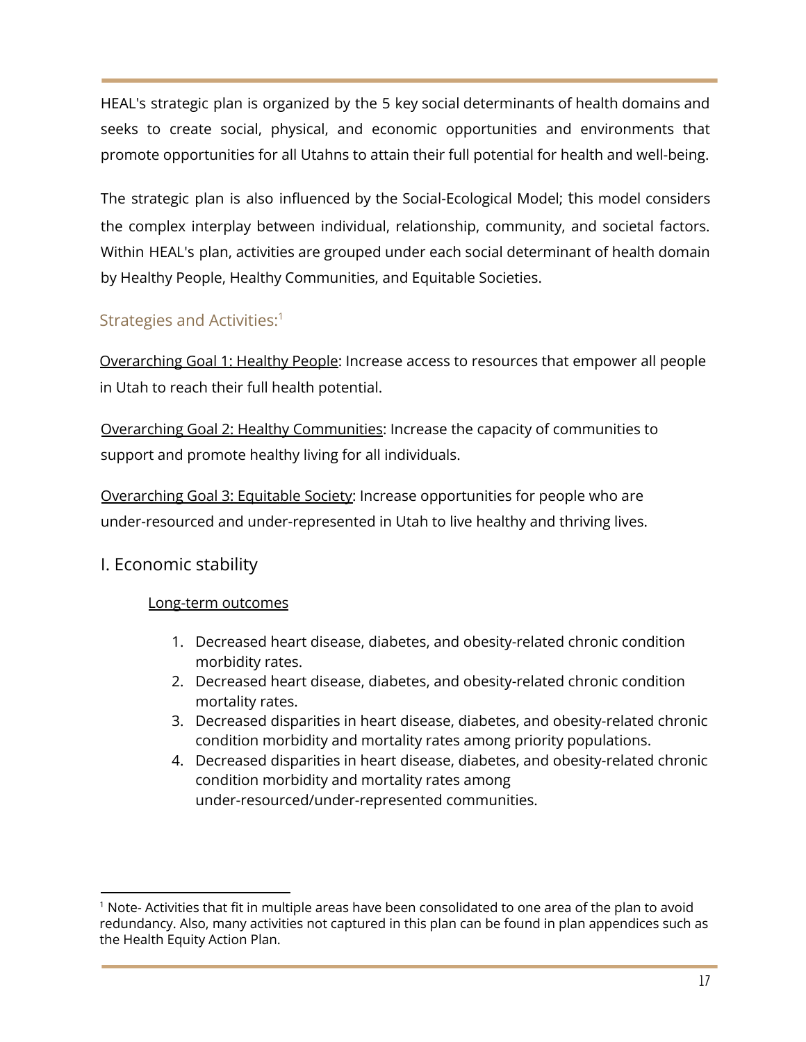HEAL's strategic plan is organized by the 5 key social determinants of health domains and seeks to create social, physical, and economic opportunities and environments that promote opportunities for all Utahns to attain their full potential for health and well-being.

The strategic plan is also influenced by the Social-Ecological Model; this model considers the complex interplay between individual, relationship, community, and societal factors. Within HEAL's plan, activities are grouped under each social determinant of health domain by Healthy People, Healthy Communities, and Equitable Societies.

## Strategies and Activities:[1]

Overarching Goal 1: Healthy People: Increase access to resources that empower all people in Utah to reach their full health potential.

Overarching Goal 2: Healthy Communities: Increase the capacity of communities to support and promote healthy living for all individuals.

Overarching Goal 3: Equitable Society: Increase opportunities for people who are under-resourced and under-represented in Utah to live healthy and thriving lives.

## I. Economic stability

Long-term outcomes

1. Decreased heart disease, diabetes, and obesity-related chronic condition morbidity rates.
2. Decreased heart disease, diabetes, and obesity-related chronic condition mortality rates.
3. Decreased disparities in heart disease, diabetes, and obesity-related chronic condition morbidity and mortality rates among priority populations.
4. Decreased disparities in heart disease, diabetes, and obesity-related chronic condition morbidity and mortality rates among under-resourced/under-represented communities.

---

[1] Note- Activities that fit in multiple areas have been consolidated to one area of the plan to avoid redundancy. Also, many activities not captured in this plan can be found in plan appendices such as the Health Equity Action Plan.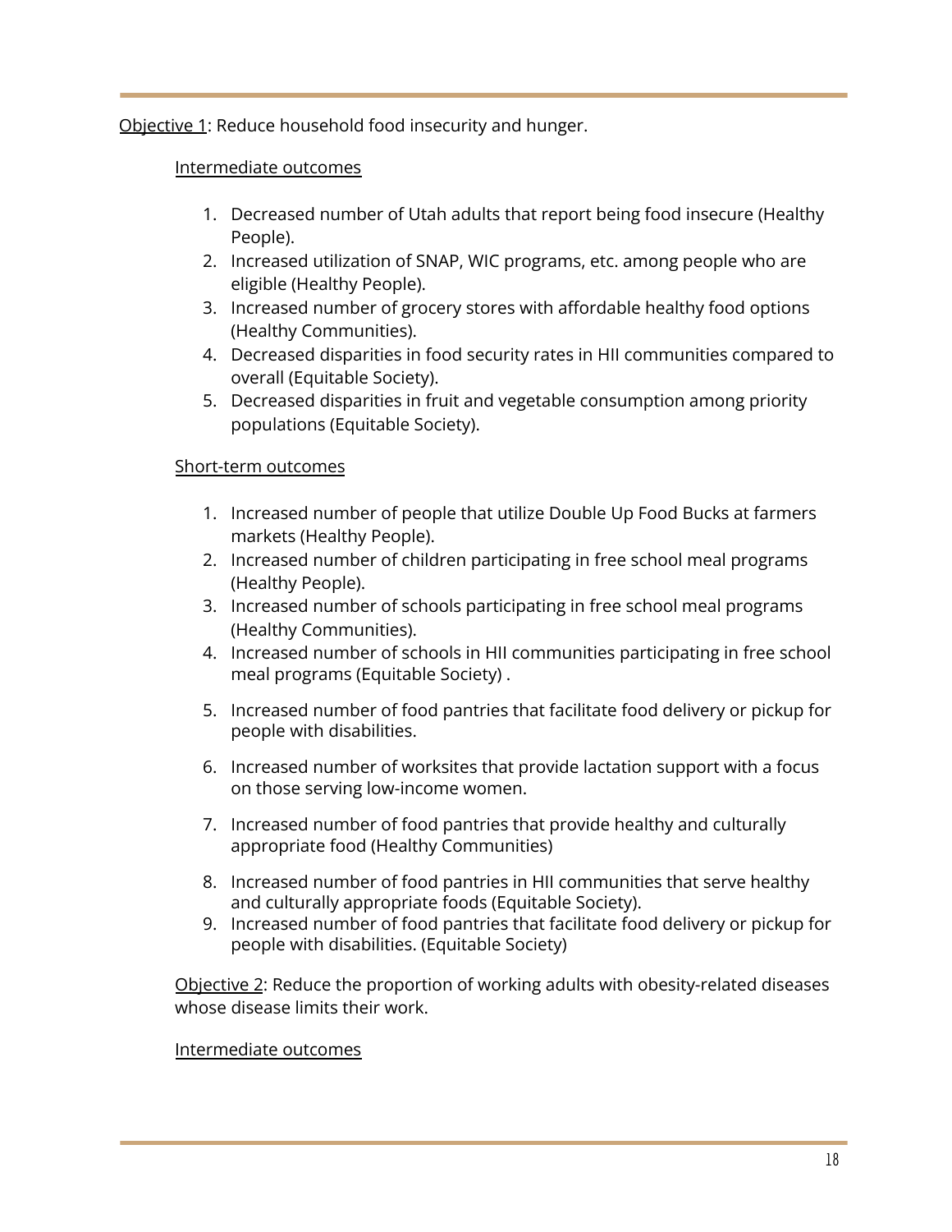Objective 1: Reduce household food insecurity and hunger.

Intermediate outcomes

1. Decreased number of Utah adults that report being food insecure (Healthy People).
2. Increased utilization of SNAP, WIC programs, etc. among people who are eligible (Healthy People).
3. Increased number of grocery stores with affordable healthy food options (Healthy Communities).
4. Decreased disparities in food security rates in HII communities compared to overall (Equitable Society).
5. Decreased disparities in fruit and vegetable consumption among priority populations (Equitable Society).

Short-term outcomes

1. Increased number of people that utilize Double Up Food Bucks at farmers markets (Healthy People).
2. Increased number of children participating in free school meal programs (Healthy People).
3. Increased number of schools participating in free school meal programs (Healthy Communities).
4. Increased number of schools in HII communities participating in free school meal programs (Equitable Society) .
5. Increased number of food pantries that facilitate food delivery or pickup for people with disabilities.
6. Increased number of worksites that provide lactation support with a focus on those serving low-income women.
7. Increased number of food pantries that provide healthy and culturally appropriate food (Healthy Communities)
8. Increased number of food pantries in HII communities that serve healthy and culturally appropriate foods (Equitable Society).
9. Increased number of food pantries that facilitate food delivery or pickup for people with disabilities. (Equitable Society)

Objective 2: Reduce the proportion of working adults with obesity-related diseases whose disease limits their work.

Intermediate outcomes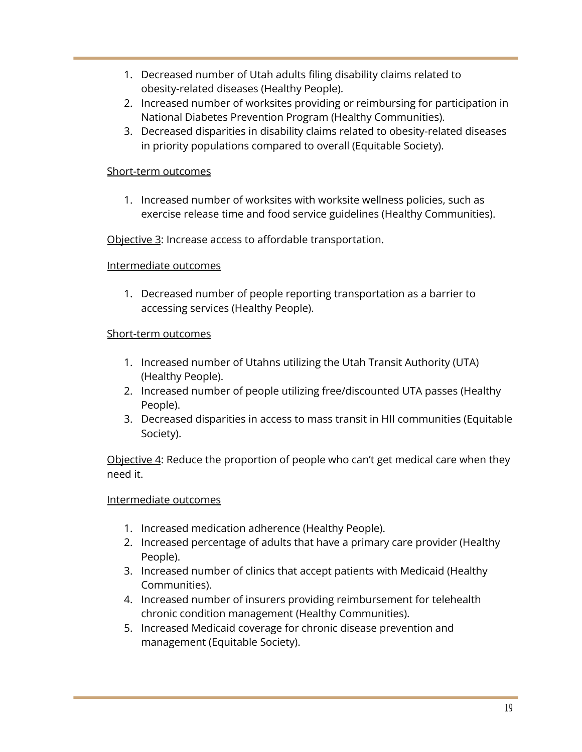1. Decreased number of Utah adults filing disability claims related to obesity-related diseases (Healthy People).
2. Increased number of worksites providing or reimbursing for participation in National Diabetes Prevention Program (Healthy Communities).
3. Decreased disparities in disability claims related to obesity-related diseases in priority populations compared to overall (Equitable Society).

<u>Short-term outcomes</u>

1. Increased number of worksites with worksite wellness policies, such as exercise release time and food service guidelines (Healthy Communities).

<u>Objective 3</u>: Increase access to affordable transportation.

<u>Intermediate outcomes</u>

1. Decreased number of people reporting transportation as a barrier to accessing services (Healthy People).

<u>Short-term outcomes</u>

1. Increased number of Utahns utilizing the Utah Transit Authority (UTA) (Healthy People).
2. Increased number of people utilizing free/discounted UTA passes (Healthy People).
3. Decreased disparities in access to mass transit in HII communities (Equitable Society).

<u>Objective 4</u>: Reduce the proportion of people who can't get medical care when they need it.

<u>Intermediate outcomes</u>

1. Increased medication adherence (Healthy People).
2. Increased percentage of adults that have a primary care provider (Healthy People).
3. Increased number of clinics that accept patients with Medicaid (Healthy Communities).
4. Increased number of insurers providing reimbursement for telehealth chronic condition management (Healthy Communities).
5. Increased Medicaid coverage for chronic disease prevention and management (Equitable Society).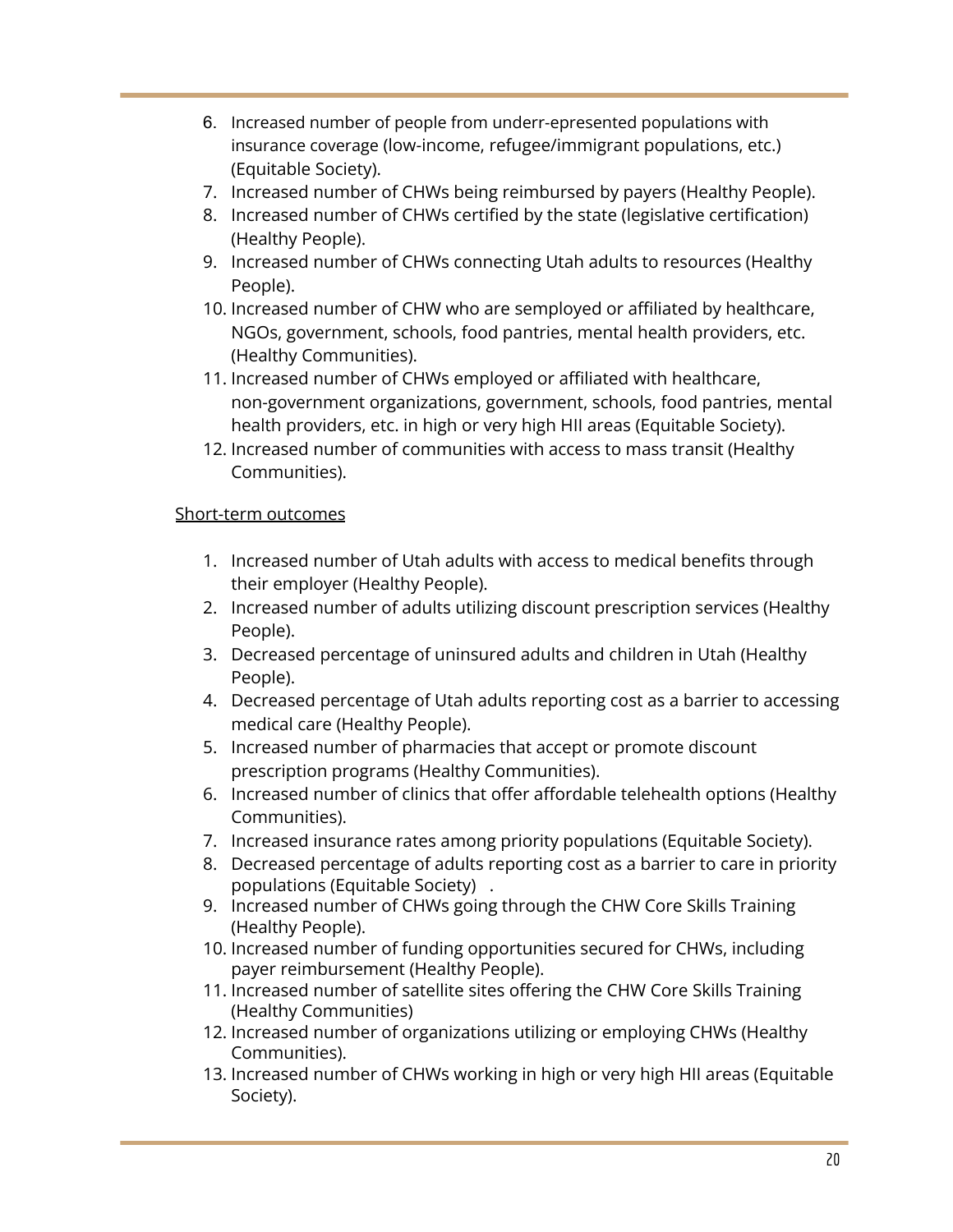6. Increased number of people from underr-epresented populations with insurance coverage (low-income, refugee/immigrant populations, etc.) (Equitable Society).
7. Increased number of CHWs being reimbursed by payers (Healthy People).
8. Increased number of CHWs certified by the state (legislative certification) (Healthy People).
9. Increased number of CHWs connecting Utah adults to resources (Healthy People).
10. Increased number of CHW who are semployed or affiliated by healthcare, NGOs, government, schools, food pantries, mental health providers, etc. (Healthy Communities).
11. Increased number of CHWs employed or affiliated with healthcare, non-government organizations, government, schools, food pantries, mental health providers, etc. in high or very high HII areas (Equitable Society).
12. Increased number of communities with access to mass transit (Healthy Communities).

Short-term outcomes

1. Increased number of Utah adults with access to medical benefits through their employer (Healthy People).
2. Increased number of adults utilizing discount prescription services (Healthy People).
3. Decreased percentage of uninsured adults and children in Utah (Healthy People).
4. Decreased percentage of Utah adults reporting cost as a barrier to accessing medical care (Healthy People).
5. Increased number of pharmacies that accept or promote discount prescription programs (Healthy Communities).
6. Increased number of clinics that offer affordable telehealth options (Healthy Communities).
7. Increased insurance rates among priority populations (Equitable Society).
8. Decreased percentage of adults reporting cost as a barrier to care in priority populations (Equitable Society) .
9. Increased number of CHWs going through the CHW Core Skills Training (Healthy People).
10. Increased number of funding opportunities secured for CHWs, including payer reimbursement (Healthy People).
11. Increased number of satellite sites offering the CHW Core Skills Training (Healthy Communities)
12. Increased number of organizations utilizing or employing CHWs (Healthy Communities).
13. Increased number of CHWs working in high or very high HII areas (Equitable Society).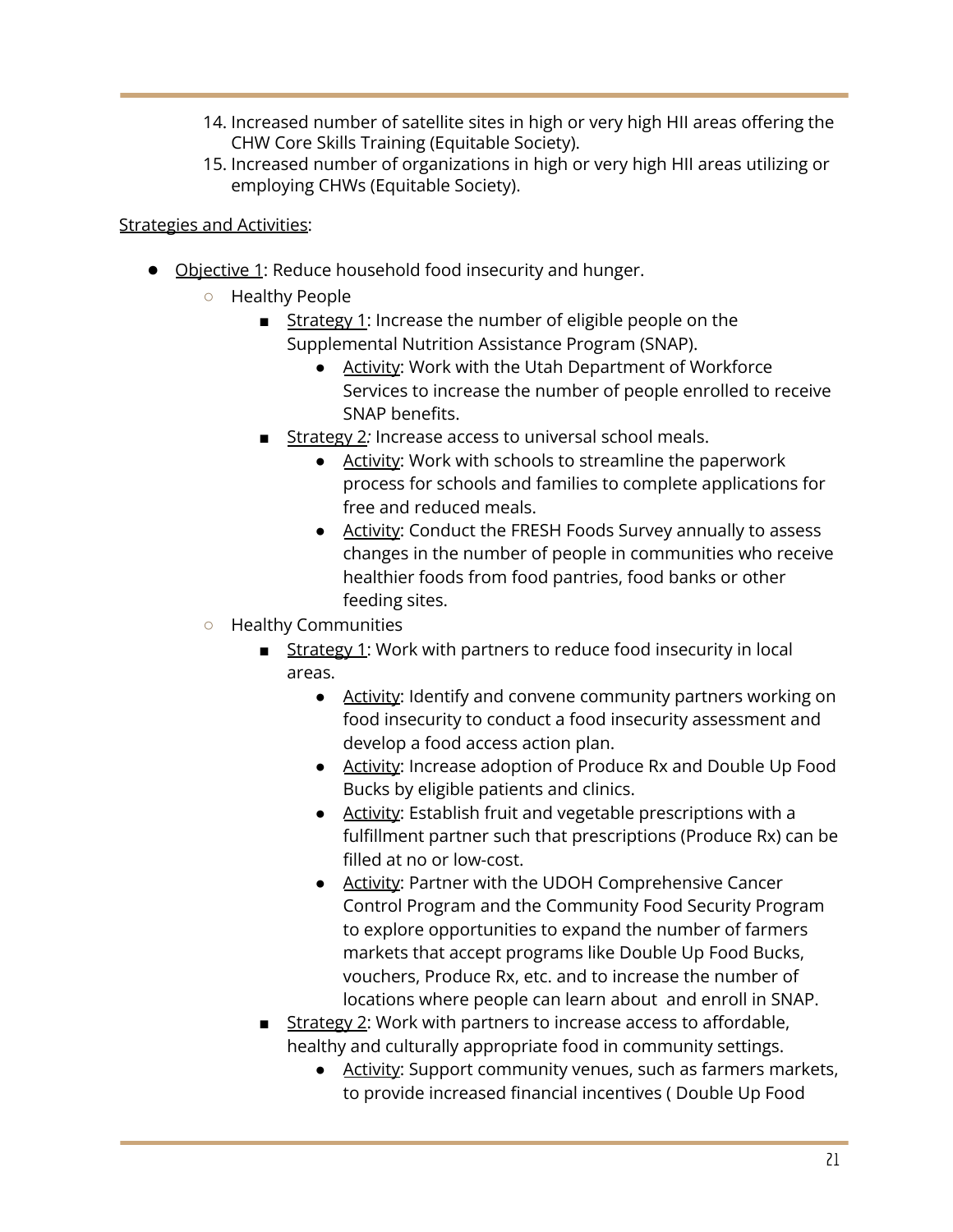14. Increased number of satellite sites in high or very high HII areas offering the CHW Core Skills Training (Equitable Society).
15. Increased number of organizations in high or very high HII areas utilizing or employing CHWs (Equitable Society).

Strategies and Activities:

- Objective 1: Reduce household food insecurity and hunger.
  - Healthy People
    - Strategy 1: Increase the number of eligible people on the Supplemental Nutrition Assistance Program (SNAP).
      - Activity: Work with the Utah Department of Workforce Services to increase the number of people enrolled to receive SNAP benefits.
    - Strategy 2*:* Increase access to universal school meals.
      - Activity: Work with schools to streamline the paperwork process for schools and families to complete applications for free and reduced meals.
      - Activity: Conduct the FRESH Foods Survey annually to assess changes in the number of people in communities who receive healthier foods from food pantries, food banks or other feeding sites.
  - Healthy Communities
    - Strategy 1: Work with partners to reduce food insecurity in local areas.
      - Activity: Identify and convene community partners working on food insecurity to conduct a food insecurity assessment and develop a food access action plan.
      - Activity: Increase adoption of Produce Rx and Double Up Food Bucks by eligible patients and clinics.
      - Activity: Establish fruit and vegetable prescriptions with a fulfillment partner such that prescriptions (Produce Rx) can be filled at no or low-cost.
      - Activity: Partner with the UDOH Comprehensive Cancer Control Program and the Community Food Security Program to explore opportunities to expand the number of farmers markets that accept programs like Double Up Food Bucks, vouchers, Produce Rx, etc. and to increase the number of locations where people can learn about and enroll in SNAP.
    - Strategy 2: Work with partners to increase access to affordable, healthy and culturally appropriate food in community settings.
      - Activity: Support community venues, such as farmers markets, to provide increased financial incentives ( Double Up Food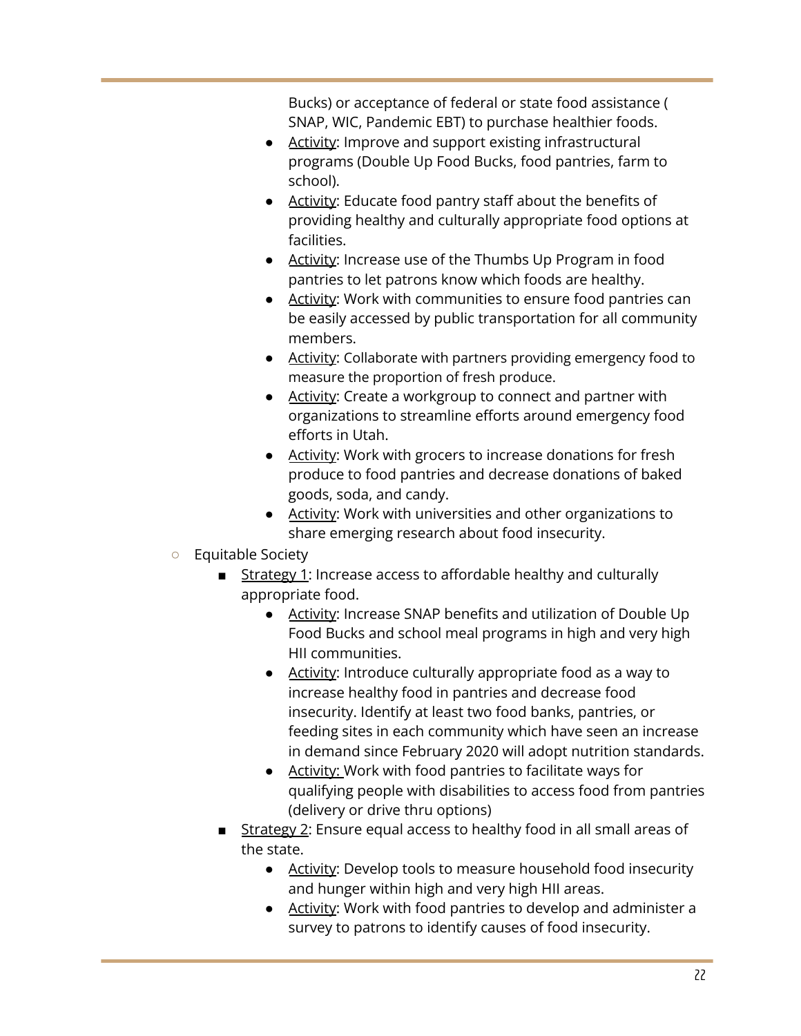Bucks) or acceptance of federal or state food assistance ( SNAP, WIC, Pandemic EBT) to purchase healthier foods.

- Activity: Improve and support existing infrastructural programs (Double Up Food Bucks, food pantries, farm to school).
- Activity: Educate food pantry staff about the benefits of providing healthy and culturally appropriate food options at facilities.
- Activity: Increase use of the Thumbs Up Program in food pantries to let patrons know which foods are healthy.
- Activity: Work with communities to ensure food pantries can be easily accessed by public transportation for all community members.
- Activity: Collaborate with partners providing emergency food to measure the proportion of fresh produce.
- Activity: Create a workgroup to connect and partner with organizations to streamline efforts around emergency food efforts in Utah.
- Activity: Work with grocers to increase donations for fresh produce to food pantries and decrease donations of baked goods, soda, and candy.
- Activity: Work with universities and other organizations to share emerging research about food insecurity.

- Equitable Society
  - Strategy 1: Increase access to affordable healthy and culturally appropriate food.
    - Activity: Increase SNAP benefits and utilization of Double Up Food Bucks and school meal programs in high and very high HII communities.
    - Activity: Introduce culturally appropriate food as a way to increase healthy food in pantries and decrease food insecurity. Identify at least two food banks, pantries, or feeding sites in each community which have seen an increase in demand since February 2020 will adopt nutrition standards.
    - Activity: Work with food pantries to facilitate ways for qualifying people with disabilities to access food from pantries (delivery or drive thru options)
  - Strategy 2: Ensure equal access to healthy food in all small areas of the state.
    - Activity: Develop tools to measure household food insecurity and hunger within high and very high HII areas.
    - Activity: Work with food pantries to develop and administer a survey to patrons to identify causes of food insecurity.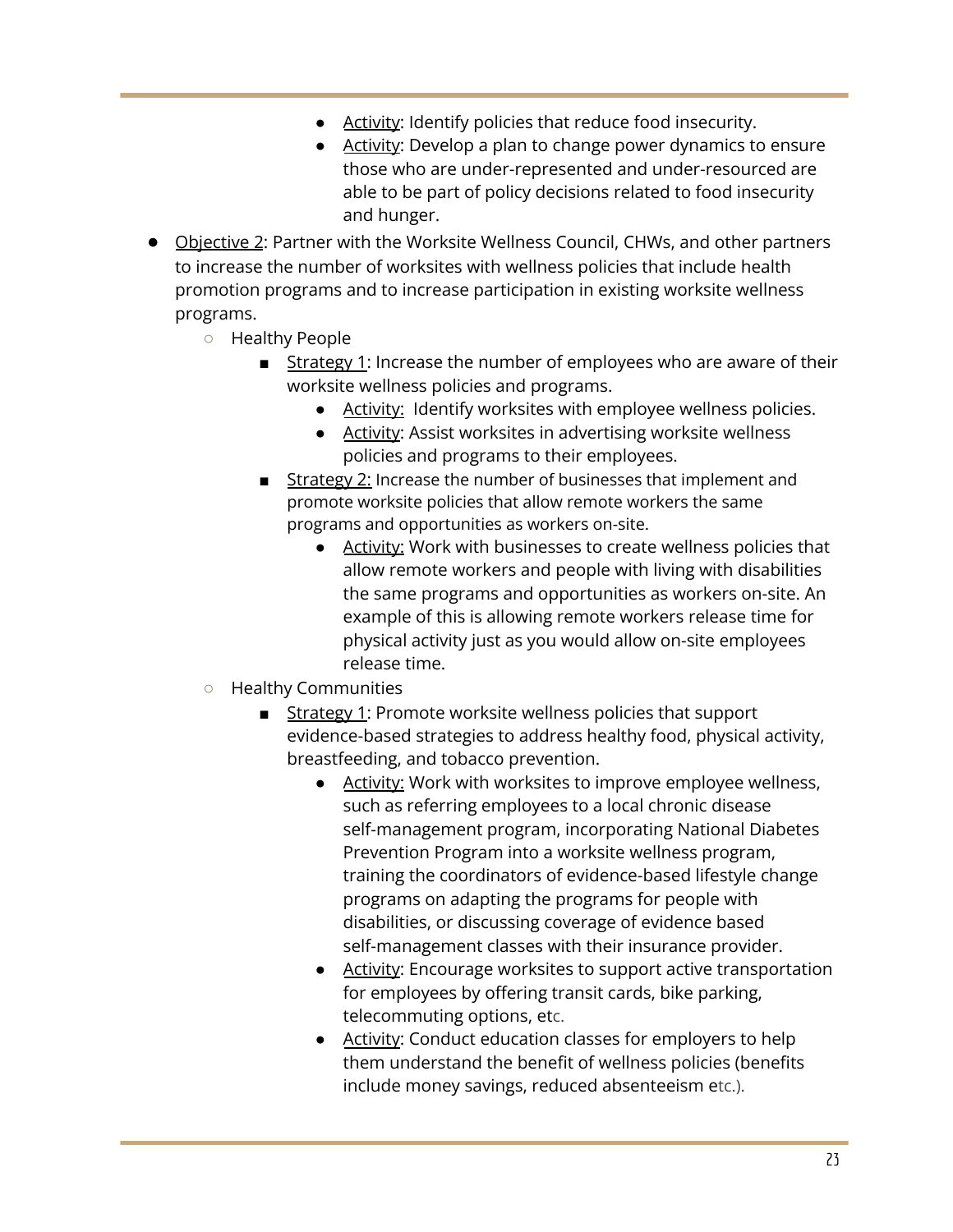- Activity: Identify policies that reduce food insecurity.
        - Activity: Develop a plan to change power dynamics to ensure those who are under-represented and under-resourced are able to be part of policy decisions related to food insecurity and hunger.

- Objective 2: Partner with the Worksite Wellness Council, CHWs, and other partners to increase the number of worksites with wellness policies that include health promotion programs and to increase participation in existing worksite wellness programs.
    - Healthy People
        - Strategy 1: Increase the number of employees who are aware of their worksite wellness policies and programs.
            - Activity: Identify worksites with employee wellness policies.
            - Activity: Assist worksites in advertising worksite wellness policies and programs to their employees.
        - Strategy 2: Increase the number of businesses that implement and promote worksite policies that allow remote workers the same programs and opportunities as workers on-site.
            - Activity: Work with businesses to create wellness policies that allow remote workers and people with living with disabilities the same programs and opportunities as workers on-site. An example of this is allowing remote workers release time for physical activity just as you would allow on-site employees release time.
    - Healthy Communities
        - Strategy 1: Promote worksite wellness policies that support evidence-based strategies to address healthy food, physical activity, breastfeeding, and tobacco prevention.
            - Activity: Work with worksites to improve employee wellness, such as referring employees to a local chronic disease self-management program, incorporating National Diabetes Prevention Program into a worksite wellness program, training the coordinators of evidence-based lifestyle change programs on adapting the programs for people with disabilities, or discussing coverage of evidence based self-management classes with their insurance provider.
            - Activity: Encourage worksites to support active transportation for employees by offering transit cards, bike parking, telecommuting options, etc.
            - Activity: Conduct education classes for employers to help them understand the benefit of wellness policies (benefits include money savings, reduced absenteeism etc.).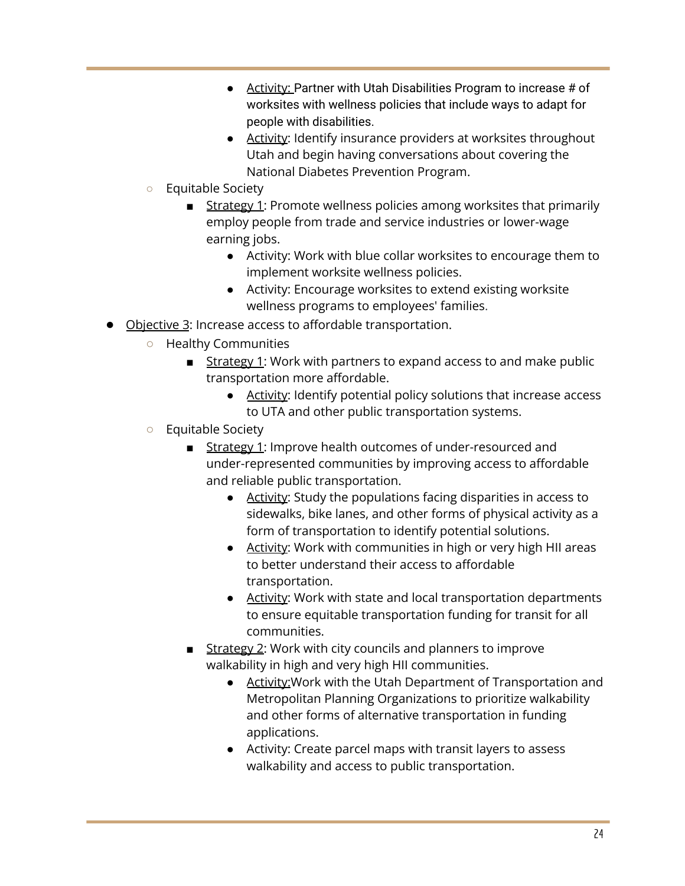- <u>Activity:</u> Partner with Utah Disabilities Program to increase # of worksites with wellness policies that include ways to adapt for people with disabilities.
        - <u>Activity</u>: Identify insurance providers at worksites throughout Utah and begin having conversations about covering the National Diabetes Prevention Program.
  - Equitable Society
    - <u>Strategy 1</u>: Promote wellness policies among worksites that primarily employ people from trade and service industries or lower-wage earning jobs.
      - Activity: Work with blue collar worksites to encourage them to implement worksite wellness policies.
      - Activity: Encourage worksites to extend existing worksite wellness programs to employees' families.
- <u>Objective 3</u>: Increase access to affordable transportation.
  - Healthy Communities
    - <u>Strategy 1</u>: Work with partners to expand access to and make public transportation more affordable.
      - <u>Activity</u>: Identify potential policy solutions that increase access to UTA and other public transportation systems.
  - Equitable Society
    - <u>Strategy 1</u>: Improve health outcomes of under-resourced and under-represented communities by improving access to affordable and reliable public transportation.
      - <u>Activity</u>: Study the populations facing disparities in access to sidewalks, bike lanes, and other forms of physical activity as a form of transportation to identify potential solutions.
      - <u>Activity</u>: Work with communities in high or very high HII areas to better understand their access to affordable transportation.
      - <u>Activity</u>: Work with state and local transportation departments to ensure equitable transportation funding for transit for all communities.
    - <u>Strategy 2</u>: Work with city councils and planners to improve walkability in high and very high HII communities.
      - <u>Activity:</u>Work with the Utah Department of Transportation and Metropolitan Planning Organizations to prioritize walkability and other forms of alternative transportation in funding applications.
      - Activity: Create parcel maps with transit layers to assess walkability and access to public transportation.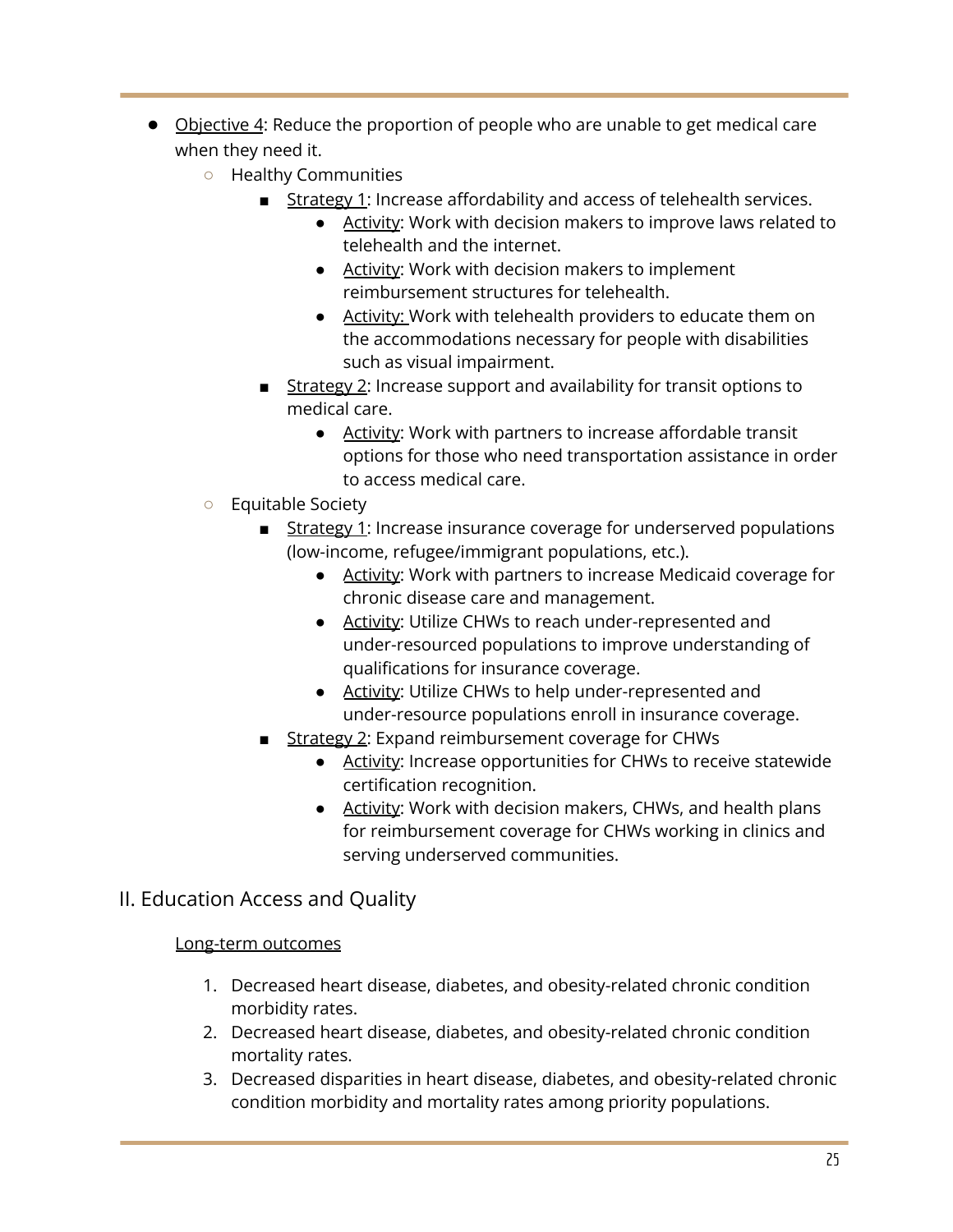- Objective 4: Reduce the proportion of people who are unable to get medical care when they need it.
    - Healthy Communities
        - Strategy 1: Increase affordability and access of telehealth services.
            - Activity: Work with decision makers to improve laws related to telehealth and the internet.
            - Activity: Work with decision makers to implement reimbursement structures for telehealth.
            - Activity: Work with telehealth providers to educate them on the accommodations necessary for people with disabilities such as visual impairment.
        - Strategy 2: Increase support and availability for transit options to medical care.
            - Activity: Work with partners to increase affordable transit options for those who need transportation assistance in order to access medical care.
    - Equitable Society
        - Strategy 1: Increase insurance coverage for underserved populations (low-income, refugee/immigrant populations, etc.).
            - Activity: Work with partners to increase Medicaid coverage for chronic disease care and management.
            - Activity: Utilize CHWs to reach under-represented and under-resourced populations to improve understanding of qualifications for insurance coverage.
            - Activity: Utilize CHWs to help under-represented and under-resource populations enroll in insurance coverage.
        - Strategy 2: Expand reimbursement coverage for CHWs
            - Activity: Increase opportunities for CHWs to receive statewide certification recognition.
            - Activity: Work with decision makers, CHWs, and health plans for reimbursement coverage for CHWs working in clinics and serving underserved communities.

## II. Education Access and Quality

Long-term outcomes

1. Decreased heart disease, diabetes, and obesity-related chronic condition morbidity rates.
2. Decreased heart disease, diabetes, and obesity-related chronic condition mortality rates.
3. Decreased disparities in heart disease, diabetes, and obesity-related chronic condition morbidity and mortality rates among priority populations.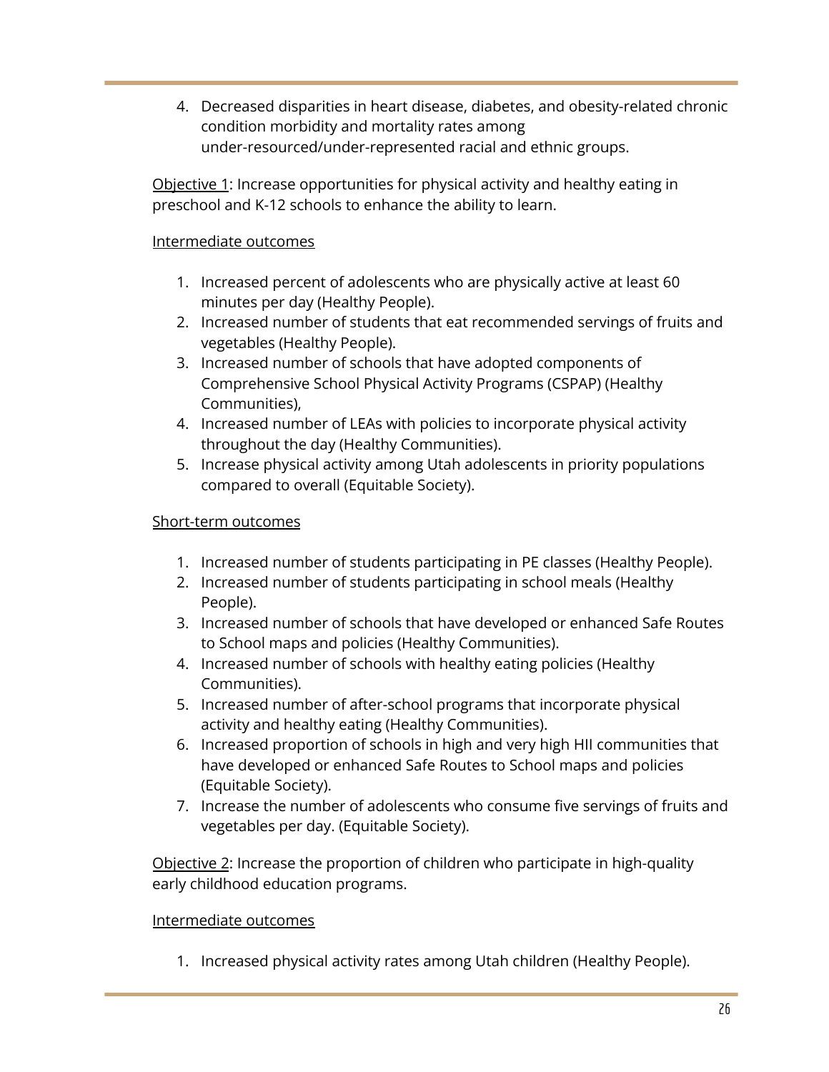4. Decreased disparities in heart disease, diabetes, and obesity-related chronic condition morbidity and mortality rates among under-resourced/under-represented racial and ethnic groups.

Objective 1: Increase opportunities for physical activity and healthy eating in preschool and K-12 schools to enhance the ability to learn.

Intermediate outcomes

1. Increased percent of adolescents who are physically active at least 60 minutes per day (Healthy People).
2. Increased number of students that eat recommended servings of fruits and vegetables (Healthy People).
3. Increased number of schools that have adopted components of Comprehensive School Physical Activity Programs (CSPAP) (Healthy Communities),
4. Increased number of LEAs with policies to incorporate physical activity throughout the day (Healthy Communities).
5. Increase physical activity among Utah adolescents in priority populations compared to overall (Equitable Society).

Short-term outcomes

1. Increased number of students participating in PE classes (Healthy People).
2. Increased number of students participating in school meals (Healthy People).
3. Increased number of schools that have developed or enhanced Safe Routes to School maps and policies (Healthy Communities).
4. Increased number of schools with healthy eating policies (Healthy Communities).
5. Increased number of after-school programs that incorporate physical activity and healthy eating (Healthy Communities).
6. Increased proportion of schools in high and very high HII communities that have developed or enhanced Safe Routes to School maps and policies (Equitable Society).
7. Increase the number of adolescents who consume five servings of fruits and vegetables per day. (Equitable Society).

Objective 2: Increase the proportion of children who participate in high-quality early childhood education programs.

Intermediate outcomes

1. Increased physical activity rates among Utah children (Healthy People).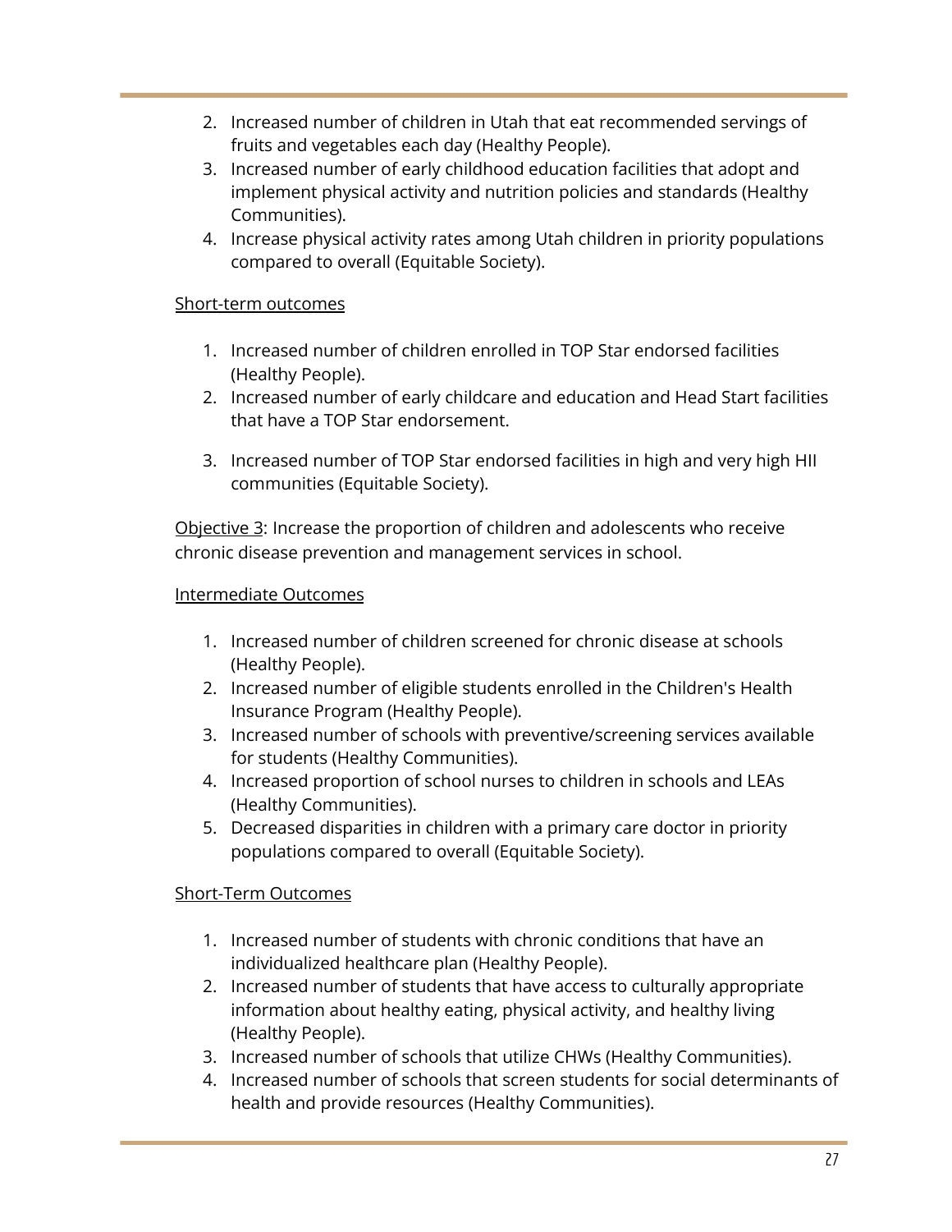2. Increased number of children in Utah that eat recommended servings of fruits and vegetables each day (Healthy People).
3. Increased number of early childhood education facilities that adopt and implement physical activity and nutrition policies and standards (Healthy Communities).
4. Increase physical activity rates among Utah children in priority populations compared to overall (Equitable Society).

<u>Short-term outcomes</u>

1. Increased number of children enrolled in TOP Star endorsed facilities (Healthy People).
2. Increased number of early childcare and education and Head Start facilities that have a TOP Star endorsement.
3. Increased number of TOP Star endorsed facilities in high and very high HII communities (Equitable Society).

<u>Objective 3</u>: Increase the proportion of children and adolescents who receive chronic disease prevention and management services in school.

<u>Intermediate Outcomes</u>

1. Increased number of children screened for chronic disease at schools (Healthy People).
2. Increased number of eligible students enrolled in the Children's Health Insurance Program (Healthy People).
3. Increased number of schools with preventive/screening services available for students (Healthy Communities).
4. Increased proportion of school nurses to children in schools and LEAs (Healthy Communities).
5. Decreased disparities in children with a primary care doctor in priority populations compared to overall (Equitable Society).

<u>Short-Term Outcomes</u>

1. Increased number of students with chronic conditions that have an individualized healthcare plan (Healthy People).
2. Increased number of students that have access to culturally appropriate information about healthy eating, physical activity, and healthy living (Healthy People).
3. Increased number of schools that utilize CHWs (Healthy Communities).
4. Increased number of schools that screen students for social determinants of health and provide resources (Healthy Communities).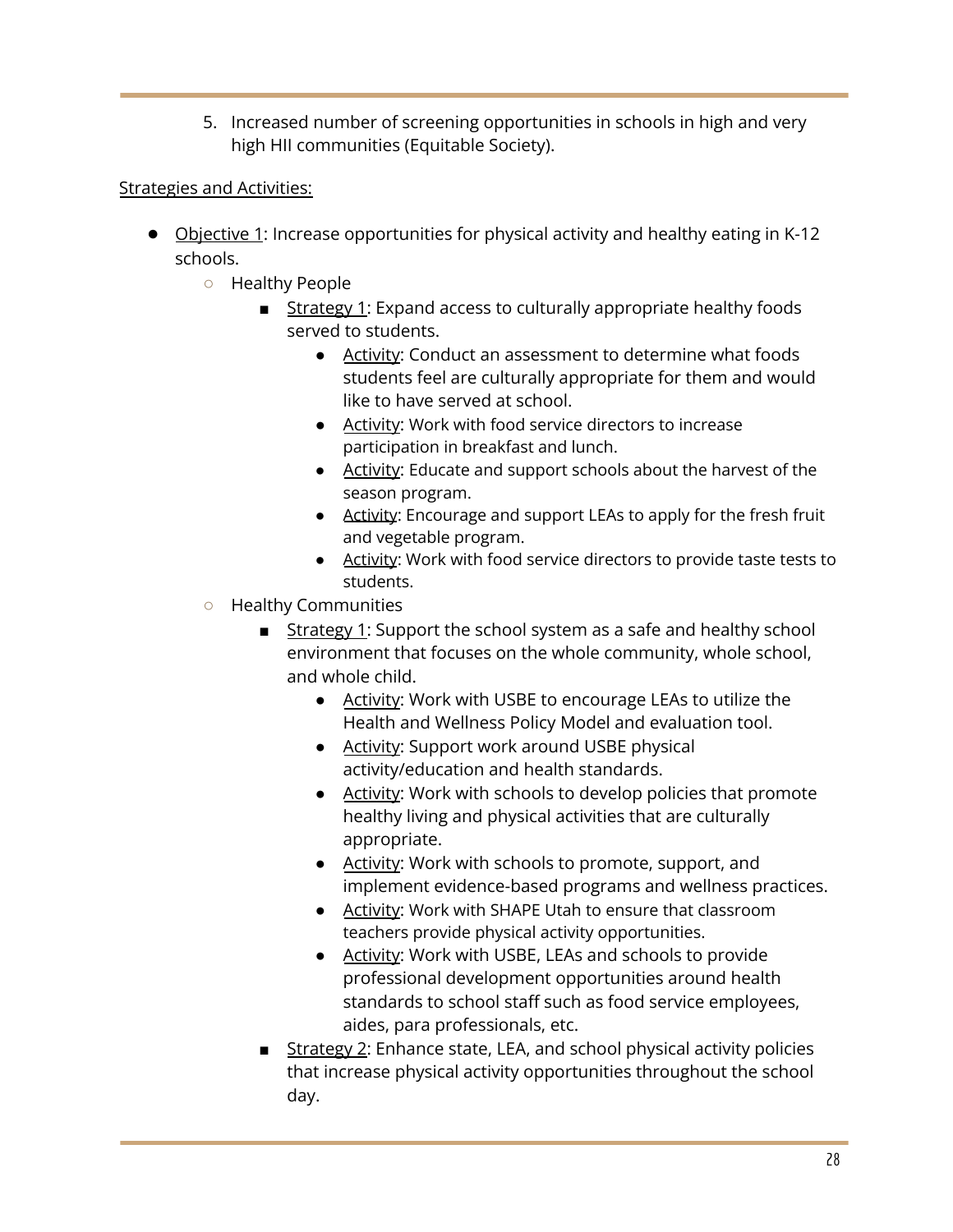5. Increased number of screening opportunities in schools in high and very high HII communities (Equitable Society).

Strategies and Activities:

- Objective 1: Increase opportunities for physical activity and healthy eating in K-12 schools.
  - Healthy People
    - Strategy 1: Expand access to culturally appropriate healthy foods served to students.
      - Activity: Conduct an assessment to determine what foods students feel are culturally appropriate for them and would like to have served at school.
      - Activity: Work with food service directors to increase participation in breakfast and lunch.
      - Activity: Educate and support schools about the harvest of the season program.
      - Activity: Encourage and support LEAs to apply for the fresh fruit and vegetable program.
      - Activity: Work with food service directors to provide taste tests to students.
  - Healthy Communities
    - Strategy 1: Support the school system as a safe and healthy school environment that focuses on the whole community, whole school, and whole child.
      - Activity: Work with USBE to encourage LEAs to utilize the Health and Wellness Policy Model and evaluation tool.
      - Activity: Support work around USBE physical activity/education and health standards.
      - Activity: Work with schools to develop policies that promote healthy living and physical activities that are culturally appropriate.
      - Activity: Work with schools to promote, support, and implement evidence-based programs and wellness practices.
      - Activity: Work with SHAPE Utah to ensure that classroom teachers provide physical activity opportunities.
      - Activity: Work with USBE, LEAs and schools to provide professional development opportunities around health standards to school staff such as food service employees, aides, para professionals, etc.
    - Strategy 2: Enhance state, LEA, and school physical activity policies that increase physical activity opportunities throughout the school day.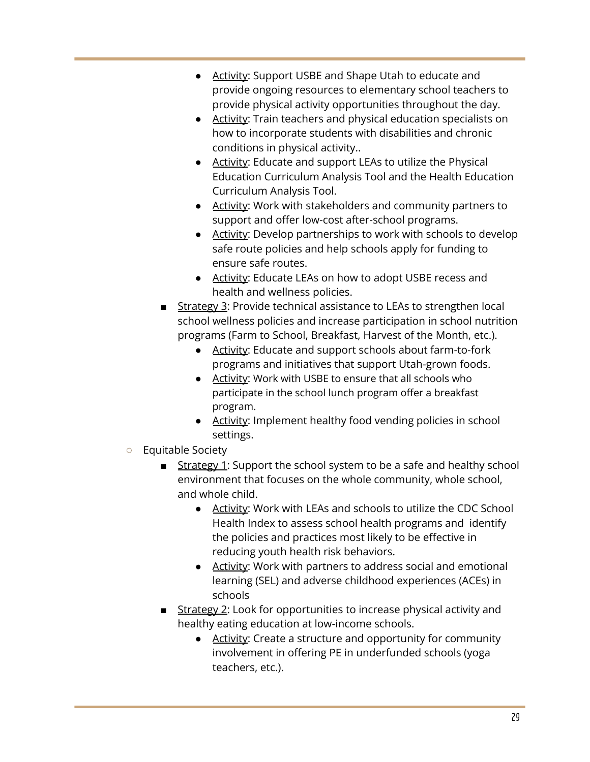- Activity: Support USBE and Shape Utah to educate and provide ongoing resources to elementary school teachers to provide physical activity opportunities throughout the day.
            - Activity: Train teachers and physical education specialists on how to incorporate students with disabilities and chronic conditions in physical activity..
            - Activity: Educate and support LEAs to utilize the Physical Education Curriculum Analysis Tool and the Health Education Curriculum Analysis Tool.
            - Activity: Work with stakeholders and community partners to support and offer low-cost after-school programs.
            - Activity: Develop partnerships to work with schools to develop safe route policies and help schools apply for funding to ensure safe routes.
            - Activity: Educate LEAs on how to adopt USBE recess and health and wellness policies.
        - Strategy 3: Provide technical assistance to LEAs to strengthen local school wellness policies and increase participation in school nutrition programs (Farm to School, Breakfast, Harvest of the Month, etc.).
            - Activity: Educate and support schools about farm-to-fork programs and initiatives that support Utah-grown foods.
            - Activity: Work with USBE to ensure that all schools who participate in the school lunch program offer a breakfast program.
            - Activity: Implement healthy food vending policies in school settings.
    - Equitable Society
        - Strategy 1: Support the school system to be a safe and healthy school environment that focuses on the whole community, whole school, and whole child.
            - Activity: Work with LEAs and schools to utilize the CDC School Health Index to assess school health programs and identify the policies and practices most likely to be effective in reducing youth health risk behaviors.
            - Activity: Work with partners to address social and emotional learning (SEL) and adverse childhood experiences (ACEs) in schools
        - Strategy 2: Look for opportunities to increase physical activity and healthy eating education at low-income schools.
            - Activity: Create a structure and opportunity for community involvement in offering PE in underfunded schools (yoga teachers, etc.).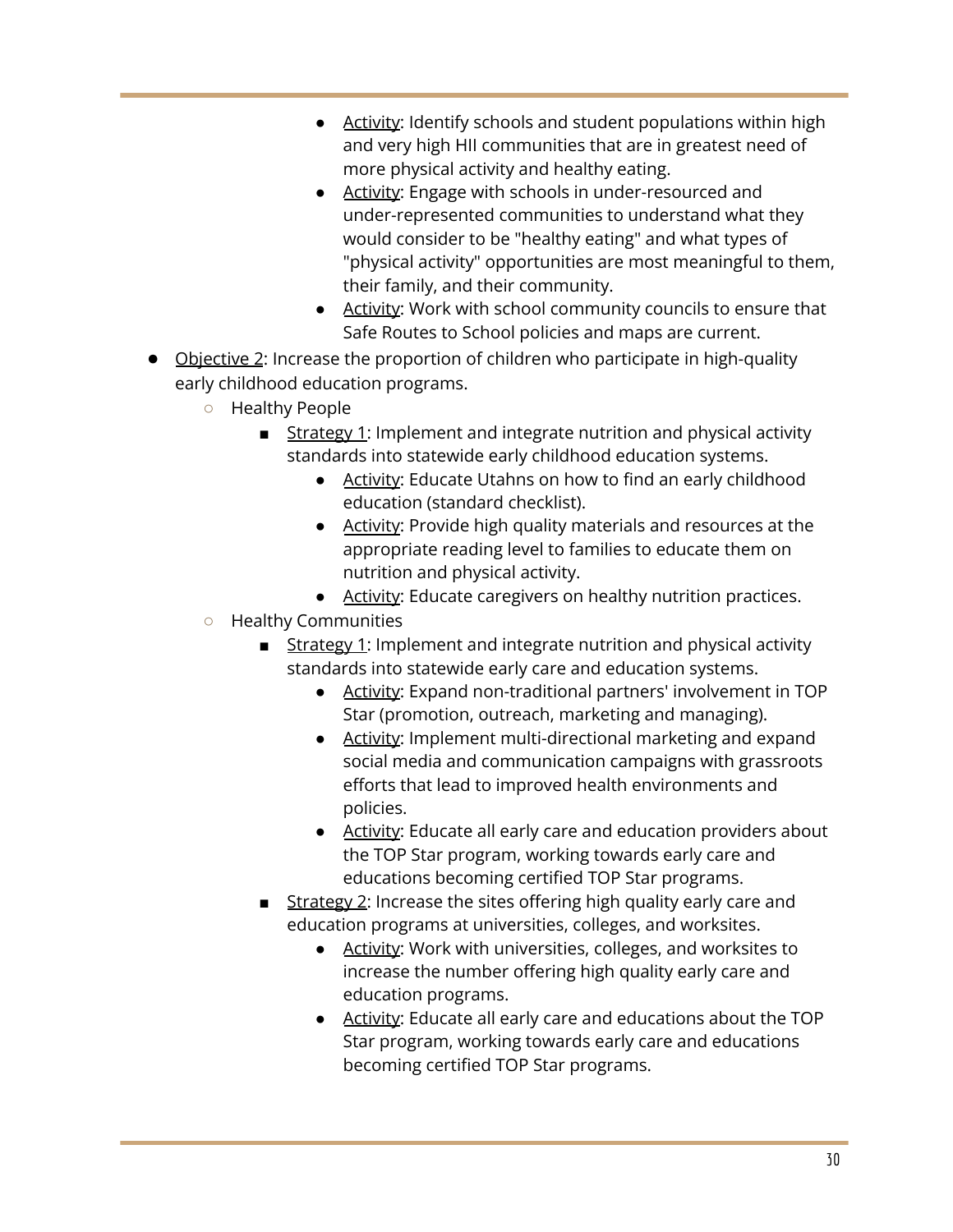- <u>Activity</u>: Identify schools and student populations within high and very high HII communities that are in greatest need of more physical activity and healthy eating.
            - <u>Activity</u>: Engage with schools in under-resourced and under-represented communities to understand what they would consider to be "healthy eating" and what types of "physical activity" opportunities are most meaningful to them, their family, and their community.
            - <u>Activity</u>: Work with school community councils to ensure that Safe Routes to School policies and maps are current.

- <u>Objective 2</u>: Increase the proportion of children who participate in high-quality early childhood education programs.
    - Healthy People
        - <u>Strategy 1</u>: Implement and integrate nutrition and physical activity standards into statewide early childhood education systems.
            - <u>Activity</u>: Educate Utahns on how to find an early childhood education (standard checklist).
            - <u>Activity</u>: Provide high quality materials and resources at the appropriate reading level to families to educate them on nutrition and physical activity.
            - <u>Activity</u>: Educate caregivers on healthy nutrition practices.
    - Healthy Communities
        - <u>Strategy 1</u>: Implement and integrate nutrition and physical activity standards into statewide early care and education systems.
            - <u>Activity</u>: Expand non-traditional partners' involvement in TOP Star (promotion, outreach, marketing and managing).
            - <u>Activity</u>: Implement multi-directional marketing and expand social media and communication campaigns with grassroots efforts that lead to improved health environments and policies.
            - <u>Activity</u>: Educate all early care and education providers about the TOP Star program, working towards early care and educations becoming certified TOP Star programs.
        - <u>Strategy 2</u>: Increase the sites offering high quality early care and education programs at universities, colleges, and worksites.
            - <u>Activity</u>: Work with universities, colleges, and worksites to increase the number offering high quality early care and education programs.
            - <u>Activity</u>: Educate all early care and educations about the TOP Star program, working towards early care and educations becoming certified TOP Star programs.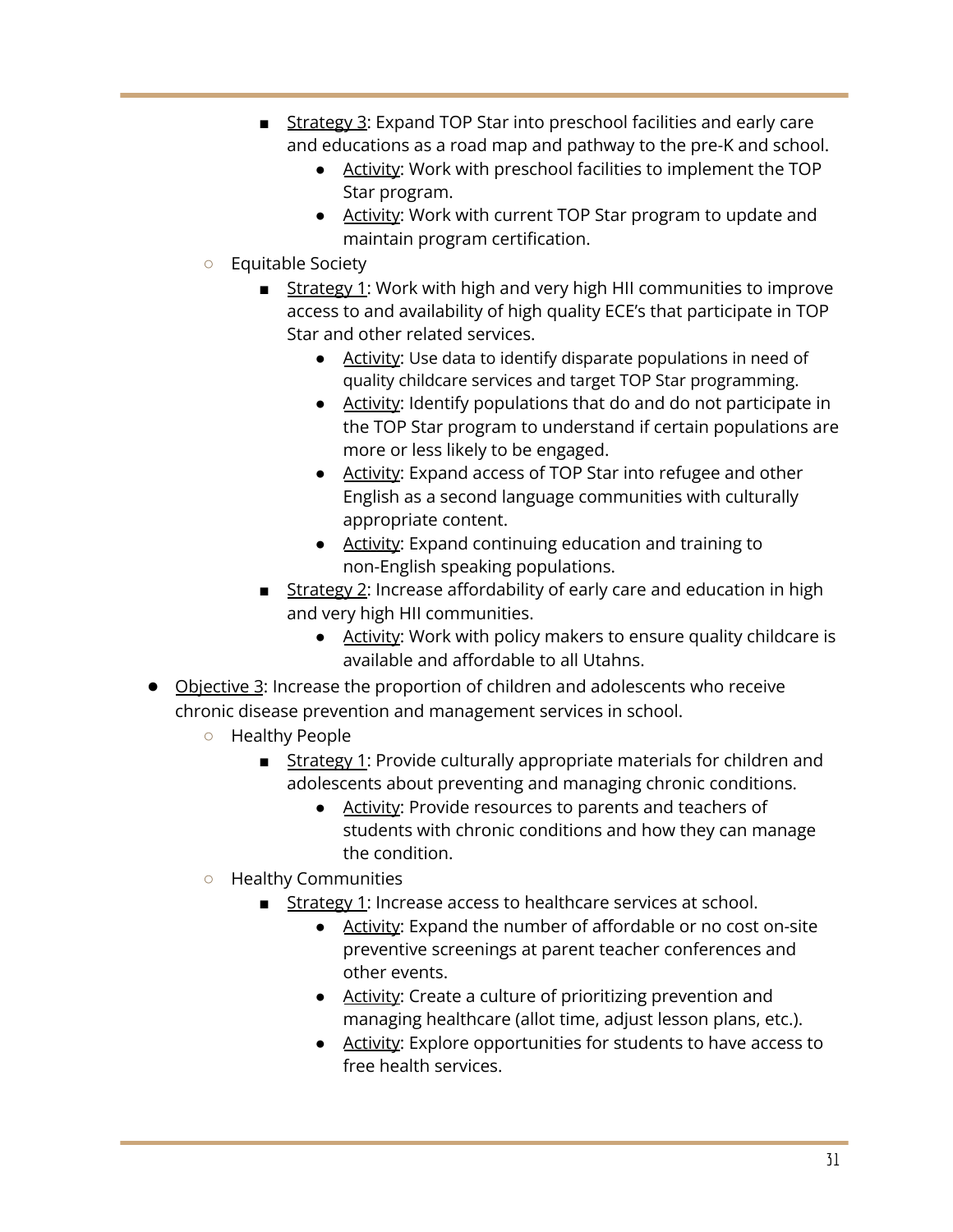- <u>Strategy 3</u>: Expand TOP Star into preschool facilities and early care and educations as a road map and pathway to the pre-K and school.
            - <u>Activity</u>: Work with preschool facilities to implement the TOP Star program.
            - <u>Activity</u>: Work with current TOP Star program to update and maintain program certification.
    - Equitable Society
        - <u>Strategy 1</u>: Work with high and very high HII communities to improve access to and availability of high quality ECE's that participate in TOP Star and other related services.
            - <u>Activity</u>: Use data to identify disparate populations in need of quality childcare services and target TOP Star programming.
            - <u>Activity</u>: Identify populations that do and do not participate in the TOP Star program to understand if certain populations are more or less likely to be engaged.
            - <u>Activity</u>: Expand access of TOP Star into refugee and other English as a second language communities with culturally appropriate content.
            - <u>Activity</u>: Expand continuing education and training to non-English speaking populations.
        - <u>Strategy 2</u>: Increase affordability of early care and education in high and very high HII communities.
            - <u>Activity</u>: Work with policy makers to ensure quality childcare is available and affordable to all Utahns.
- <u>Objective 3</u>: Increase the proportion of children and adolescents who receive chronic disease prevention and management services in school.
    - Healthy People
        - <u>Strategy 1</u>: Provide culturally appropriate materials for children and adolescents about preventing and managing chronic conditions.
            - <u>Activity</u>: Provide resources to parents and teachers of students with chronic conditions and how they can manage the condition.
    - Healthy Communities
        - <u>Strategy 1</u>: Increase access to healthcare services at school.
            - <u>Activity</u>: Expand the number of affordable or no cost on-site preventive screenings at parent teacher conferences and other events.
            - <u>Activity</u>: Create a culture of prioritizing prevention and managing healthcare (allot time, adjust lesson plans, etc.).
            - <u>Activity</u>: Explore opportunities for students to have access to free health services.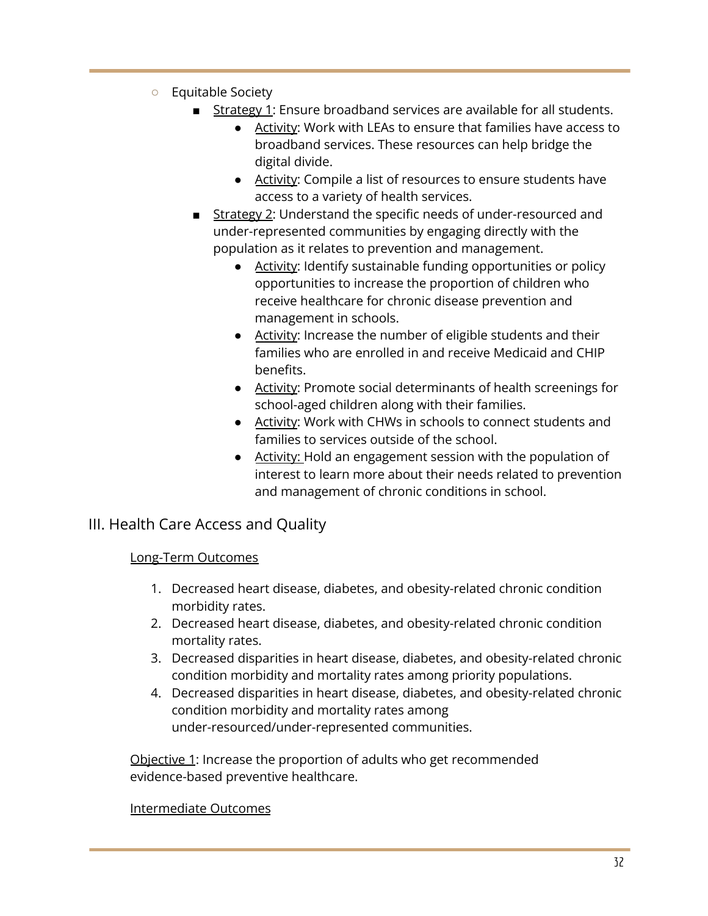- Equitable Society
    - Strategy 1: Ensure broadband services are available for all students.
        - Activity: Work with LEAs to ensure that families have access to broadband services. These resources can help bridge the digital divide.
        - Activity: Compile a list of resources to ensure students have access to a variety of health services.
    - Strategy 2: Understand the specific needs of under-resourced and under-represented communities by engaging directly with the population as it relates to prevention and management.
        - Activity: Identify sustainable funding opportunities or policy opportunities to increase the proportion of children who receive healthcare for chronic disease prevention and management in schools.
        - Activity: Increase the number of eligible students and their families who are enrolled in and receive Medicaid and CHIP benefits.
        - Activity: Promote social determinants of health screenings for school-aged children along with their families.
        - Activity: Work with CHWs in schools to connect students and families to services outside of the school.
        - Activity: Hold an engagement session with the population of interest to learn more about their needs related to prevention and management of chronic conditions in school.

## III. Health Care Access and Quality

Long-Term Outcomes

1. Decreased heart disease, diabetes, and obesity-related chronic condition morbidity rates.
2. Decreased heart disease, diabetes, and obesity-related chronic condition mortality rates.
3. Decreased disparities in heart disease, diabetes, and obesity-related chronic condition morbidity and mortality rates among priority populations.
4. Decreased disparities in heart disease, diabetes, and obesity-related chronic condition morbidity and mortality rates among under-resourced/under-represented communities.

Objective 1: Increase the proportion of adults who get recommended evidence-based preventive healthcare.

Intermediate Outcomes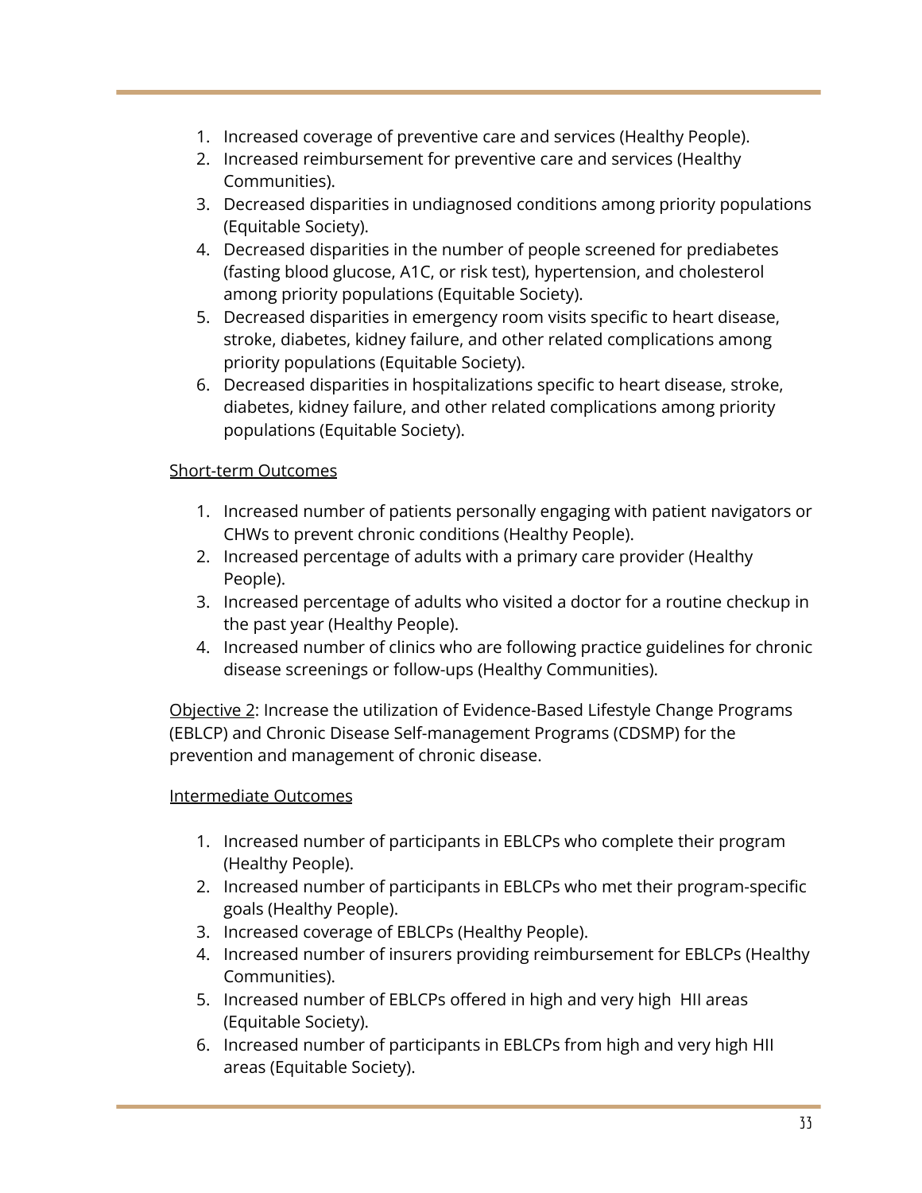1. Increased coverage of preventive care and services (Healthy People).
2. Increased reimbursement for preventive care and services (Healthy Communities).
3. Decreased disparities in undiagnosed conditions among priority populations (Equitable Society).
4. Decreased disparities in the number of people screened for prediabetes (fasting blood glucose, A1C, or risk test), hypertension, and cholesterol among priority populations (Equitable Society).
5. Decreased disparities in emergency room visits specific to heart disease, stroke, diabetes, kidney failure, and other related complications among priority populations (Equitable Society).
6. Decreased disparities in hospitalizations specific to heart disease, stroke, diabetes, kidney failure, and other related complications among priority populations (Equitable Society).

<u>Short-term Outcomes</u>

1. Increased number of patients personally engaging with patient navigators or CHWs to prevent chronic conditions (Healthy People).
2. Increased percentage of adults with a primary care provider (Healthy People).
3. Increased percentage of adults who visited a doctor for a routine checkup in the past year (Healthy People).
4. Increased number of clinics who are following practice guidelines for chronic disease screenings or follow-ups (Healthy Communities).

<u>Objective 2</u>: Increase the utilization of Evidence-Based Lifestyle Change Programs (EBLCP) and Chronic Disease Self-management Programs (CDSMP) for the prevention and management of chronic disease.

<u>Intermediate Outcomes</u>

1. Increased number of participants in EBLCPs who complete their program (Healthy People).
2. Increased number of participants in EBLCPs who met their program-specific goals (Healthy People).
3. Increased coverage of EBLCPs (Healthy People).
4. Increased number of insurers providing reimbursement for EBLCPs (Healthy Communities).
5. Increased number of EBLCPs offered in high and very high HII areas (Equitable Society).
6. Increased number of participants in EBLCPs from high and very high HII areas (Equitable Society).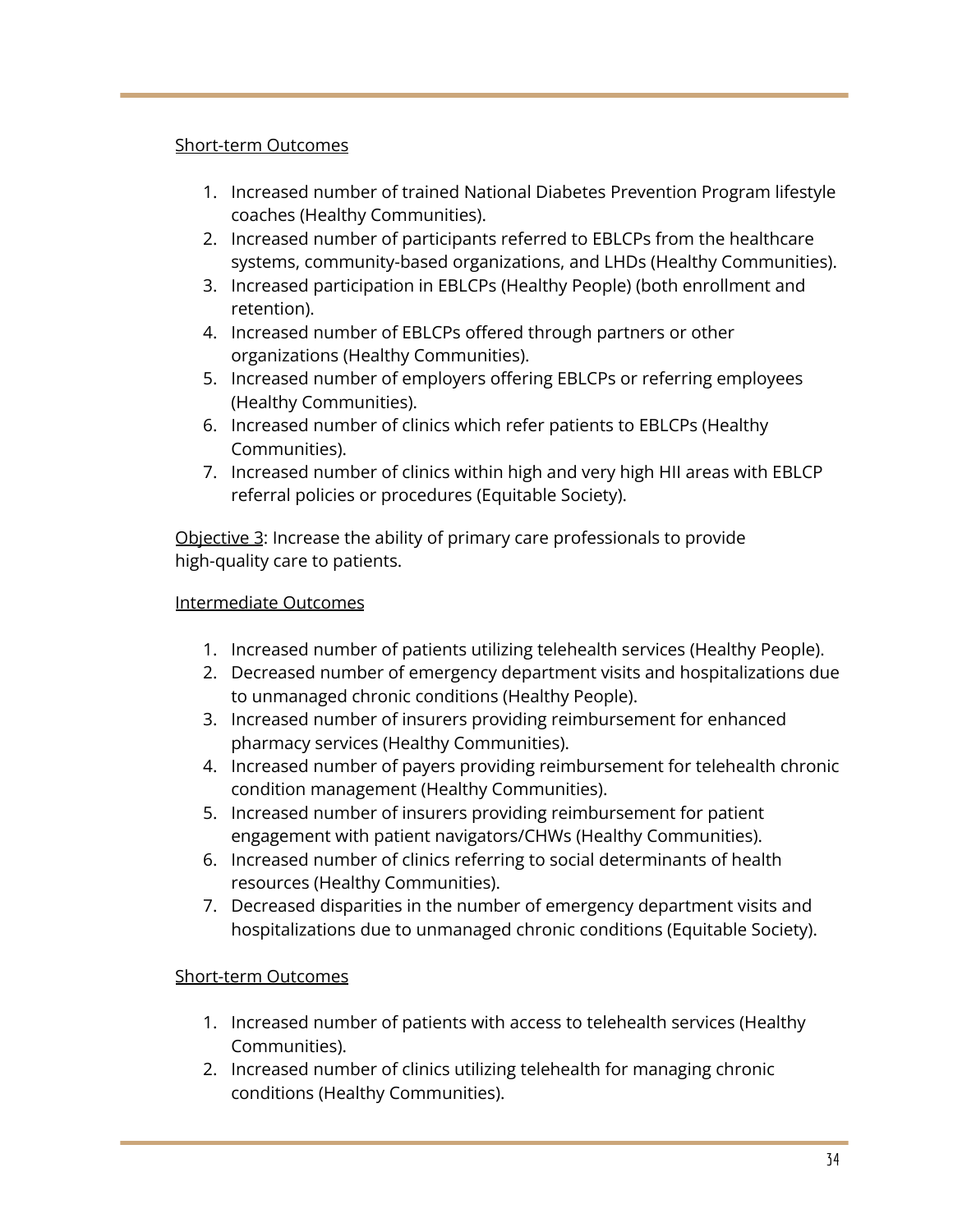Short-term Outcomes

1. Increased number of trained National Diabetes Prevention Program lifestyle coaches (Healthy Communities).
2. Increased number of participants referred to EBLCPs from the healthcare systems, community-based organizations, and LHDs (Healthy Communities).
3. Increased participation in EBLCPs (Healthy People) (both enrollment and retention).
4. Increased number of EBLCPs offered through partners or other organizations (Healthy Communities).
5. Increased number of employers offering EBLCPs or referring employees (Healthy Communities).
6. Increased number of clinics which refer patients to EBLCPs (Healthy Communities).
7. Increased number of clinics within high and very high HII areas with EBLCP referral policies or procedures (Equitable Society).

Objective 3: Increase the ability of primary care professionals to provide high-quality care to patients.

Intermediate Outcomes

1. Increased number of patients utilizing telehealth services (Healthy People).
2. Decreased number of emergency department visits and hospitalizations due to unmanaged chronic conditions (Healthy People).
3. Increased number of insurers providing reimbursement for enhanced pharmacy services (Healthy Communities).
4. Increased number of payers providing reimbursement for telehealth chronic condition management (Healthy Communities).
5. Increased number of insurers providing reimbursement for patient engagement with patient navigators/CHWs (Healthy Communities).
6. Increased number of clinics referring to social determinants of health resources (Healthy Communities).
7. Decreased disparities in the number of emergency department visits and hospitalizations due to unmanaged chronic conditions (Equitable Society).

Short-term Outcomes

1. Increased number of patients with access to telehealth services (Healthy Communities).
2. Increased number of clinics utilizing telehealth for managing chronic conditions (Healthy Communities).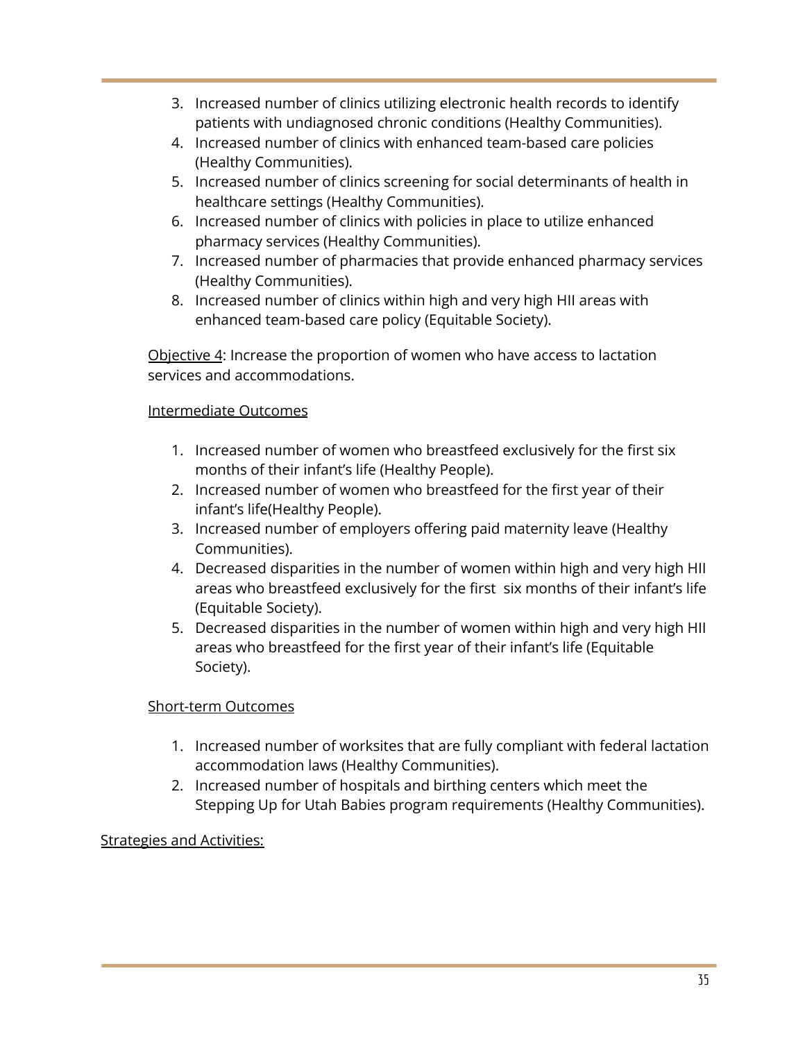3. Increased number of clinics utilizing electronic health records to identify patients with undiagnosed chronic conditions (Healthy Communities).
4. Increased number of clinics with enhanced team-based care policies (Healthy Communities).
5. Increased number of clinics screening for social determinants of health in healthcare settings (Healthy Communities).
6. Increased number of clinics with policies in place to utilize enhanced pharmacy services (Healthy Communities).
7. Increased number of pharmacies that provide enhanced pharmacy services (Healthy Communities).
8. Increased number of clinics within high and very high HII areas with enhanced team-based care policy (Equitable Society).

Objective 4: Increase the proportion of women who have access to lactation services and accommodations.

Intermediate Outcomes

1. Increased number of women who breastfeed exclusively for the first six months of their infant's life (Healthy People).
2. Increased number of women who breastfeed for the first year of their infant's life(Healthy People).
3. Increased number of employers offering paid maternity leave (Healthy Communities).
4. Decreased disparities in the number of women within high and very high HII areas who breastfeed exclusively for the first six months of their infant's life (Equitable Society).
5. Decreased disparities in the number of women within high and very high HII areas who breastfeed for the first year of their infant's life (Equitable Society).

Short-term Outcomes

1. Increased number of worksites that are fully compliant with federal lactation accommodation laws (Healthy Communities).
2. Increased number of hospitals and birthing centers which meet the Stepping Up for Utah Babies program requirements (Healthy Communities).

Strategies and Activities: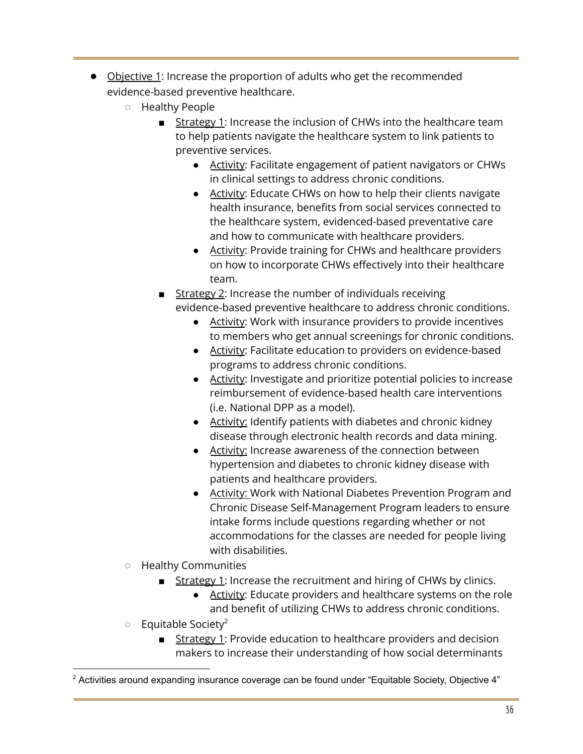- Objective 1: Increase the proportion of adults who get the recommended evidence-based preventive healthcare.
  - Healthy People
    - Strategy 1: Increase the inclusion of CHWs into the healthcare team to help patients navigate the healthcare system to link patients to preventive services.
      - Activity: Facilitate engagement of patient navigators or CHWs in clinical settings to address chronic conditions.
      - Activity: Educate CHWs on how to help their clients navigate health insurance, benefits from social services connected to the healthcare system, evidenced-based preventative care and how to communicate with healthcare providers.
      - Activity: Provide training for CHWs and healthcare providers on how to incorporate CHWs effectively into their healthcare team.
    - Strategy 2: Increase the number of individuals receiving evidence-based preventive healthcare to address chronic conditions.
      - Activity: Work with insurance providers to provide incentives to members who get annual screenings for chronic conditions.
      - Activity: Facilitate education to providers on evidence-based programs to address chronic conditions.
      - Activity: Investigate and prioritize potential policies to increase reimbursement of evidence-based health care interventions (i.e. National DPP as a model).
      - Activity: Identify patients with diabetes and chronic kidney disease through electronic health records and data mining.
      - Activity: Increase awareness of the connection between hypertension and diabetes to chronic kidney disease with patients and healthcare providers.
      - Activity: Work with National Diabetes Prevention Program and Chronic Disease Self-Management Program leaders to ensure intake forms include questions regarding whether or not accommodations for the classes are needed for people living with disabilities.
  - Healthy Communities
    - Strategy 1: Increase the recruitment and hiring of CHWs by clinics.
      - Activity: Educate providers and healthcare systems on the role and benefit of utilizing CHWs to address chronic conditions.
  - Equitable Society[2]
    - Strategy 1: Provide education to healthcare providers and decision makers to increase their understanding of how social determinants

[2] Activities around expanding insurance coverage can be found under "Equitable Society, Objective 4"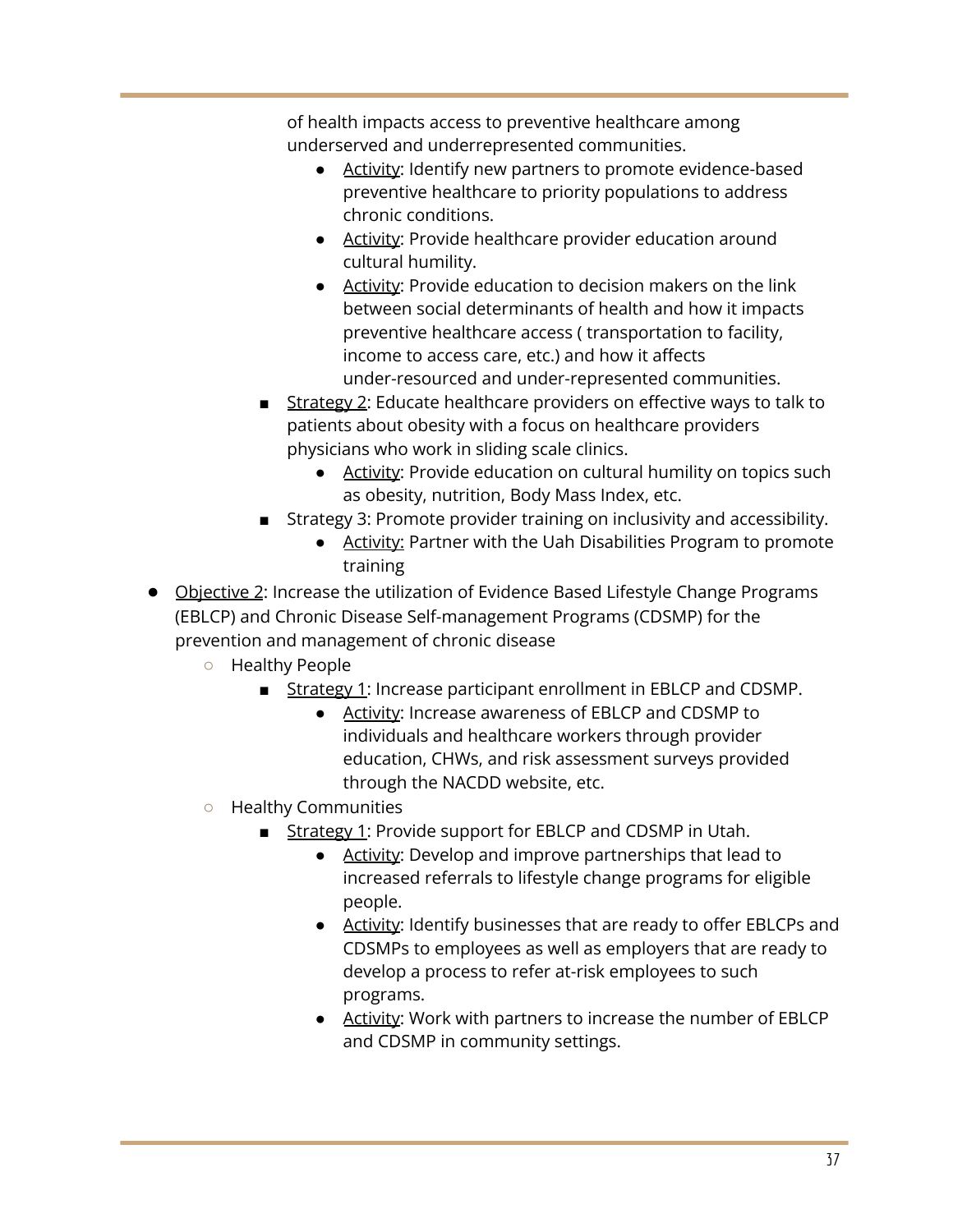of health impacts access to preventive healthcare among underserved and underrepresented communities.

- Activity: Identify new partners to promote evidence-based preventive healthcare to priority populations to address chronic conditions.
- Activity: Provide healthcare provider education around cultural humility.
- Activity: Provide education to decision makers on the link between social determinants of health and how it impacts preventive healthcare access ( transportation to facility, income to access care, etc.) and how it affects under-resourced and under-represented communities.

- Strategy 2: Educate healthcare providers on effective ways to talk to patients about obesity with a focus on healthcare providers physicians who work in sliding scale clinics.
    - Activity: Provide education on cultural humility on topics such as obesity, nutrition, Body Mass Index, etc.
- Strategy 3: Promote provider training on inclusivity and accessibility.
    - Activity: Partner with the Uah Disabilities Program to promote training

- Objective 2: Increase the utilization of Evidence Based Lifestyle Change Programs (EBLCP) and Chronic Disease Self-management Programs (CDSMP) for the prevention and management of chronic disease
    - Healthy People
        - Strategy 1: Increase participant enrollment in EBLCP and CDSMP.
            - Activity: Increase awareness of EBLCP and CDSMP to individuals and healthcare workers through provider education, CHWs, and risk assessment surveys provided through the NACDD website, etc.
    - Healthy Communities
        - Strategy 1: Provide support for EBLCP and CDSMP in Utah.
            - Activity: Develop and improve partnerships that lead to increased referrals to lifestyle change programs for eligible people.
            - Activity: Identify businesses that are ready to offer EBLCPs and CDSMPs to employees as well as employers that are ready to develop a process to refer at-risk employees to such programs.
            - Activity: Work with partners to increase the number of EBLCP and CDSMP in community settings.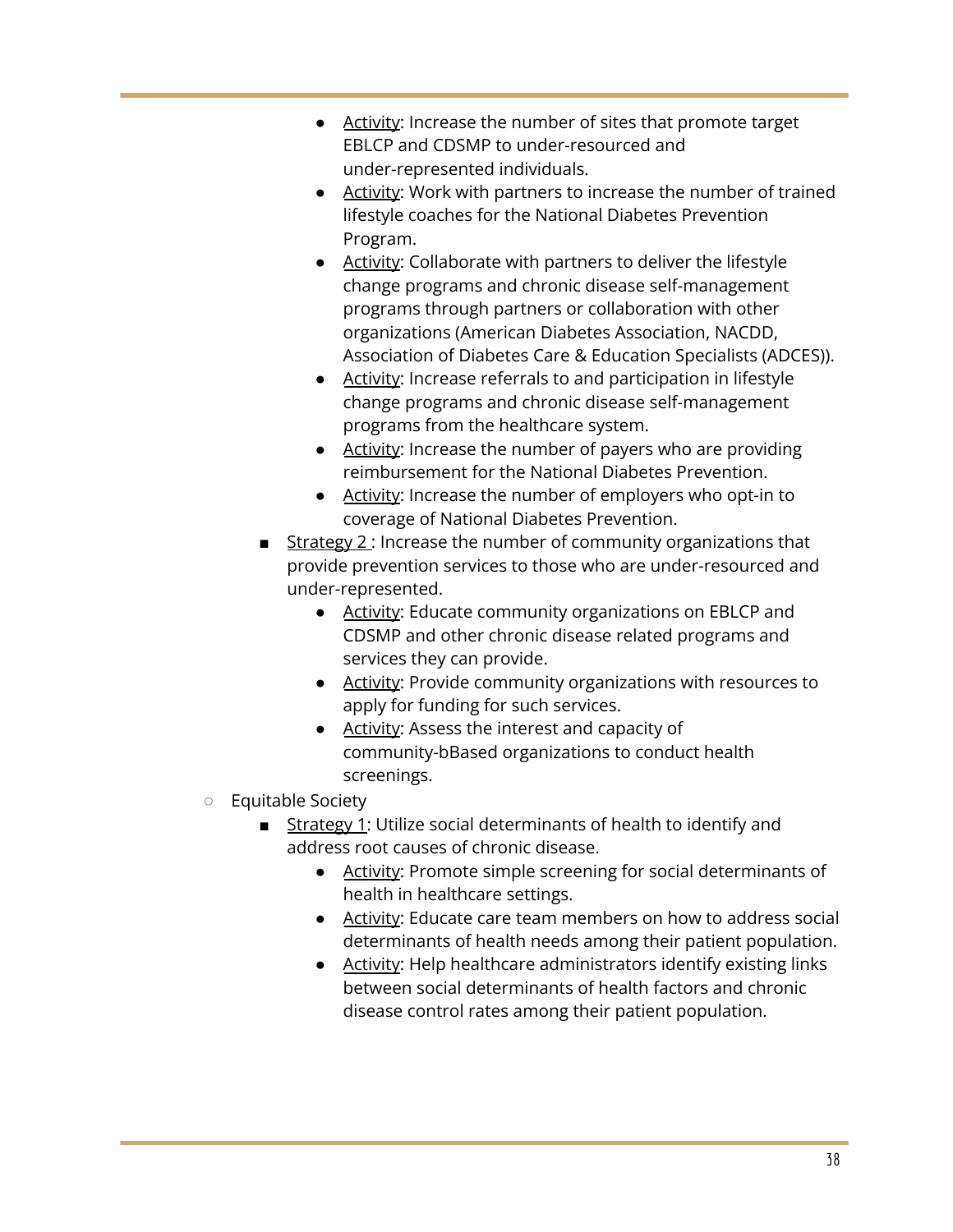- Activity: Increase the number of sites that promote target EBLCP and CDSMP to under-resourced and under-represented individuals.
        - Activity: Work with partners to increase the number of trained lifestyle coaches for the National Diabetes Prevention Program.
        - Activity: Collaborate with partners to deliver the lifestyle change programs and chronic disease self-management programs through partners or collaboration with other organizations (American Diabetes Association, NACDD, Association of Diabetes Care & Education Specialists (ADCES)).
        - Activity: Increase referrals to and participation in lifestyle change programs and chronic disease self-management programs from the healthcare system.
        - Activity: Increase the number of payers who are providing reimbursement for the National Diabetes Prevention.
        - Activity: Increase the number of employers who opt-in to coverage of National Diabetes Prevention.
    - Strategy 2 : Increase the number of community organizations that provide prevention services to those who are under-resourced and under-represented.
        - Activity: Educate community organizations on EBLCP and CDSMP and other chronic disease related programs and services they can provide.
        - Activity: Provide community organizations with resources to apply for funding for such services.
        - Activity: Assess the interest and capacity of community-bBased organizations to conduct health screenings.
- Equitable Society
    - Strategy 1: Utilize social determinants of health to identify and address root causes of chronic disease.
        - Activity: Promote simple screening for social determinants of health in healthcare settings.
        - Activity: Educate care team members on how to address social determinants of health needs among their patient population.
        - Activity: Help healthcare administrators identify existing links between social determinants of health factors and chronic disease control rates among their patient population.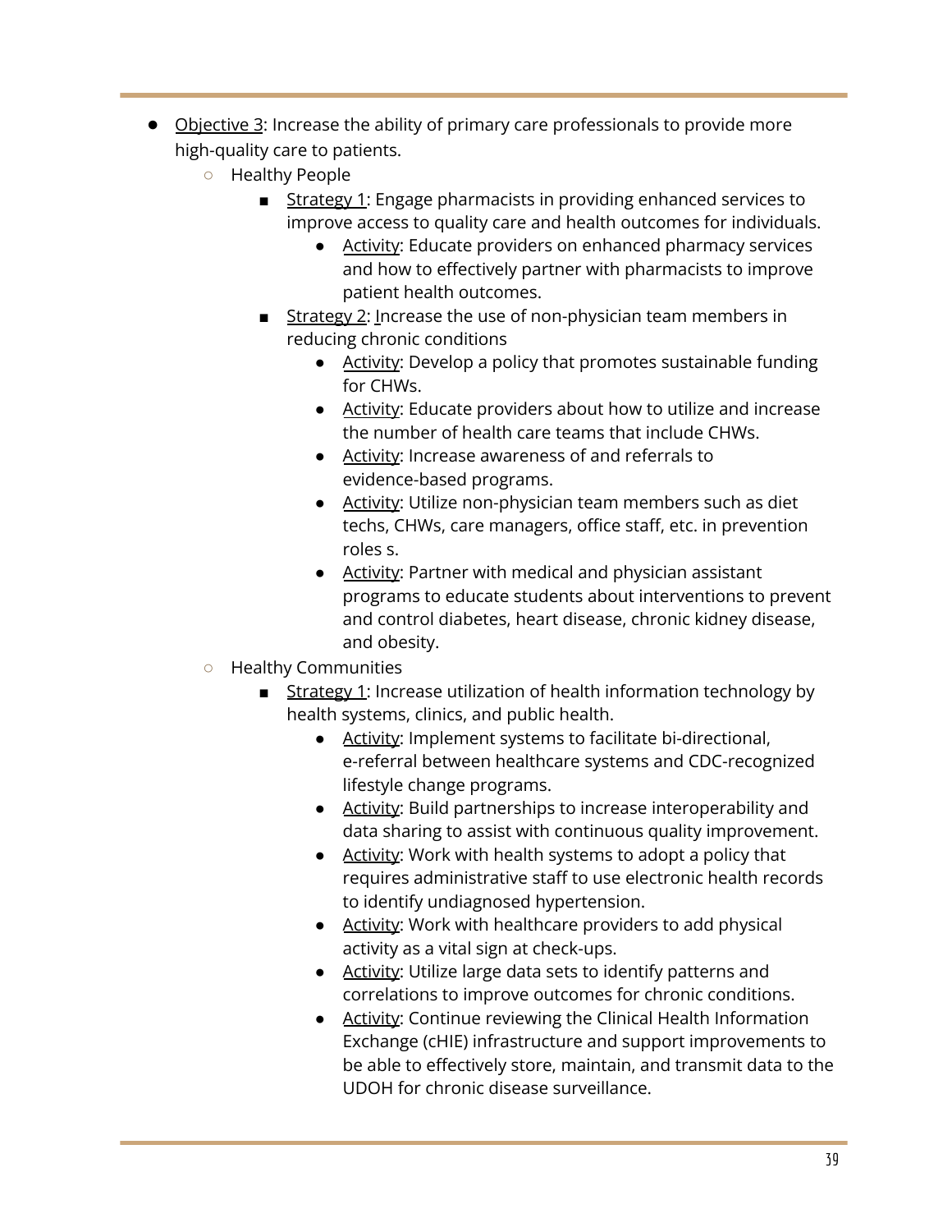- <u>Objective 3</u>: Increase the ability of primary care professionals to provide more high-quality care to patients.
  - Healthy People
    - <u>Strategy 1</u>: Engage pharmacists in providing enhanced services to improve access to quality care and health outcomes for individuals.
      - <u>Activity</u>: Educate providers on enhanced pharmacy services and how to effectively partner with pharmacists to improve patient health outcomes.
    - <u>Strategy 2</u>: Increase the use of non-physician team members in reducing chronic conditions
      - <u>Activity</u>: Develop a policy that promotes sustainable funding for CHWs.
      - <u>Activity</u>: Educate providers about how to utilize and increase the number of health care teams that include CHWs.
      - <u>Activity</u>: Increase awareness of and referrals to evidence-based programs.
      - <u>Activity</u>: Utilize non-physician team members such as diet techs, CHWs, care managers, office staff, etc. in prevention roles s.
      - <u>Activity</u>: Partner with medical and physician assistant programs to educate students about interventions to prevent and control diabetes, heart disease, chronic kidney disease, and obesity.
  - Healthy Communities
    - <u>Strategy 1</u>: Increase utilization of health information technology by health systems, clinics, and public health.
      - <u>Activity</u>: Implement systems to facilitate bi-directional, e-referral between healthcare systems and CDC-recognized lifestyle change programs.
      - <u>Activity</u>: Build partnerships to increase interoperability and data sharing to assist with continuous quality improvement.
      - <u>Activity</u>: Work with health systems to adopt a policy that requires administrative staff to use electronic health records to identify undiagnosed hypertension.
      - <u>Activity</u>: Work with healthcare providers to add physical activity as a vital sign at check-ups.
      - <u>Activity</u>: Utilize large data sets to identify patterns and correlations to improve outcomes for chronic conditions.
      - <u>Activity</u>: Continue reviewing the Clinical Health Information Exchange (cHIE) infrastructure and support improvements to be able to effectively store, maintain, and transmit data to the UDOH for chronic disease surveillance.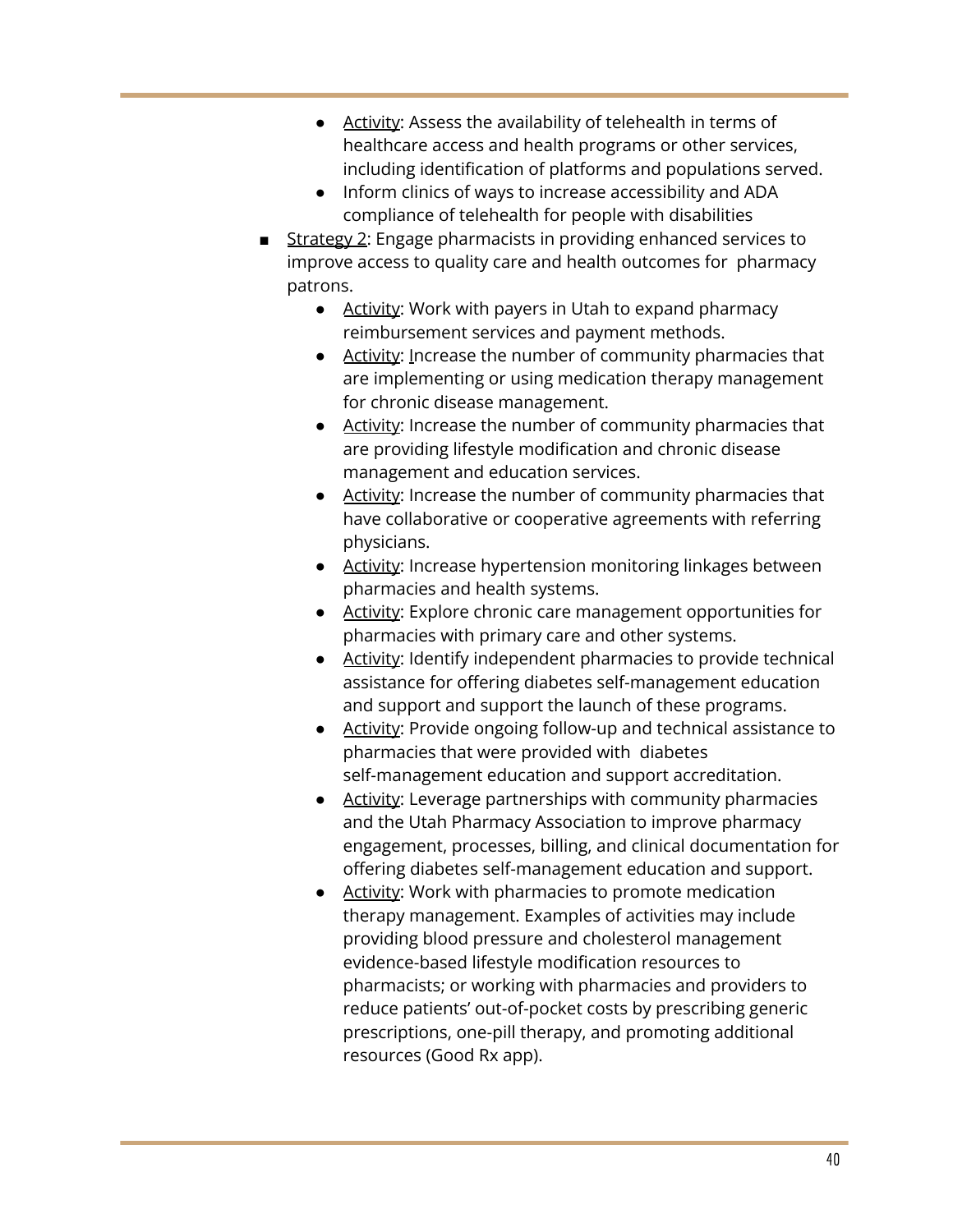- Activity: Assess the availability of telehealth in terms of healthcare access and health programs or other services, including identification of platforms and populations served.
        - Inform clinics of ways to increase accessibility and ADA compliance of telehealth for people with disabilities
    - Strategy 2: Engage pharmacists in providing enhanced services to improve access to quality care and health outcomes for pharmacy patrons.
        - Activity: Work with payers in Utah to expand pharmacy reimbursement services and payment methods.
        - Activity: Increase the number of community pharmacies that are implementing or using medication therapy management for chronic disease management.
        - Activity: Increase the number of community pharmacies that are providing lifestyle modification and chronic disease management and education services.
        - Activity: Increase the number of community pharmacies that have collaborative or cooperative agreements with referring physicians.
        - Activity: Increase hypertension monitoring linkages between pharmacies and health systems.
        - Activity: Explore chronic care management opportunities for pharmacies with primary care and other systems.
        - Activity: Identify independent pharmacies to provide technical assistance for offering diabetes self-management education and support and support the launch of these programs.
        - Activity: Provide ongoing follow-up and technical assistance to pharmacies that were provided with diabetes self-management education and support accreditation.
        - Activity: Leverage partnerships with community pharmacies and the Utah Pharmacy Association to improve pharmacy engagement, processes, billing, and clinical documentation for offering diabetes self-management education and support.
        - Activity: Work with pharmacies to promote medication therapy management. Examples of activities may include providing blood pressure and cholesterol management evidence-based lifestyle modification resources to pharmacists; or working with pharmacies and providers to reduce patients' out-of-pocket costs by prescribing generic prescriptions, one-pill therapy, and promoting additional resources (Good Rx app).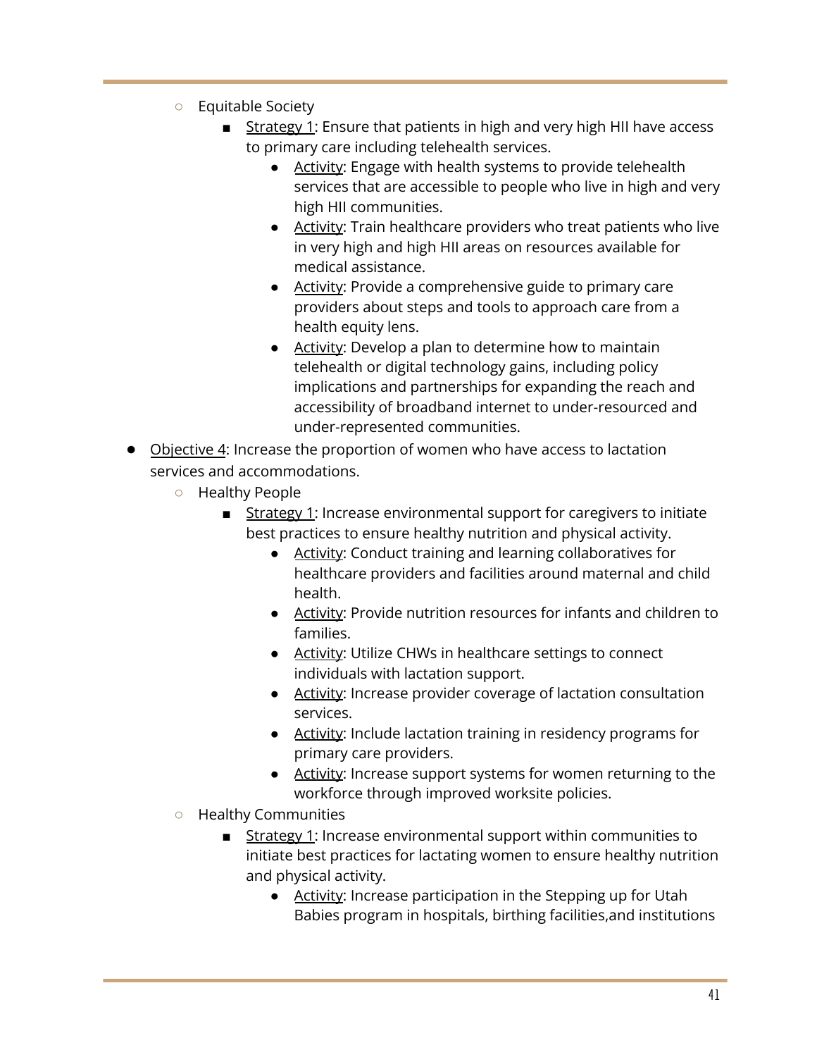- Equitable Society
    - Strategy 1: Ensure that patients in high and very high HII have access to primary care including telehealth services.
        - Activity: Engage with health systems to provide telehealth services that are accessible to people who live in high and very high HII communities.
        - Activity: Train healthcare providers who treat patients who live in very high and high HII areas on resources available for medical assistance.
        - Activity: Provide a comprehensive guide to primary care providers about steps and tools to approach care from a health equity lens.
        - Activity: Develop a plan to determine how to maintain telehealth or digital technology gains, including policy implications and partnerships for expanding the reach and accessibility of broadband internet to under-resourced and under-represented communities.

- Objective 4: Increase the proportion of women who have access to lactation services and accommodations.
    - Healthy People
        - Strategy 1: Increase environmental support for caregivers to initiate best practices to ensure healthy nutrition and physical activity.
            - Activity: Conduct training and learning collaboratives for healthcare providers and facilities around maternal and child health.
            - Activity: Provide nutrition resources for infants and children to families.
            - Activity: Utilize CHWs in healthcare settings to connect individuals with lactation support.
            - Activity: Increase provider coverage of lactation consultation services.
            - Activity: Include lactation training in residency programs for primary care providers.
            - Activity: Increase support systems for women returning to the workforce through improved worksite policies.
    - Healthy Communities
        - Strategy 1: Increase environmental support within communities to initiate best practices for lactating women to ensure healthy nutrition and physical activity.
            - Activity: Increase participation in the Stepping up for Utah Babies program in hospitals, birthing facilities,and institutions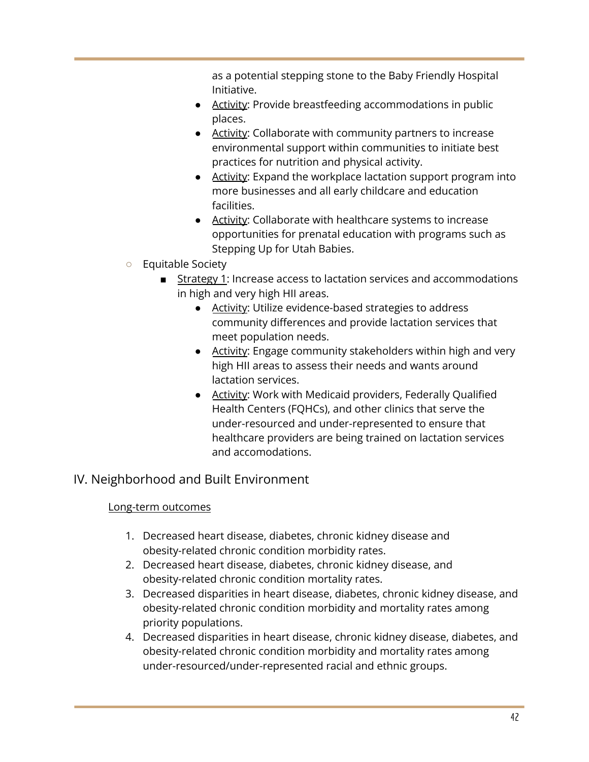as a potential stepping stone to the Baby Friendly Hospital Initiative.

            - Activity: Provide breastfeeding accommodations in public places.
            - Activity: Collaborate with community partners to increase environmental support within communities to initiate best practices for nutrition and physical activity.
            - Activity: Expand the workplace lactation support program into more businesses and all early childcare and education facilities.
            - Activity: Collaborate with healthcare systems to increase opportunities for prenatal education with programs such as Stepping Up for Utah Babies.
    - Equitable Society
        - Strategy 1: Increase access to lactation services and accommodations in high and very high HII areas.
            - Activity: Utilize evidence-based strategies to address community differences and provide lactation services that meet population needs.
            - Activity: Engage community stakeholders within high and very high HII areas to assess their needs and wants around lactation services.
            - Activity: Work with Medicaid providers, Federally Qualified Health Centers (FQHCs), and other clinics that serve the under-resourced and under-represented to ensure that healthcare providers are being trained on lactation services and accomodations.

## IV. Neighborhood and Built Environment

Long-term outcomes

1. Decreased heart disease, diabetes, chronic kidney disease and obesity-related chronic condition morbidity rates.
2. Decreased heart disease, diabetes, chronic kidney disease, and obesity-related chronic condition mortality rates.
3. Decreased disparities in heart disease, diabetes, chronic kidney disease, and obesity-related chronic condition morbidity and mortality rates among priority populations.
4. Decreased disparities in heart disease, chronic kidney disease, diabetes, and obesity-related chronic condition morbidity and mortality rates among under-resourced/under-represented racial and ethnic groups.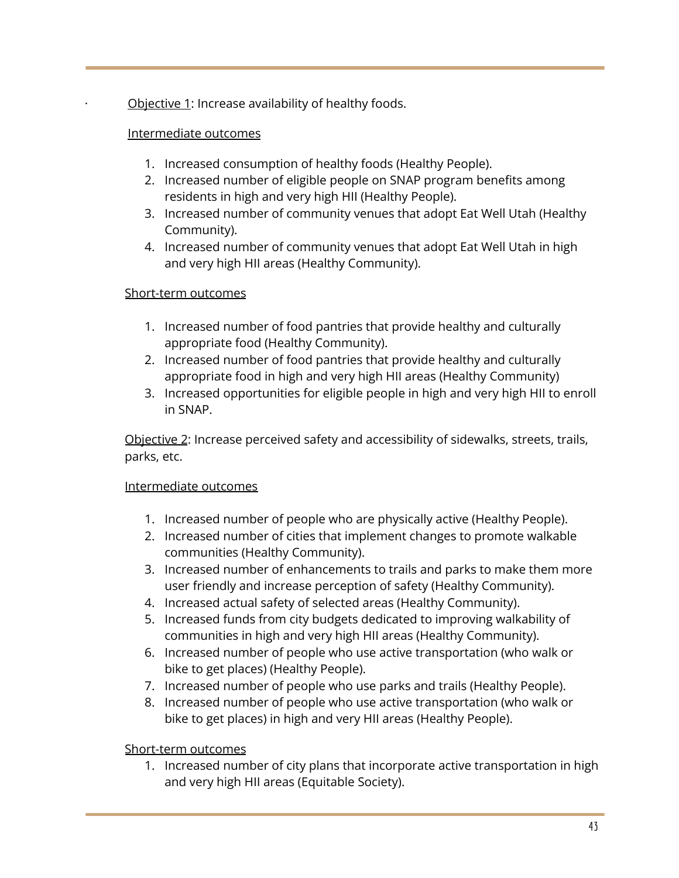Objective 1: Increase availability of healthy foods.

Intermediate outcomes

1. Increased consumption of healthy foods (Healthy People).
2. Increased number of eligible people on SNAP program benefits among residents in high and very high HII (Healthy People).
3. Increased number of community venues that adopt Eat Well Utah (Healthy Community).
4. Increased number of community venues that adopt Eat Well Utah in high and very high HII areas (Healthy Community).

Short-term outcomes

1. Increased number of food pantries that provide healthy and culturally appropriate food (Healthy Community).
2. Increased number of food pantries that provide healthy and culturally appropriate food in high and very high HII areas (Healthy Community)
3. Increased opportunities for eligible people in high and very high HII to enroll in SNAP.

Objective 2: Increase perceived safety and accessibility of sidewalks, streets, trails, parks, etc.

Intermediate outcomes

1. Increased number of people who are physically active (Healthy People).
2. Increased number of cities that implement changes to promote walkable communities (Healthy Community).
3. Increased number of enhancements to trails and parks to make them more user friendly and increase perception of safety (Healthy Community).
4. Increased actual safety of selected areas (Healthy Community).
5. Increased funds from city budgets dedicated to improving walkability of communities in high and very high HII areas (Healthy Community).
6. Increased number of people who use active transportation (who walk or bike to get places) (Healthy People).
7. Increased number of people who use parks and trails (Healthy People).
8. Increased number of people who use active transportation (who walk or bike to get places) in high and very HII areas (Healthy People).

Short-term outcomes

1. Increased number of city plans that incorporate active transportation in high and very high HII areas (Equitable Society).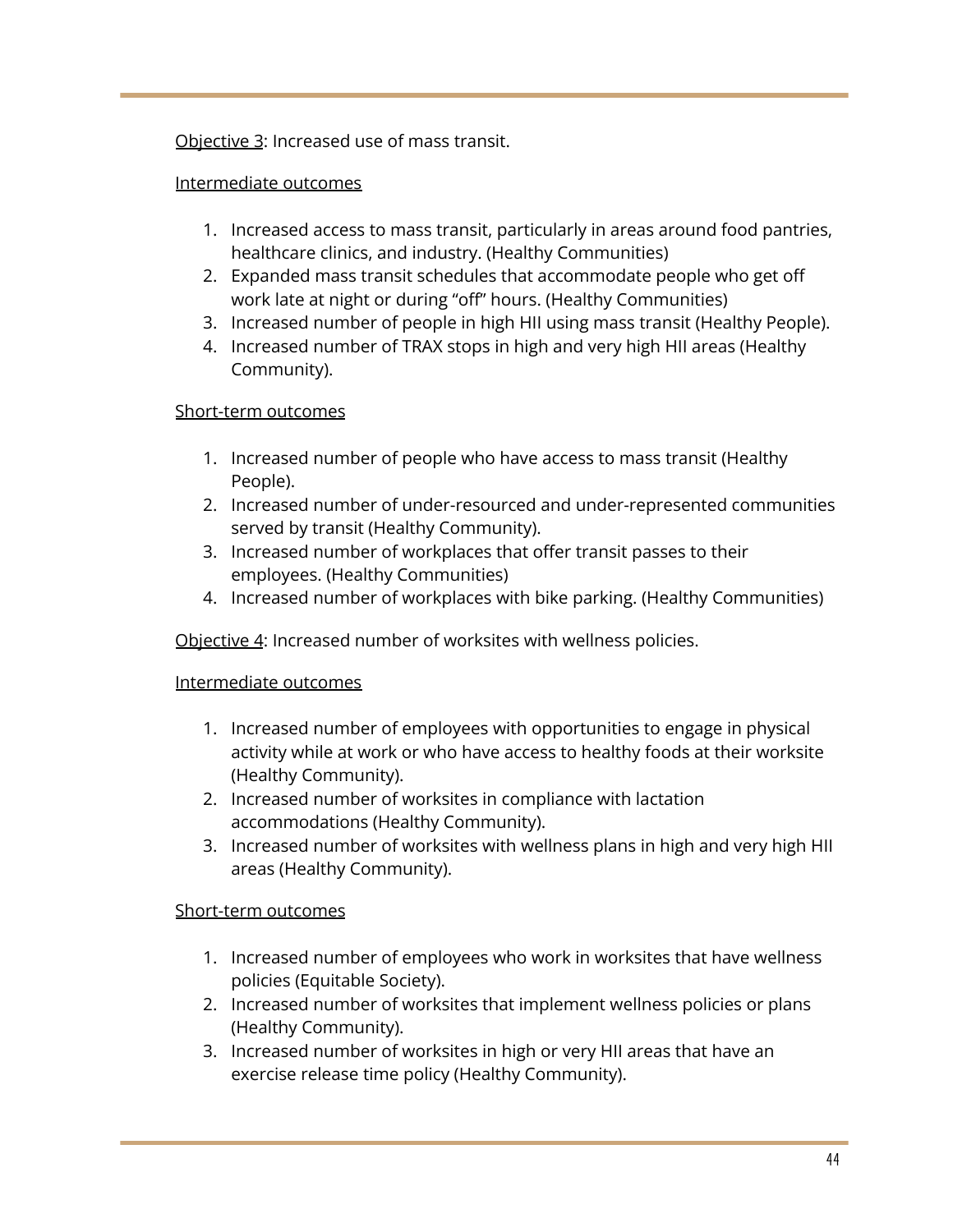<u>Objective 3</u>: Increased use of mass transit.

<u>Intermediate outcomes</u>

1. Increased access to mass transit, particularly in areas around food pantries, healthcare clinics, and industry. (Healthy Communities)
2. Expanded mass transit schedules that accommodate people who get off work late at night or during "off" hours. (Healthy Communities)
3. Increased number of people in high HII using mass transit (Healthy People).
4. Increased number of TRAX stops in high and very high HII areas (Healthy Community).

<u>Short-term outcomes</u>

1. Increased number of people who have access to mass transit (Healthy People).
2. Increased number of under-resourced and under-represented communities served by transit (Healthy Community).
3. Increased number of workplaces that offer transit passes to their employees. (Healthy Communities)
4. Increased number of workplaces with bike parking. (Healthy Communities)

<u>Objective 4</u>: Increased number of worksites with wellness policies.

<u>Intermediate outcomes</u>

1. Increased number of employees with opportunities to engage in physical activity while at work or who have access to healthy foods at their worksite (Healthy Community).
2. Increased number of worksites in compliance with lactation accommodations (Healthy Community).
3. Increased number of worksites with wellness plans in high and very high HII areas (Healthy Community).

<u>Short-term outcomes</u>

1. Increased number of employees who work in worksites that have wellness policies (Equitable Society).
2. Increased number of worksites that implement wellness policies or plans (Healthy Community).
3. Increased number of worksites in high or very HII areas that have an exercise release time policy (Healthy Community).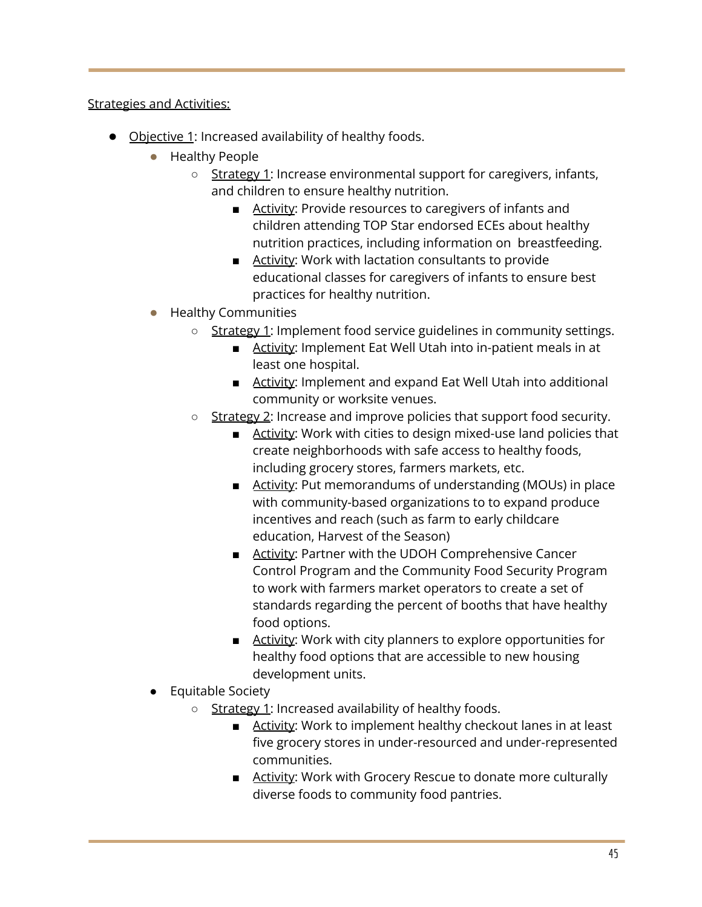Strategies and Activities:

- Objective 1: Increased availability of healthy foods.
  - Healthy People
    - Strategy 1: Increase environmental support for caregivers, infants, and children to ensure healthy nutrition.
      - Activity: Provide resources to caregivers of infants and children attending TOP Star endorsed ECEs about healthy nutrition practices, including information on  breastfeeding.
      - Activity: Work with lactation consultants to provide educational classes for caregivers of infants to ensure best practices for healthy nutrition.
  - Healthy Communities
    - Strategy 1: Implement food service guidelines in community settings.
      - Activity: Implement Eat Well Utah into in-patient meals in at least one hospital.
      - Activity: Implement and expand Eat Well Utah into additional community or worksite venues.
    - Strategy 2: Increase and improve policies that support food security.
      - Activity: Work with cities to design mixed-use land policies that create neighborhoods with safe access to healthy foods, including grocery stores, farmers markets, etc.
      - Activity: Put memorandums of understanding (MOUs) in place with community-based organizations to to expand produce incentives and reach (such as farm to early childcare education, Harvest of the Season)
      - Activity: Partner with the UDOH Comprehensive Cancer Control Program and the Community Food Security Program to work with farmers market operators to create a set of standards regarding the percent of booths that have healthy food options.
      - Activity: Work with city planners to explore opportunities for healthy food options that are accessible to new housing development units.
  - Equitable Society
    - Strategy 1: Increased availability of healthy foods.
      - Activity: Work to implement healthy checkout lanes in at least five grocery stores in under-resourced and under-represented communities.
      - Activity: Work with Grocery Rescue to donate more culturally diverse foods to community food pantries.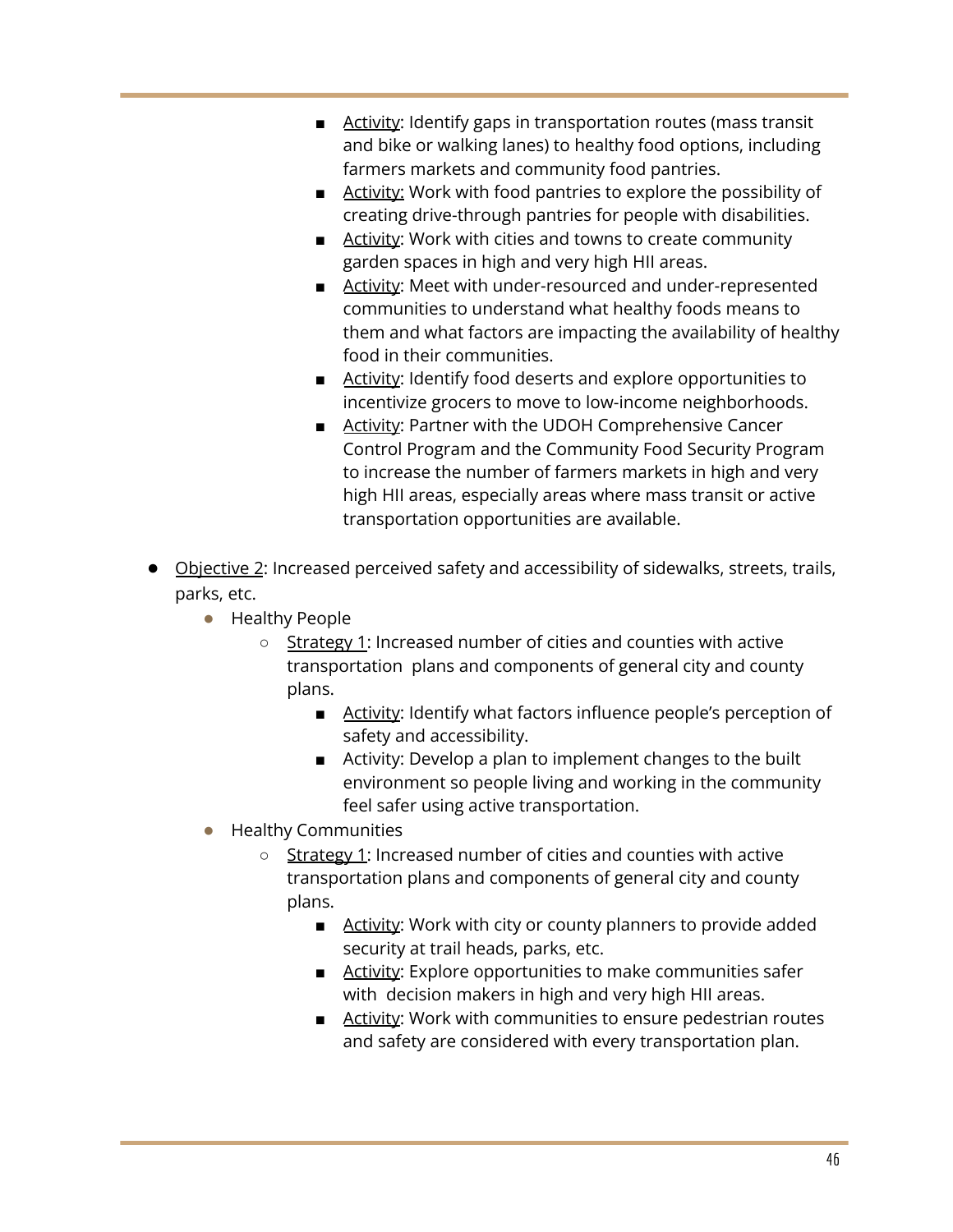- Activity: Identify gaps in transportation routes (mass transit and bike or walking lanes) to healthy food options, including farmers markets and community food pantries.
        - Activity: Work with food pantries to explore the possibility of creating drive-through pantries for people with disabilities.
        - Activity: Work with cities and towns to create community garden spaces in high and very high HII areas.
        - Activity: Meet with under-resourced and under-represented communities to understand what healthy foods means to them and what factors are impacting the availability of healthy food in their communities.
        - Activity: Identify food deserts and explore opportunities to incentivize grocers to move to low-income neighborhoods.
        - Activity: Partner with the UDOH Comprehensive Cancer Control Program and the Community Food Security Program to increase the number of farmers markets in high and very high HII areas, especially areas where mass transit or active transportation opportunities are available.

- Objective 2: Increased perceived safety and accessibility of sidewalks, streets, trails, parks, etc.
    - Healthy People
        - Strategy 1: Increased number of cities and counties with active transportation plans and components of general city and county plans.
            - Activity: Identify what factors influence people's perception of safety and accessibility.
            - Activity: Develop a plan to implement changes to the built environment so people living and working in the community feel safer using active transportation.
    - Healthy Communities
        - Strategy 1: Increased number of cities and counties with active transportation plans and components of general city and county plans.
            - Activity: Work with city or county planners to provide added security at trail heads, parks, etc.
            - Activity: Explore opportunities to make communities safer with decision makers in high and very high HII areas.
            - Activity: Work with communities to ensure pedestrian routes and safety are considered with every transportation plan.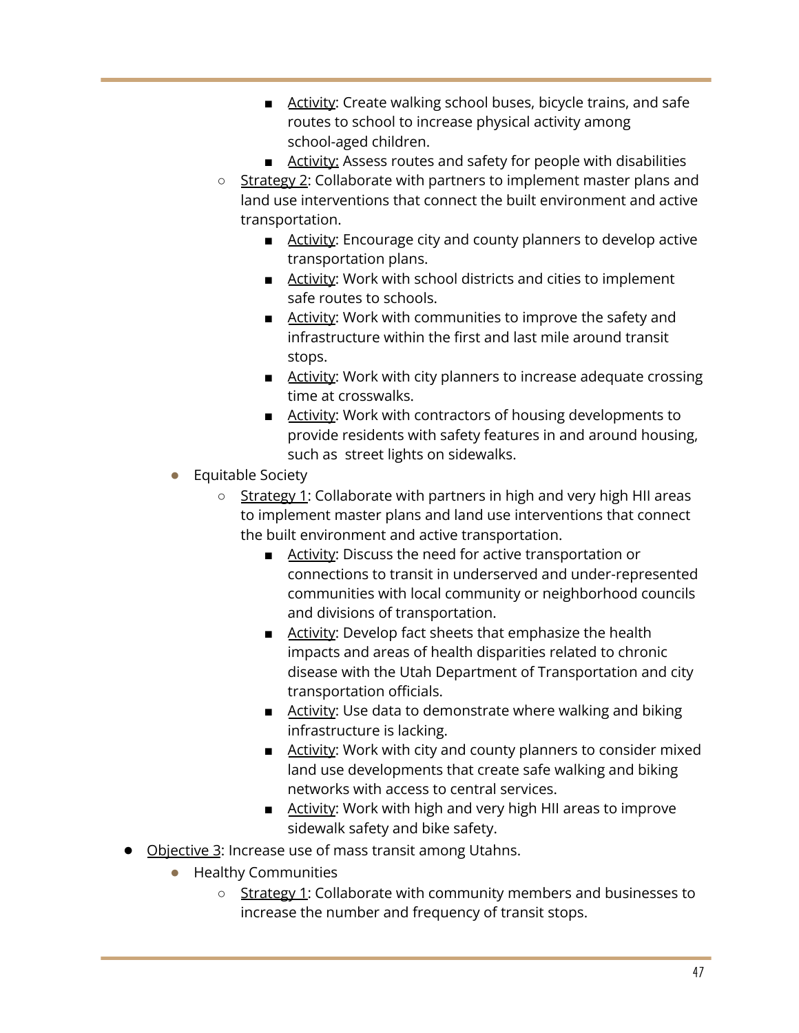- <u>Activity</u>: Create walking school buses, bicycle trains, and safe routes to school to increase physical activity among school-aged children.
        - <u>Activity:</u> Assess routes and safety for people with disabilities
    - <u>Strategy 2</u>: Collaborate with partners to implement master plans and land use interventions that connect the built environment and active transportation.
        - <u>Activity</u>: Encourage city and county planners to develop active transportation plans.
        - <u>Activity</u>: Work with school districts and cities to implement safe routes to schools.
        - <u>Activity</u>: Work with communities to improve the safety and infrastructure within the first and last mile around transit stops.
        - <u>Activity</u>: Work with city planners to increase adequate crossing time at crosswalks.
        - <u>Activity</u>: Work with contractors of housing developments to provide residents with safety features in and around housing, such as street lights on sidewalks.
  - Equitable Society
    - <u>Strategy 1</u>: Collaborate with partners in high and very high HII areas to implement master plans and land use interventions that connect the built environment and active transportation.
        - <u>Activity</u>: Discuss the need for active transportation or connections to transit in underserved and under-represented communities with local community or neighborhood councils and divisions of transportation.
        - <u>Activity</u>: Develop fact sheets that emphasize the health impacts and areas of health disparities related to chronic disease with the Utah Department of Transportation and city transportation officials.
        - <u>Activity</u>: Use data to demonstrate where walking and biking infrastructure is lacking.
        - <u>Activity</u>: Work with city and county planners to consider mixed land use developments that create safe walking and biking networks with access to central services.
        - <u>Activity</u>: Work with high and very high HII areas to improve sidewalk safety and bike safety.
- <u>Objective 3</u>: Increase use of mass transit among Utahns.
  - Healthy Communities
    - <u>Strategy 1</u>: Collaborate with community members and businesses to increase the number and frequency of transit stops.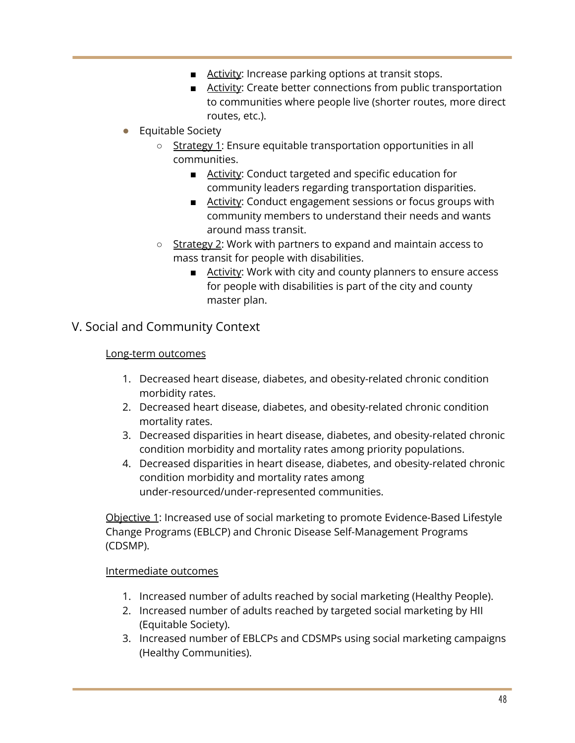- Activity: Increase parking options at transit stops.
        - Activity: Create better connections from public transportation to communities where people live (shorter routes, more direct routes, etc.).
- Equitable Society
    - Strategy 1: Ensure equitable transportation opportunities in all communities.
        - Activity: Conduct targeted and specific education for community leaders regarding transportation disparities.
        - Activity: Conduct engagement sessions or focus groups with community members to understand their needs and wants around mass transit.
    - Strategy 2: Work with partners to expand and maintain access to mass transit for people with disabilities.
        - Activity: Work with city and county planners to ensure access for people with disabilities is part of the city and county master plan.

## V. Social and Community Context

Long-term outcomes

1. Decreased heart disease, diabetes, and obesity-related chronic condition morbidity rates.
2. Decreased heart disease, diabetes, and obesity-related chronic condition mortality rates.
3. Decreased disparities in heart disease, diabetes, and obesity-related chronic condition morbidity and mortality rates among priority populations.
4. Decreased disparities in heart disease, diabetes, and obesity-related chronic condition morbidity and mortality rates among under-resourced/under-represented communities.

Objective 1: Increased use of social marketing to promote Evidence-Based Lifestyle Change Programs (EBLCP) and Chronic Disease Self-Management Programs (CDSMP).

Intermediate outcomes

1. Increased number of adults reached by social marketing (Healthy People).
2. Increased number of adults reached by targeted social marketing by HII (Equitable Society).
3. Increased number of EBLCPs and CDSMPs using social marketing campaigns (Healthy Communities).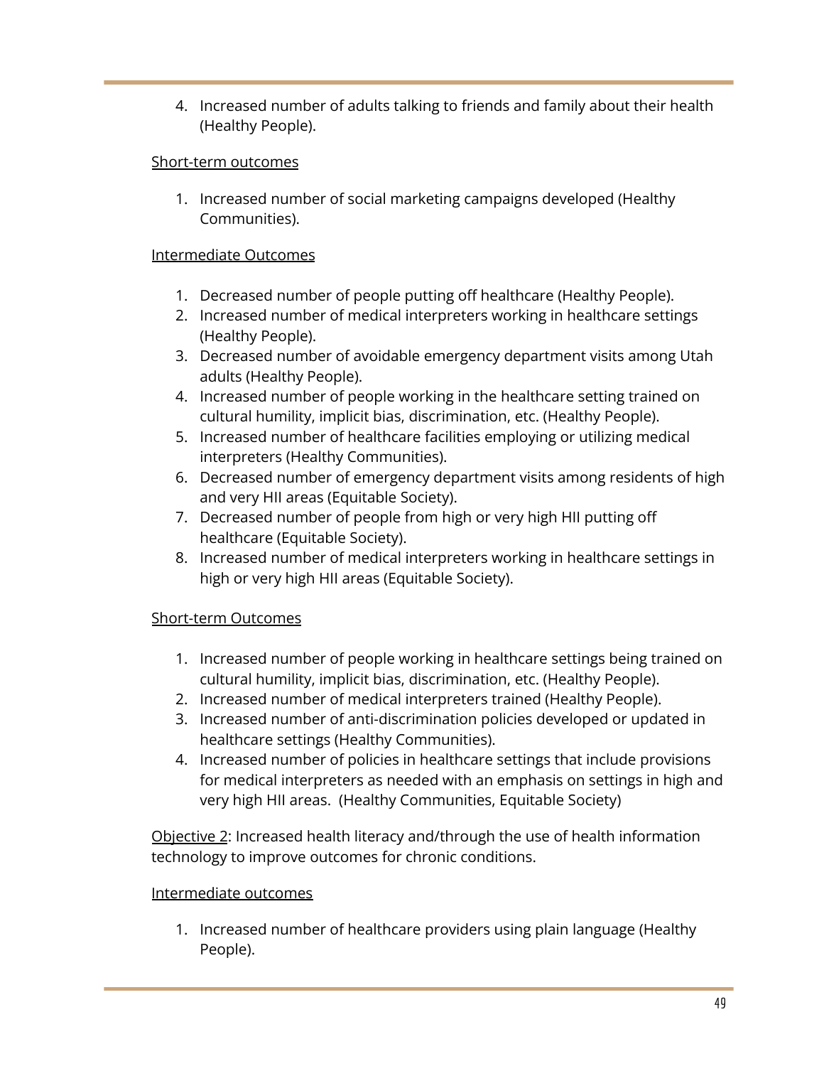4. Increased number of adults talking to friends and family about their health (Healthy People).

Short-term outcomes

1. Increased number of social marketing campaigns developed (Healthy Communities).

Intermediate Outcomes

1. Decreased number of people putting off healthcare (Healthy People).
2. Increased number of medical interpreters working in healthcare settings (Healthy People).
3. Decreased number of avoidable emergency department visits among Utah adults (Healthy People).
4. Increased number of people working in the healthcare setting trained on cultural humility, implicit bias, discrimination, etc. (Healthy People).
5. Increased number of healthcare facilities employing or utilizing medical interpreters (Healthy Communities).
6. Decreased number of emergency department visits among residents of high and very HII areas (Equitable Society).
7. Decreased number of people from high or very high HII putting off healthcare (Equitable Society).
8. Increased number of medical interpreters working in healthcare settings in high or very high HII areas (Equitable Society).

Short-term Outcomes

1. Increased number of people working in healthcare settings being trained on cultural humility, implicit bias, discrimination, etc. (Healthy People).
2. Increased number of medical interpreters trained (Healthy People).
3. Increased number of anti-discrimination policies developed or updated in healthcare settings (Healthy Communities).
4. Increased number of policies in healthcare settings that include provisions for medical interpreters as needed with an emphasis on settings in high and very high HII areas. (Healthy Communities, Equitable Society)

Objective 2: Increased health literacy and/through the use of health information technology to improve outcomes for chronic conditions.

Intermediate outcomes

1. Increased number of healthcare providers using plain language (Healthy People).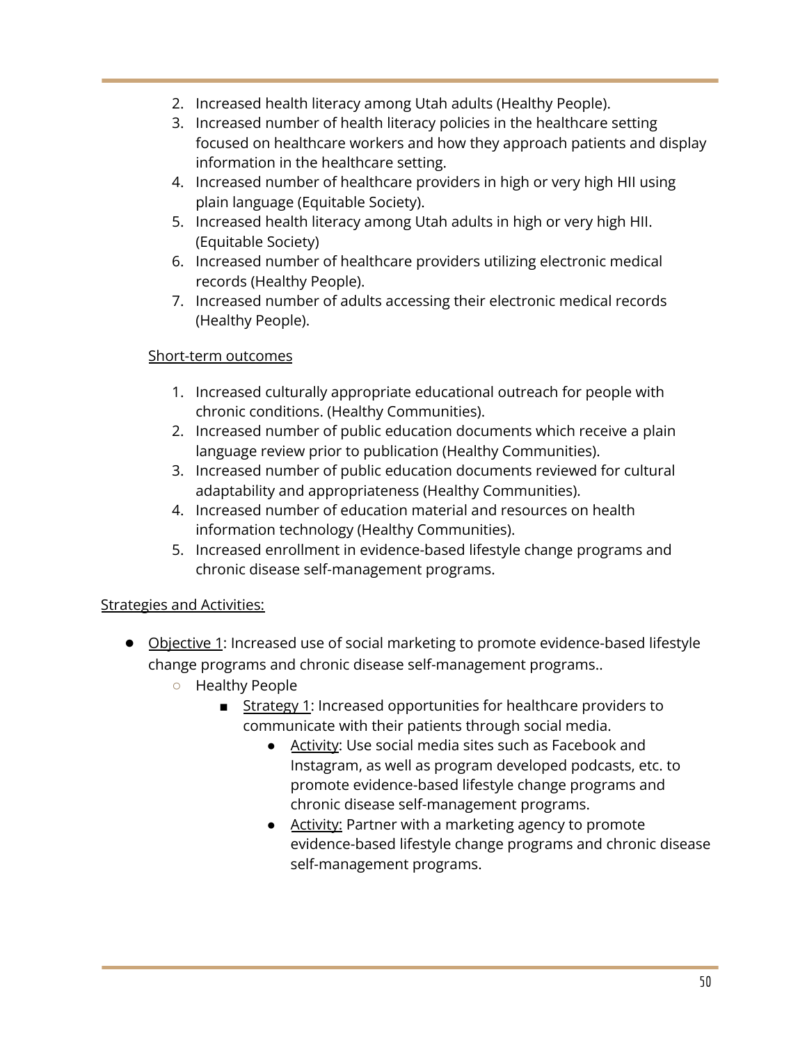2. Increased health literacy among Utah adults (Healthy People).
3. Increased number of health literacy policies in the healthcare setting focused on healthcare workers and how they approach patients and display information in the healthcare setting.
4. Increased number of healthcare providers in high or very high HII using plain language (Equitable Society).
5. Increased health literacy among Utah adults in high or very high HII. (Equitable Society)
6. Increased number of healthcare providers utilizing electronic medical records (Healthy People).
7. Increased number of adults accessing their electronic medical records (Healthy People).

<u>Short-term outcomes</u>

1. Increased culturally appropriate educational outreach for people with chronic conditions. (Healthy Communities).
2. Increased number of public education documents which receive a plain language review prior to publication (Healthy Communities).
3. Increased number of public education documents reviewed for cultural adaptability and appropriateness (Healthy Communities).
4. Increased number of education material and resources on health information technology (Healthy Communities).
5. Increased enrollment in evidence-based lifestyle change programs and chronic disease self-management programs.

<u>Strategies and Activities:</u>

- <u>Objective 1</u>: Increased use of social marketing to promote evidence-based lifestyle change programs and chronic disease self-management programs..
    - Healthy People
        - <u>Strategy 1</u>: Increased opportunities for healthcare providers to communicate with their patients through social media.
            - <u>Activity</u>: Use social media sites such as Facebook and Instagram, as well as program developed podcasts, etc. to promote evidence-based lifestyle change programs and chronic disease self-management programs.
            - <u>Activity:</u> Partner with a marketing agency to promote evidence-based lifestyle change programs and chronic disease self-management programs.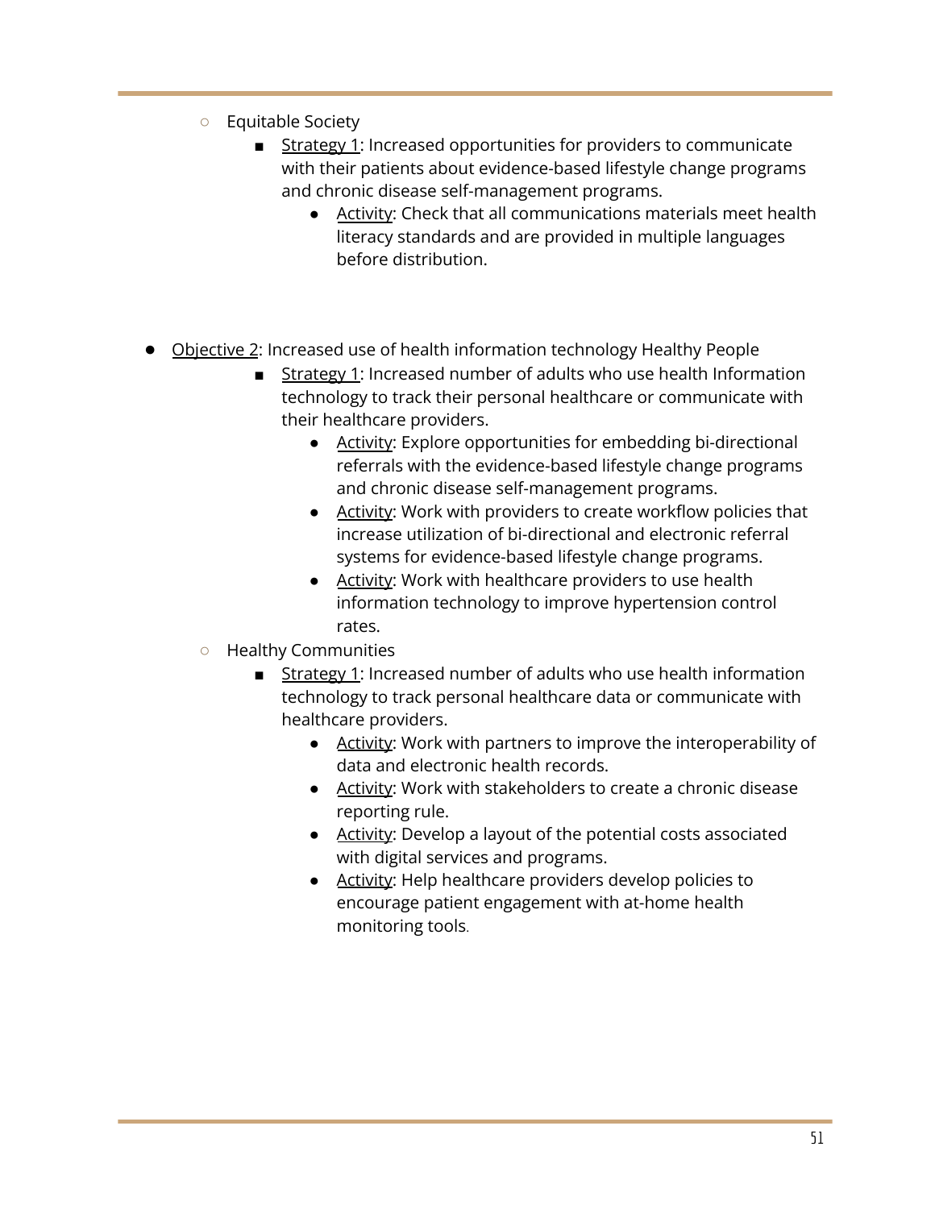- Equitable Society
    - <u>Strategy 1</u>: Increased opportunities for providers to communicate with their patients about evidence-based lifestyle change programs and chronic disease self-management programs.
        - <u>Activity</u>: Check that all communications materials meet health literacy standards and are provided in multiple languages before distribution.

- <u>Objective 2</u>: Increased use of health information technology Healthy People
    - <u>Strategy 1</u>: Increased number of adults who use health Information technology to track their personal healthcare or communicate with their healthcare providers.
        - <u>Activity</u>: Explore opportunities for embedding bi-directional referrals with the evidence-based lifestyle change programs and chronic disease self-management programs.
        - <u>Activity</u>: Work with providers to create workflow policies that increase utilization of bi-directional and electronic referral systems for evidence-based lifestyle change programs.
        - <u>Activity</u>: Work with healthcare providers to use health information technology to improve hypertension control rates.
    - Healthy Communities
        - <u>Strategy 1</u>: Increased number of adults who use health information technology to track personal healthcare data or communicate with healthcare providers.
            - <u>Activity</u>: Work with partners to improve the interoperability of data and electronic health records.
            - <u>Activity</u>: Work with stakeholders to create a chronic disease reporting rule.
            - <u>Activity</u>: Develop a layout of the potential costs associated with digital services and programs.
            - <u>Activity</u>: Help healthcare providers develop policies to encourage patient engagement with at-home health monitoring tools.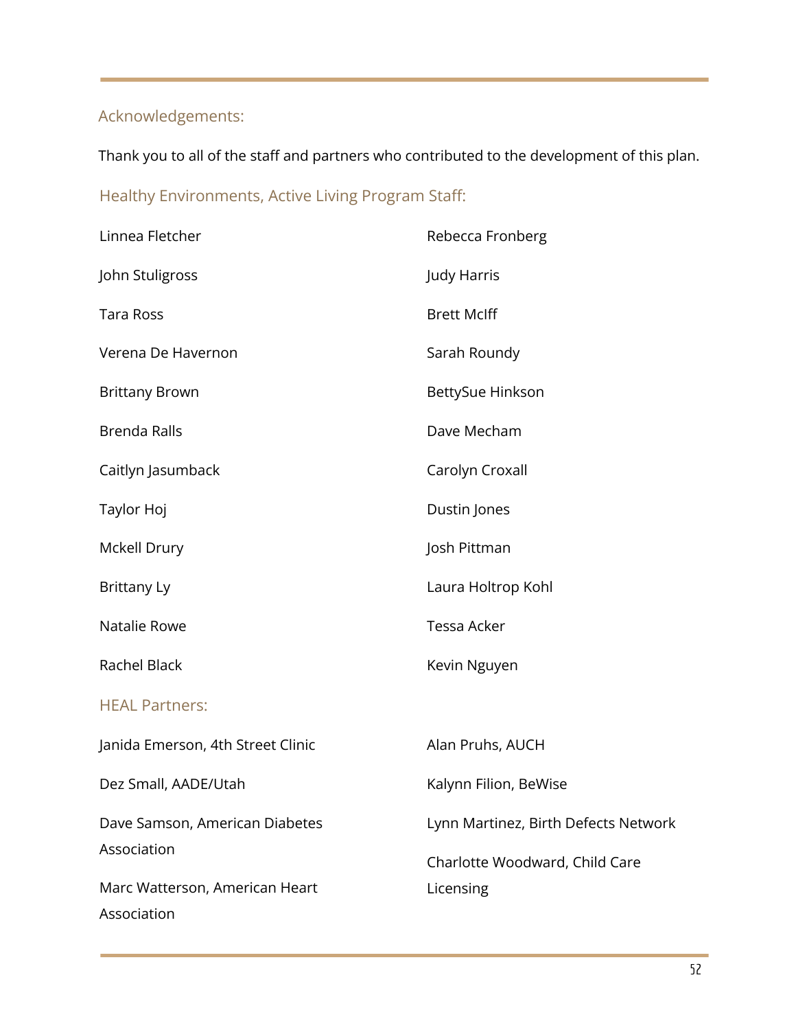## Acknowledgements:

Thank you to all of the staff and partners who contributed to the development of this plan.

### Healthy Environments, Active Living Program Staff:

Linnea Fletcher

John Stuligross

Tara Ross

Verena De Havernon

Brittany Brown

Brenda Ralls

Caitlyn Jasumback

Taylor Hoj

Mckell Drury

Brittany Ly

Natalie Rowe

Rachel Black

Rebecca Fronberg

Judy Harris

Brett McIff

Sarah Roundy

BettySue Hinkson

Dave Mecham

Carolyn Croxall

Dustin Jones

Josh Pittman

Laura Holtrop Kohl

Tessa Acker

Kevin Nguyen

### HEAL Partners:

Janida Emerson, 4th Street Clinic

Dez Small, AADE/Utah

Dave Samson, American Diabetes Association

Marc Watterson, American Heart Association

Alan Pruhs, AUCH

Kalynn Filion, BeWise

Lynn Martinez, Birth Defects Network

Charlotte Woodward, Child Care Licensing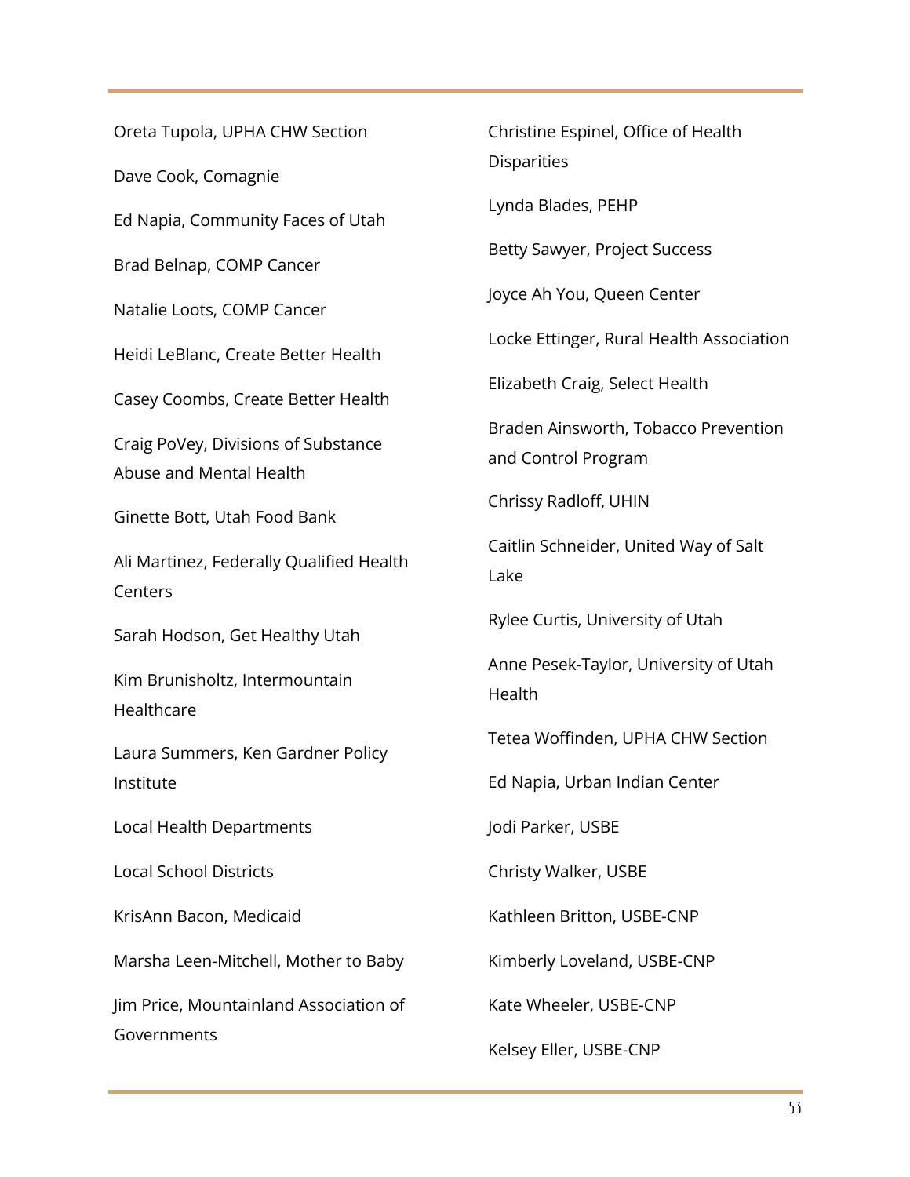Oreta Tupola, UPHA CHW Section

Dave Cook, Comagnie

Ed Napia, Community Faces of Utah

Brad Belnap, COMP Cancer

Natalie Loots, COMP Cancer

Heidi LeBlanc, Create Better Health

Casey Coombs, Create Better Health

Craig PoVey, Divisions of Substance Abuse and Mental Health

Ginette Bott, Utah Food Bank

Ali Martinez, Federally Qualified Health Centers

Sarah Hodson, Get Healthy Utah

Kim Brunisholtz, Intermountain Healthcare

Laura Summers, Ken Gardner Policy Institute

Local Health Departments

Local School Districts

KrisAnn Bacon, Medicaid

Marsha Leen-Mitchell, Mother to Baby

Jim Price, Mountainland Association of Governments

Christine Espinel, Office of Health Disparities

Lynda Blades, PEHP

Betty Sawyer, Project Success

Joyce Ah You, Queen Center

Locke Ettinger, Rural Health Association

Elizabeth Craig, Select Health

Braden Ainsworth, Tobacco Prevention and Control Program

Chrissy Radloff, UHIN

Caitlin Schneider, United Way of Salt Lake

Rylee Curtis, University of Utah

Anne Pesek-Taylor, University of Utah Health

Tetea Woffinden, UPHA CHW Section

Ed Napia, Urban Indian Center

Jodi Parker, USBE

Christy Walker, USBE

Kathleen Britton, USBE-CNP

Kimberly Loveland, USBE-CNP

Kate Wheeler, USBE-CNP

Kelsey Eller, USBE-CNP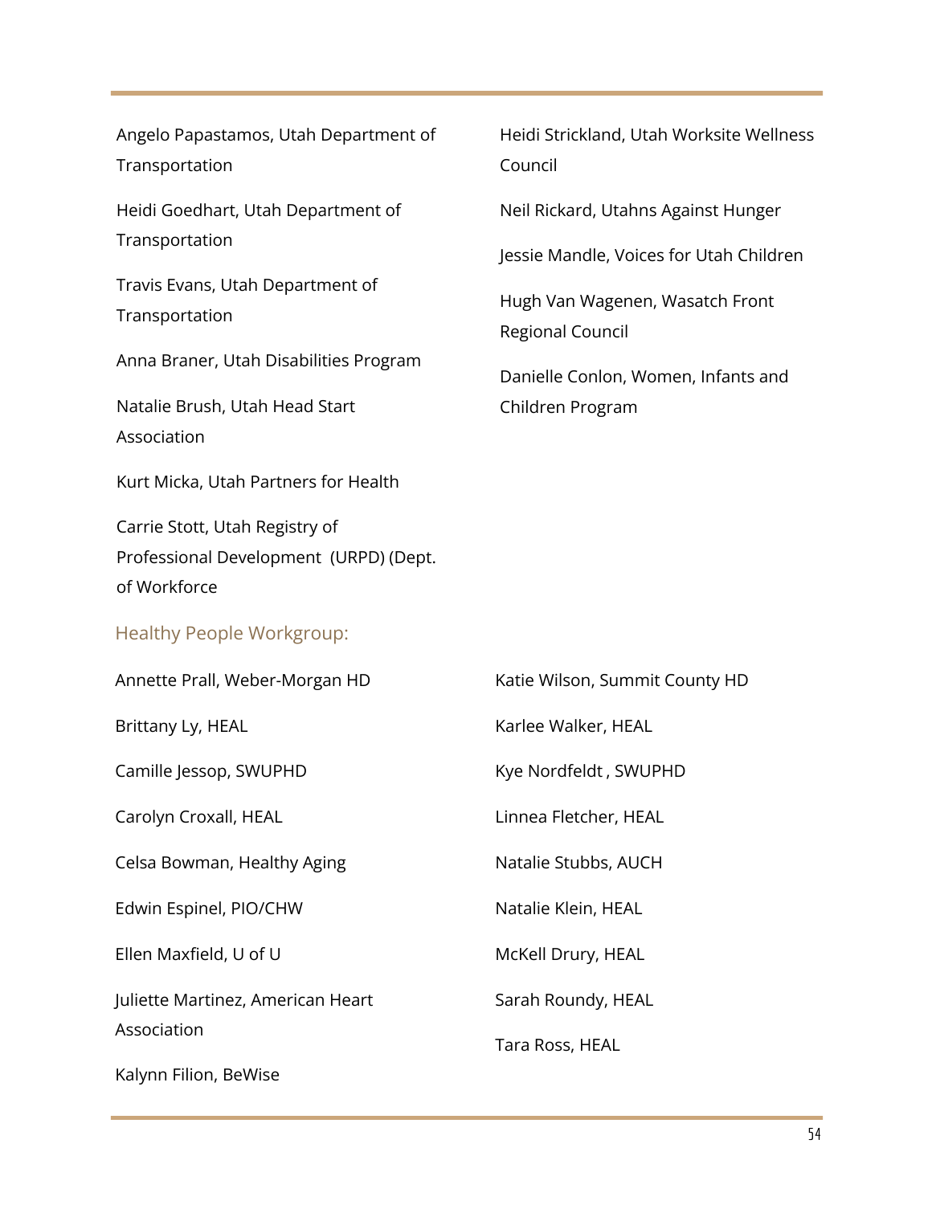Angelo Papastamos, Utah Department of Transportation

Heidi Goedhart, Utah Department of Transportation

Travis Evans, Utah Department of Transportation

Anna Braner, Utah Disabilities Program

Natalie Brush, Utah Head Start Association

Kurt Micka, Utah Partners for Health

Carrie Stott, Utah Registry of Professional Development (URPD) (Dept. of Workforce

Heidi Strickland, Utah Worksite Wellness Council

Neil Rickard, Utahns Against Hunger

Jessie Mandle, Voices for Utah Children

Hugh Van Wagenen, Wasatch Front Regional Council

Danielle Conlon, Women, Infants and Children Program

### Healthy People Workgroup:

Annette Prall, Weber-Morgan HD

Brittany Ly, HEAL

Camille Jessop, SWUPHD

Carolyn Croxall, HEAL

Celsa Bowman, Healthy Aging

Edwin Espinel, PIO/CHW

Ellen Maxfield, U of U

Juliette Martinez, American Heart Association

Kalynn Filion, BeWise

Katie Wilson, Summit County HD

Karlee Walker, HEAL

Kye Nordfeldt , SWUPHD

Linnea Fletcher, HEAL

Natalie Stubbs, AUCH

Natalie Klein, HEAL

McKell Drury, HEAL

Sarah Roundy, HEAL

Tara Ross, HEAL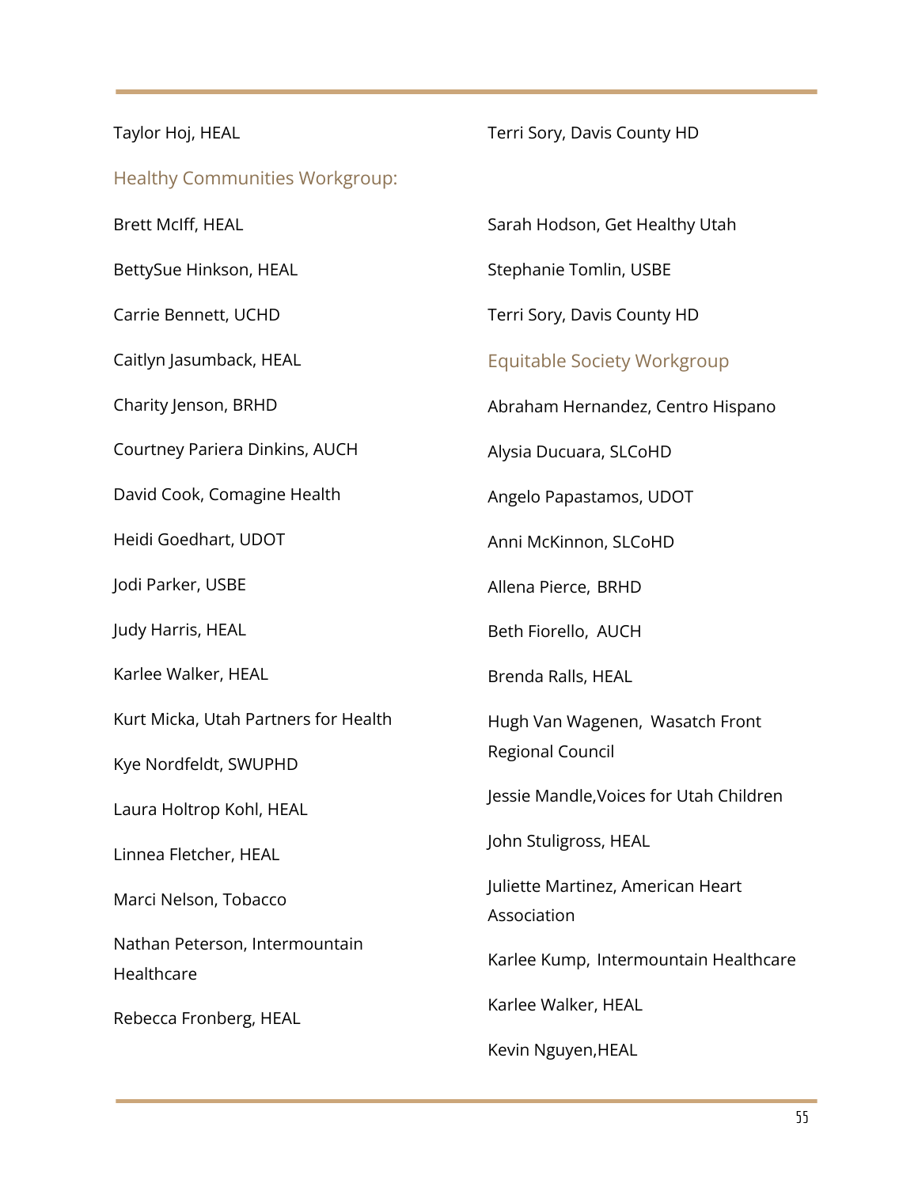Taylor Hoj, HEAL

Terri Sory, Davis County HD

### Healthy Communities Workgroup:

Brett McIff, HEAL

BettySue Hinkson, HEAL

Carrie Bennett, UCHD

Caitlyn Jasumback, HEAL

Charity Jenson, BRHD

Courtney Pariera Dinkins, AUCH

David Cook, Comagine Health

Heidi Goedhart, UDOT

Jodi Parker, USBE

Judy Harris, HEAL

Karlee Walker, HEAL

Kurt Micka, Utah Partners for Health

Kye Nordfeldt, SWUPHD

Laura Holtrop Kohl, HEAL

Linnea Fletcher, HEAL

Marci Nelson, Tobacco

Nathan Peterson, Intermountain Healthcare

Rebecca Fronberg, HEAL

Sarah Hodson, Get Healthy Utah

Stephanie Tomlin, USBE

Terri Sory, Davis County HD

### Equitable Society Workgroup

Abraham Hernandez, Centro Hispano

Alysia Ducuara, SLCoHD

Angelo Papastamos, UDOT

Anni McKinnon, SLCoHD

Allena Pierce, BRHD

Beth Fiorello, AUCH

Brenda Ralls, HEAL

Hugh Van Wagenen, Wasatch Front Regional Council

Jessie Mandle,Voices for Utah Children

John Stuligross, HEAL

Juliette Martinez, American Heart Association

Karlee Kump, Intermountain Healthcare

Karlee Walker, HEAL

Kevin Nguyen,HEAL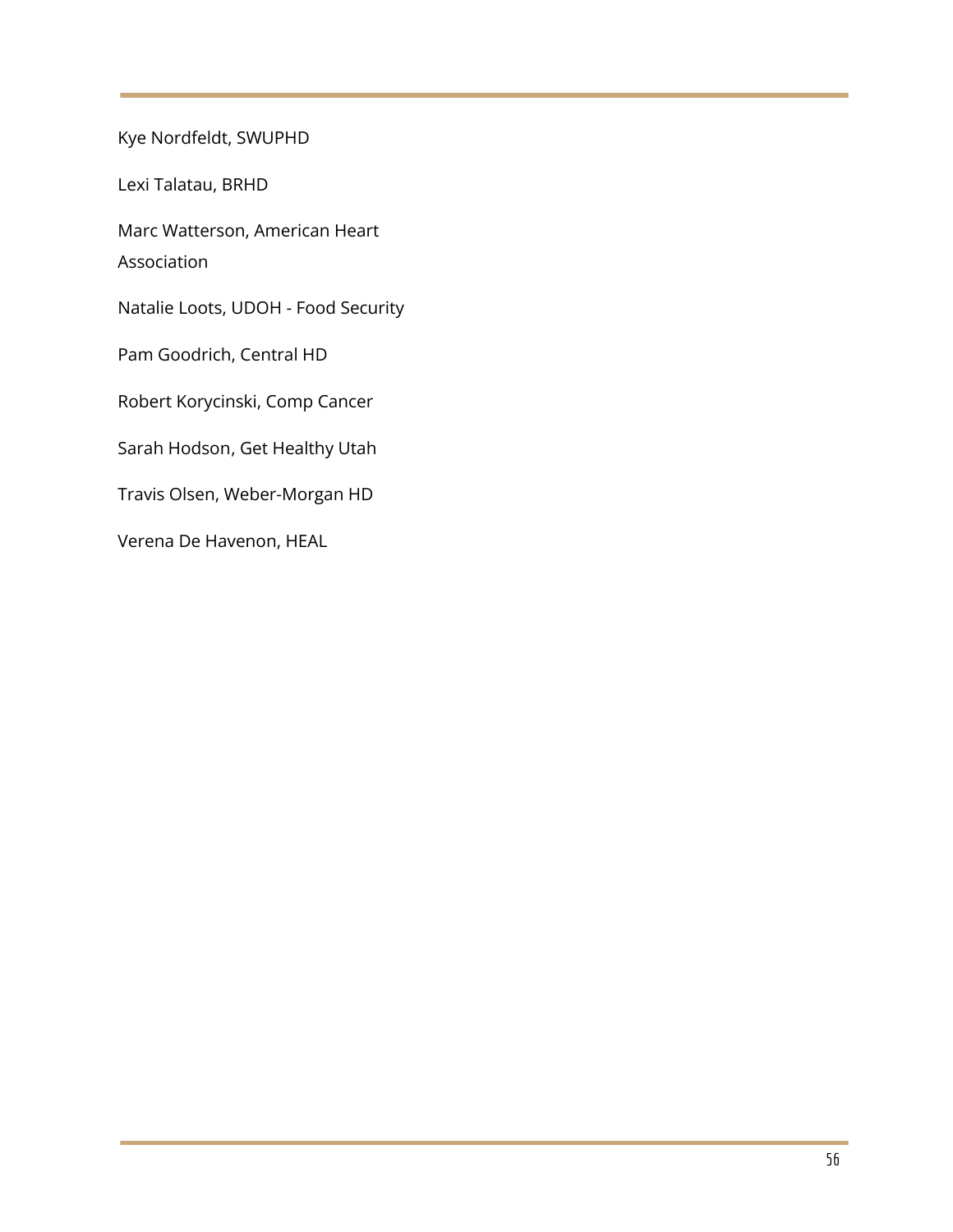Kye Nordfeldt, SWUPHD

Lexi Talatau, BRHD

Marc Watterson, American Heart Association

Natalie Loots, UDOH - Food Security

Pam Goodrich, Central HD

Robert Korycinski, Comp Cancer

Sarah Hodson, Get Healthy Utah

Travis Olsen, Weber-Morgan HD

Verena De Havenon, HEAL